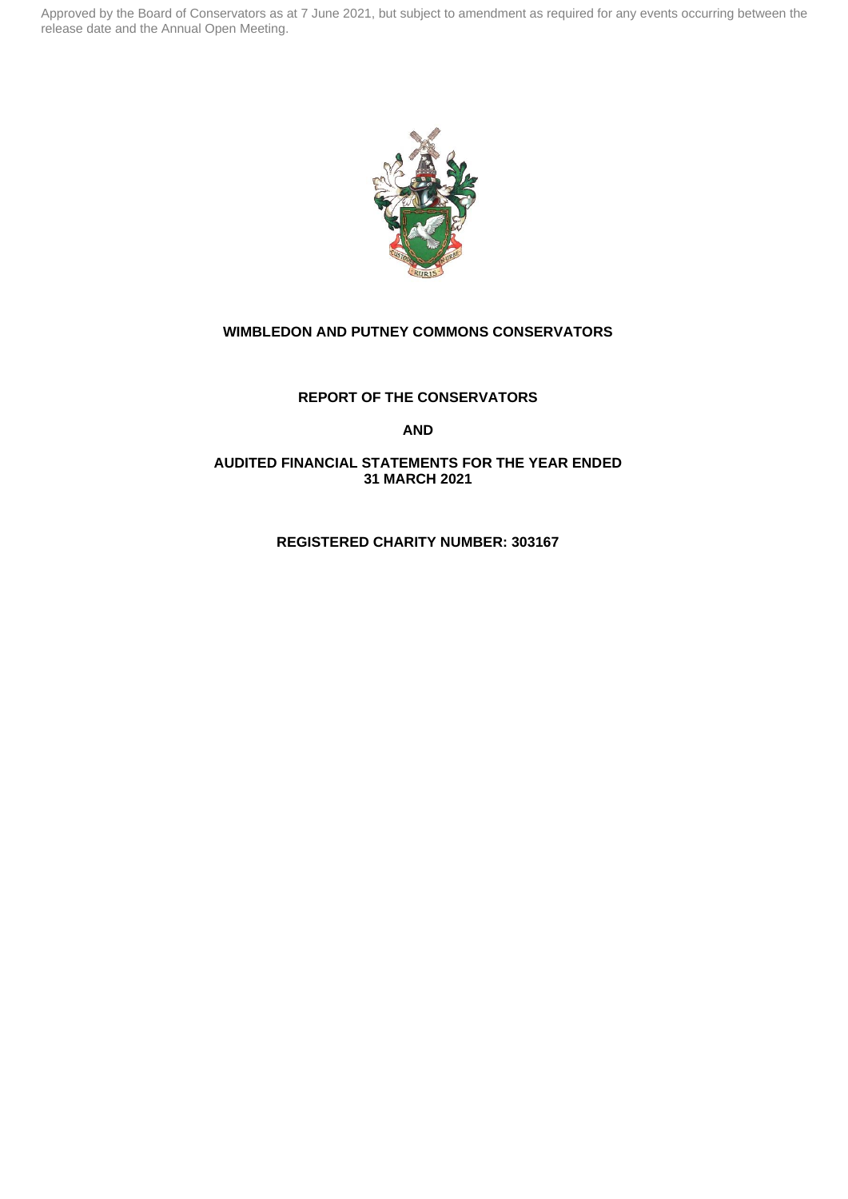Approved by the Board of Conservators as at 7 June 2021, but subject to amendment as required for any events occurring between the release date and the Annual Open Meeting.

# WIMBLEDON AND PUTNEY COMMONS CONSERVATORS

## REPORT OF THE CONSERVATORS

## AND

## AUDITED FINANCIAL STATEMENTS FOR THE YEAR ENDED 31 MARCH 2021

**REGISTERED CHARITY NUMBER: 303167**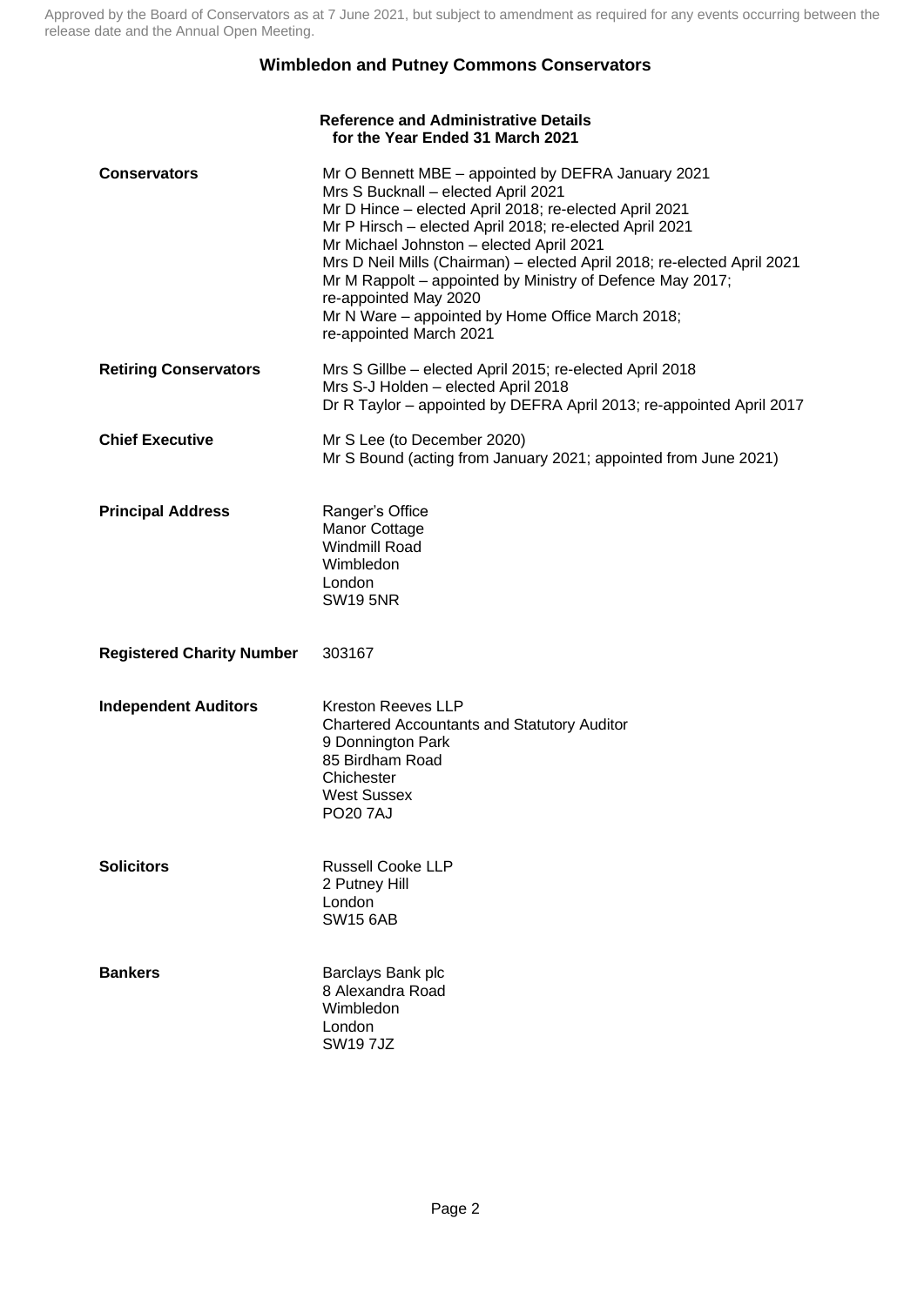Approved by the Board of Conservators as at 7 June 2021, but subject to amendment as required for any events occurring between the release date and the Annual Open Meeting.

## Wimbledon and Putney Commons Conservators

### Reference and Administrative Details for the Year Ended 31 March 2021

| | |
|---|---|
| **Conservators** | Mr O Bennett MBE – appointed by DEFRA January 2021<br>Mrs S Bucknall – elected April 2021<br>Mr D Hince – elected April 2018; re-elected April 2021<br>Mr P Hirsch – elected April 2018; re-elected April 2021<br>Mr Michael Johnston – elected April 2021<br>Mrs D Neil Mills (Chairman) – elected April 2018; re-elected April 2021<br>Mr M Rappolt – appointed by Ministry of Defence May 2017; re-appointed May 2020<br>Mr N Ware – appointed by Home Office March 2018; re-appointed March 2021 |
| **Retiring Conservators** | Mrs S Gillbe – elected April 2015; re-elected April 2018<br>Mrs S-J Holden – elected April 2018<br>Dr R Taylor – appointed by DEFRA April 2013; re-appointed April 2017 |
| **Chief Executive** | Mr S Lee (to December 2020)<br>Mr S Bound (acting from January 2021; appointed from June 2021) |
| **Principal Address** | Ranger's Office<br>Manor Cottage<br>Windmill Road<br>Wimbledon<br>London<br>SW19 5NR |
| **Registered Charity Number** | 303167 |
| **Independent Auditors** | Kreston Reeves LLP<br>Chartered Accountants and Statutory Auditor<br>9 Donnington Park<br>85 Birdham Road<br>Chichester<br>West Sussex<br>PO20 7AJ |
| **Solicitors** | Russell Cooke LLP<br>2 Putney Hill<br>London<br>SW15 6AB |
| **Bankers** | Barclays Bank plc<br>8 Alexandra Road<br>Wimbledon<br>London<br>SW19 7JZ |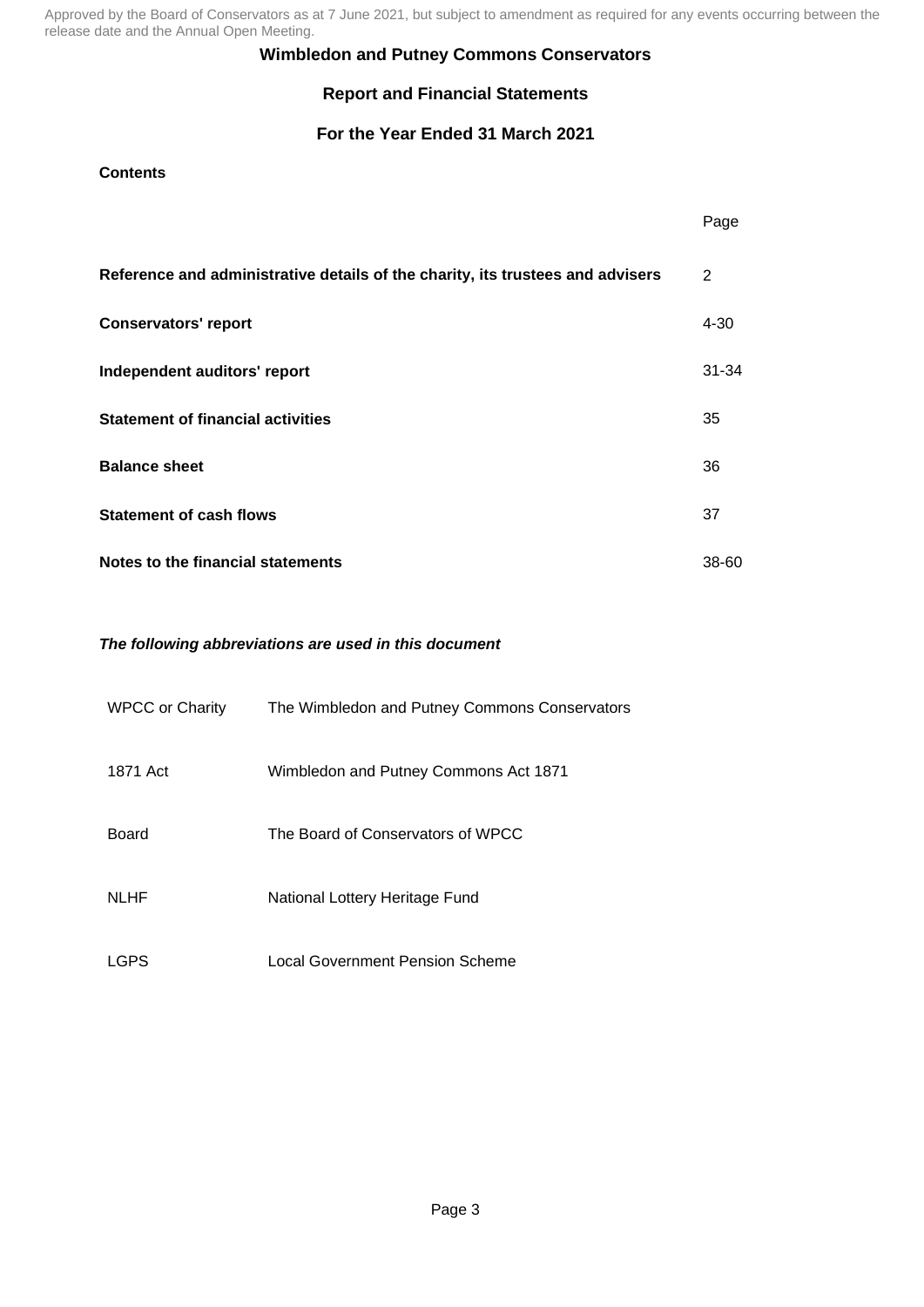Approved by the Board of Conservators as at 7 June 2021, but subject to amendment as required for any events occurring between the release date and the Annual Open Meeting.

# Wimbledon and Putney Commons Conservators

## Report and Financial Statements

## For the Year Ended 31 March 2021

**Contents**

| | Page |
|---|---|
| **Reference and administrative details of the charity, its trustees and advisers** | 2 |
| **Conservators' report** | 4-30 |
| **Independent auditors' report** | 31-34 |
| **Statement of financial activities** | 35 |
| **Balance sheet** | 36 |
| **Statement of cash flows** | 37 |
| **Notes to the financial statements** | 38-60 |

***The following abbreviations are used in this document***

| | |
|---|---|
| WPCC or Charity | The Wimbledon and Putney Commons Conservators |
| 1871 Act | Wimbledon and Putney Commons Act 1871 |
| Board | The Board of Conservators of WPCC |
| NLHF | National Lottery Heritage Fund |
| LGPS | Local Government Pension Scheme |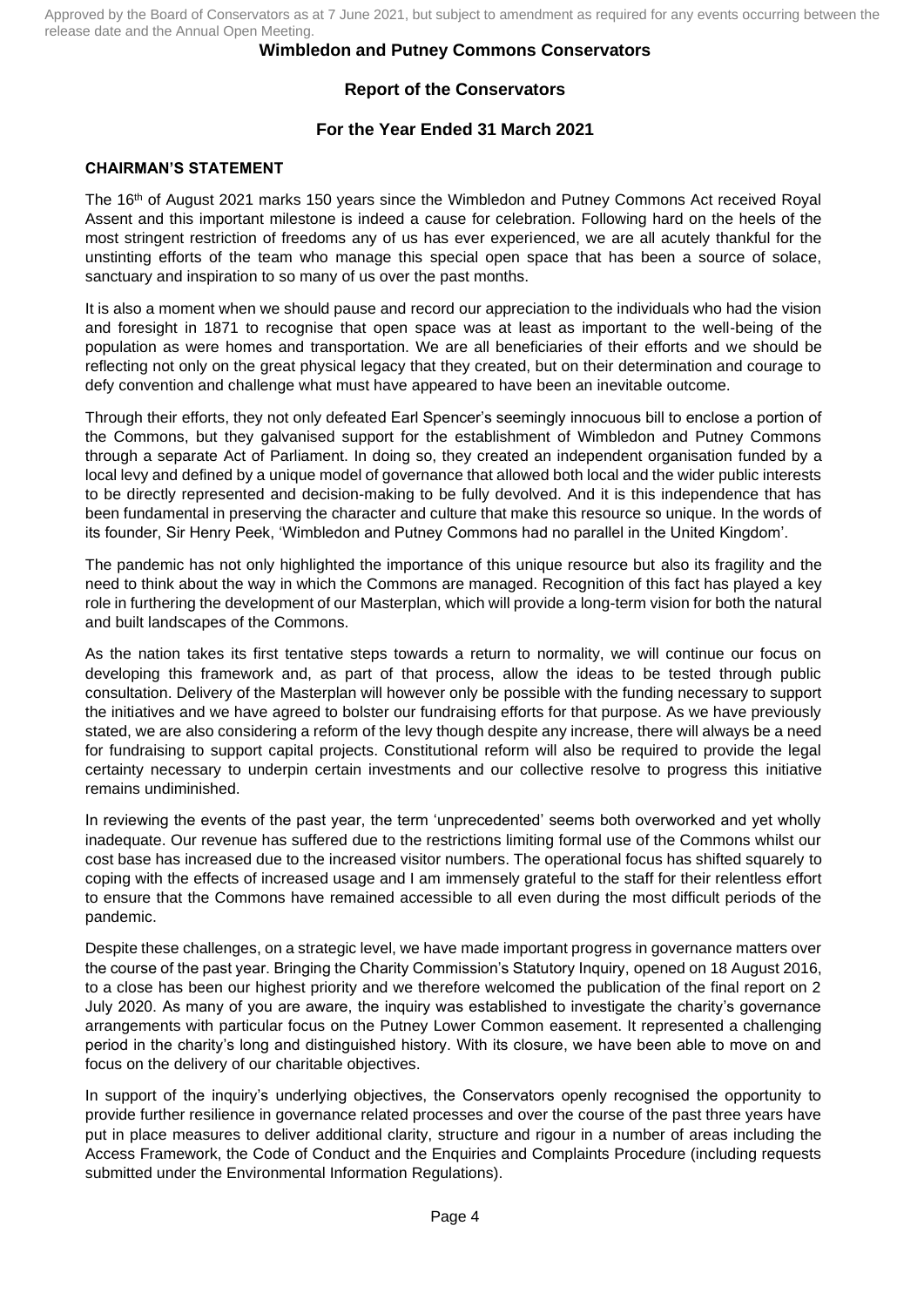Approved by the Board of Conservators as at 7 June 2021, but subject to amendment as required for any events occurring between the release date and the Annual Open Meeting.

**Wimbledon and Putney Commons Conservators**

**Report of the Conservators**

**For the Year Ended 31 March 2021**

**CHAIRMAN'S STATEMENT**

The 16th of August 2021 marks 150 years since the Wimbledon and Putney Commons Act received Royal Assent and this important milestone is indeed a cause for celebration. Following hard on the heels of the most stringent restriction of freedoms any of us has ever experienced, we are all acutely thankful for the unstinting efforts of the team who manage this special open space that has been a source of solace, sanctuary and inspiration to so many of us over the past months.

It is also a moment when we should pause and record our appreciation to the individuals who had the vision and foresight in 1871 to recognise that open space was at least as important to the well-being of the population as were homes and transportation. We are all beneficiaries of their efforts and we should be reflecting not only on the great physical legacy that they created, but on their determination and courage to defy convention and challenge what must have appeared to have been an inevitable outcome.

Through their efforts, they not only defeated Earl Spencer's seemingly innocuous bill to enclose a portion of the Commons, but they galvanised support for the establishment of Wimbledon and Putney Commons through a separate Act of Parliament. In doing so, they created an independent organisation funded by a local levy and defined by a unique model of governance that allowed both local and the wider public interests to be directly represented and decision-making to be fully devolved. And it is this independence that has been fundamental in preserving the character and culture that make this resource so unique. In the words of its founder, Sir Henry Peek, 'Wimbledon and Putney Commons had no parallel in the United Kingdom'.

The pandemic has not only highlighted the importance of this unique resource but also its fragility and the need to think about the way in which the Commons are managed. Recognition of this fact has played a key role in furthering the development of our Masterplan, which will provide a long-term vision for both the natural and built landscapes of the Commons.

As the nation takes its first tentative steps towards a return to normality, we will continue our focus on developing this framework and, as part of that process, allow the ideas to be tested through public consultation. Delivery of the Masterplan will however only be possible with the funding necessary to support the initiatives and we have agreed to bolster our fundraising efforts for that purpose. As we have previously stated, we are also considering a reform of the levy though despite any increase, there will always be a need for fundraising to support capital projects. Constitutional reform will also be required to provide the legal certainty necessary to underpin certain investments and our collective resolve to progress this initiative remains undiminished.

In reviewing the events of the past year, the term 'unprecedented' seems both overworked and yet wholly inadequate. Our revenue has suffered due to the restrictions limiting formal use of the Commons whilst our cost base has increased due to the increased visitor numbers. The operational focus has shifted squarely to coping with the effects of increased usage and I am immensely grateful to the staff for their relentless effort to ensure that the Commons have remained accessible to all even during the most difficult periods of the pandemic.

Despite these challenges, on a strategic level, we have made important progress in governance matters over the course of the past year. Bringing the Charity Commission's Statutory Inquiry, opened on 18 August 2016, to a close has been our highest priority and we therefore welcomed the publication of the final report on 2 July 2020. As many of you are aware, the inquiry was established to investigate the charity's governance arrangements with particular focus on the Putney Lower Common easement. It represented a challenging period in the charity's long and distinguished history. With its closure, we have been able to move on and focus on the delivery of our charitable objectives.

In support of the inquiry's underlying objectives, the Conservators openly recognised the opportunity to provide further resilience in governance related processes and over the course of the past three years have put in place measures to deliver additional clarity, structure and rigour in a number of areas including the Access Framework, the Code of Conduct and the Enquiries and Complaints Procedure (including requests submitted under the Environmental Information Regulations).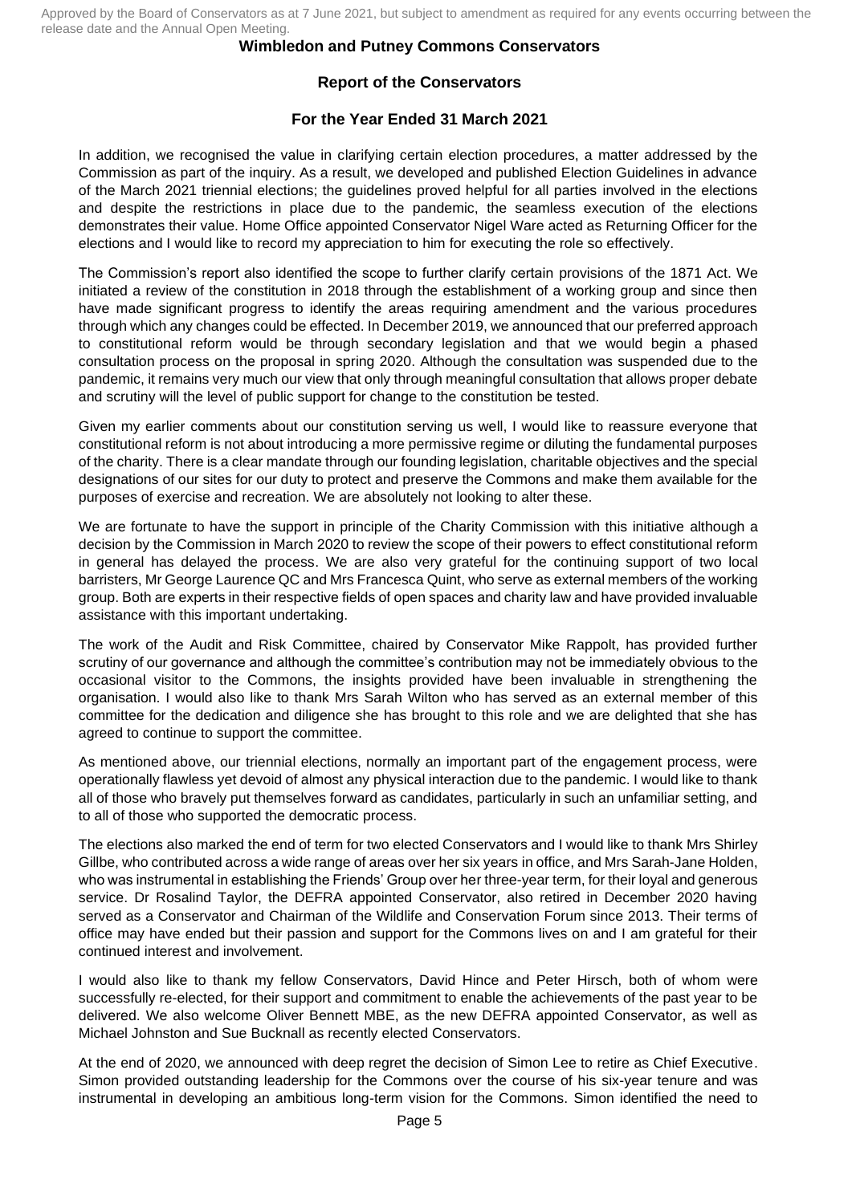In addition, we recognised the value in clarifying certain election procedures, a matter addressed by the Commission as part of the inquiry. As a result, we developed and published Election Guidelines in advance of the March 2021 triennial elections; the guidelines proved helpful for all parties involved in the elections and despite the restrictions in place due to the pandemic, the seamless execution of the elections demonstrates their value. Home Office appointed Conservator Nigel Ware acted as Returning Officer for the elections and I would like to record my appreciation to him for executing the role so effectively.

The Commission's report also identified the scope to further clarify certain provisions of the 1871 Act. We initiated a review of the constitution in 2018 through the establishment of a working group and since then have made significant progress to identify the areas requiring amendment and the various procedures through which any changes could be effected. In December 2019, we announced that our preferred approach to constitutional reform would be through secondary legislation and that we would begin a phased consultation process on the proposal in spring 2020. Although the consultation was suspended due to the pandemic, it remains very much our view that only through meaningful consultation that allows proper debate and scrutiny will the level of public support for change to the constitution be tested.

Given my earlier comments about our constitution serving us well, I would like to reassure everyone that constitutional reform is not about introducing a more permissive regime or diluting the fundamental purposes of the charity. There is a clear mandate through our founding legislation, charitable objectives and the special designations of our sites for our duty to protect and preserve the Commons and make them available for the purposes of exercise and recreation. We are absolutely not looking to alter these.

We are fortunate to have the support in principle of the Charity Commission with this initiative although a decision by the Commission in March 2020 to review the scope of their powers to effect constitutional reform in general has delayed the process. We are also very grateful for the continuing support of two local barristers, Mr George Laurence QC and Mrs Francesca Quint, who serve as external members of the working group. Both are experts in their respective fields of open spaces and charity law and have provided invaluable assistance with this important undertaking.

The work of the Audit and Risk Committee, chaired by Conservator Mike Rappolt, has provided further scrutiny of our governance and although the committee's contribution may not be immediately obvious to the occasional visitor to the Commons, the insights provided have been invaluable in strengthening the organisation. I would also like to thank Mrs Sarah Wilton who has served as an external member of this committee for the dedication and diligence she has brought to this role and we are delighted that she has agreed to continue to support the committee.

As mentioned above, our triennial elections, normally an important part of the engagement process, were operationally flawless yet devoid of almost any physical interaction due to the pandemic. I would like to thank all of those who bravely put themselves forward as candidates, particularly in such an unfamiliar setting, and to all of those who supported the democratic process.

The elections also marked the end of term for two elected Conservators and I would like to thank Mrs Shirley Gillbe, who contributed across a wide range of areas over her six years in office, and Mrs Sarah-Jane Holden, who was instrumental in establishing the Friends' Group over her three-year term, for their loyal and generous service. Dr Rosalind Taylor, the DEFRA appointed Conservator, also retired in December 2020 having served as a Conservator and Chairman of the Wildlife and Conservation Forum since 2013. Their terms of office may have ended but their passion and support for the Commons lives on and I am grateful for their continued interest and involvement.

I would also like to thank my fellow Conservators, David Hince and Peter Hirsch, both of whom were successfully re-elected, for their support and commitment to enable the achievements of the past year to be delivered. We also welcome Oliver Bennett MBE, as the new DEFRA appointed Conservator, as well as Michael Johnston and Sue Bucknall as recently elected Conservators.

At the end of 2020, we announced with deep regret the decision of Simon Lee to retire as Chief Executive. Simon provided outstanding leadership for the Commons over the course of his six-year tenure and was instrumental in developing an ambitious long-term vision for the Commons. Simon identified the need to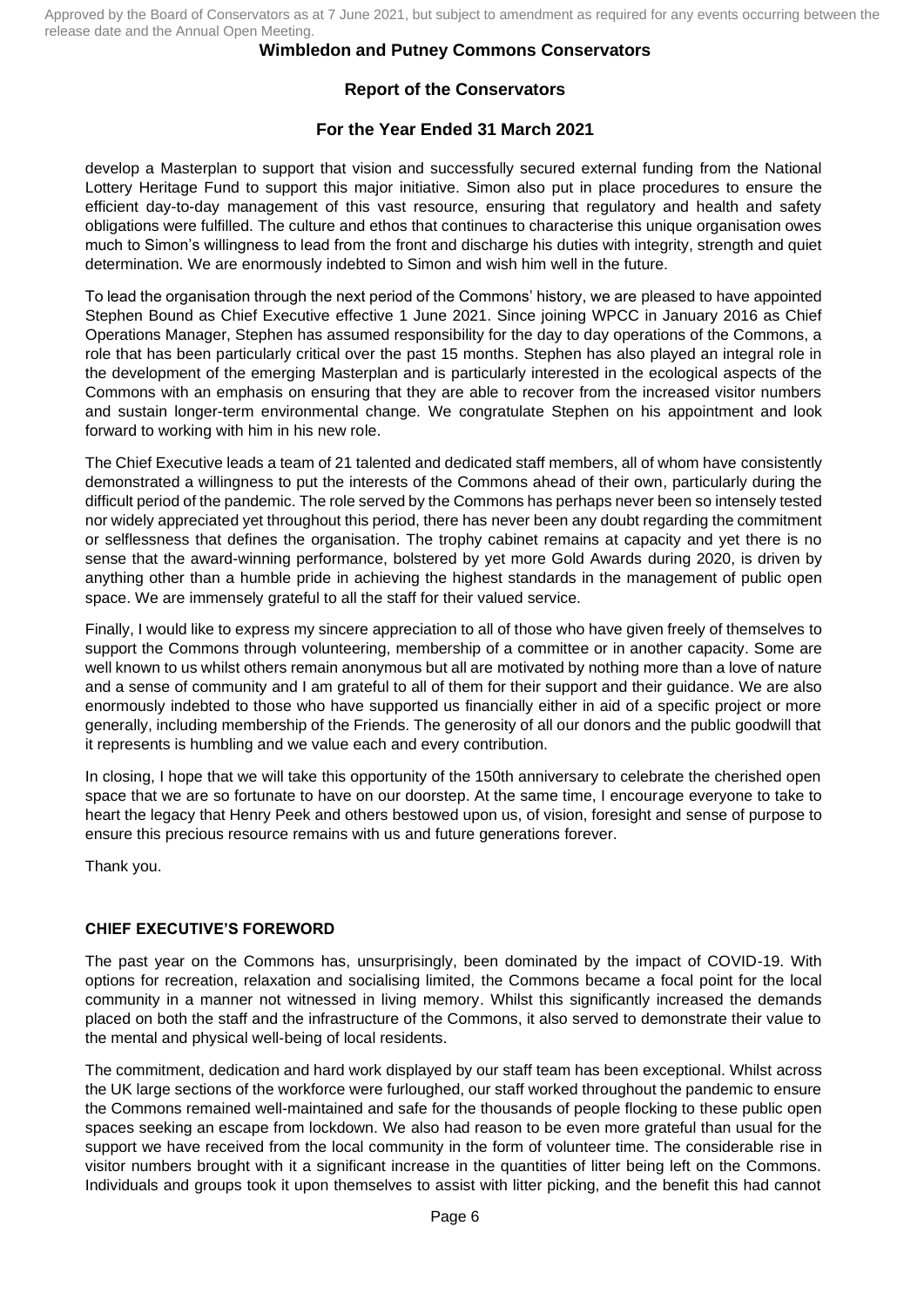develop a Masterplan to support that vision and successfully secured external funding from the National Lottery Heritage Fund to support this major initiative. Simon also put in place procedures to ensure the efficient day-to-day management of this vast resource, ensuring that regulatory and health and safety obligations were fulfilled. The culture and ethos that continues to characterise this unique organisation owes much to Simon's willingness to lead from the front and discharge his duties with integrity, strength and quiet determination. We are enormously indebted to Simon and wish him well in the future.

To lead the organisation through the next period of the Commons' history, we are pleased to have appointed Stephen Bound as Chief Executive effective 1 June 2021. Since joining WPCC in January 2016 as Chief Operations Manager, Stephen has assumed responsibility for the day to day operations of the Commons, a role that has been particularly critical over the past 15 months. Stephen has also played an integral role in the development of the emerging Masterplan and is particularly interested in the ecological aspects of the Commons with an emphasis on ensuring that they are able to recover from the increased visitor numbers and sustain longer-term environmental change. We congratulate Stephen on his appointment and look forward to working with him in his new role.

The Chief Executive leads a team of 21 talented and dedicated staff members, all of whom have consistently demonstrated a willingness to put the interests of the Commons ahead of their own, particularly during the difficult period of the pandemic. The role served by the Commons has perhaps never been so intensely tested nor widely appreciated yet throughout this period, there has never been any doubt regarding the commitment or selflessness that defines the organisation. The trophy cabinet remains at capacity and yet there is no sense that the award-winning performance, bolstered by yet more Gold Awards during 2020, is driven by anything other than a humble pride in achieving the highest standards in the management of public open space. We are immensely grateful to all the staff for their valued service.

Finally, I would like to express my sincere appreciation to all of those who have given freely of themselves to support the Commons through volunteering, membership of a committee or in another capacity. Some are well known to us whilst others remain anonymous but all are motivated by nothing more than a love of nature and a sense of community and I am grateful to all of them for their support and their guidance. We are also enormously indebted to those who have supported us financially either in aid of a specific project or more generally, including membership of the Friends. The generosity of all our donors and the public goodwill that it represents is humbling and we value each and every contribution.

In closing, I hope that we will take this opportunity of the 150th anniversary to celebrate the cherished open space that we are so fortunate to have on our doorstep. At the same time, I encourage everyone to take to heart the legacy that Henry Peek and others bestowed upon us, of vision, foresight and sense of purpose to ensure this precious resource remains with us and future generations forever.

Thank you.

## CHIEF EXECUTIVE'S FOREWORD

The past year on the Commons has, unsurprisingly, been dominated by the impact of COVID-19. With options for recreation, relaxation and socialising limited, the Commons became a focal point for the local community in a manner not witnessed in living memory. Whilst this significantly increased the demands placed on both the staff and the infrastructure of the Commons, it also served to demonstrate their value to the mental and physical well-being of local residents.

The commitment, dedication and hard work displayed by our staff team has been exceptional. Whilst across the UK large sections of the workforce were furloughed, our staff worked throughout the pandemic to ensure the Commons remained well-maintained and safe for the thousands of people flocking to these public open spaces seeking an escape from lockdown. We also had reason to be even more grateful than usual for the support we have received from the local community in the form of volunteer time. The considerable rise in visitor numbers brought with it a significant increase in the quantities of litter being left on the Commons. Individuals and groups took it upon themselves to assist with litter picking, and the benefit this had cannot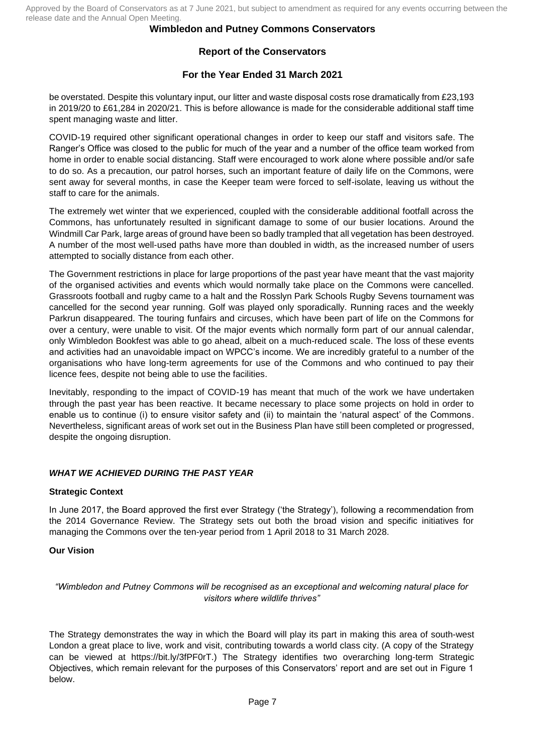be overstated. Despite this voluntary input, our litter and waste disposal costs rose dramatically from £23,193 in 2019/20 to £61,284 in 2020/21. This is before allowance is made for the considerable additional staff time spent managing waste and litter.

COVID-19 required other significant operational changes in order to keep our staff and visitors safe. The Ranger's Office was closed to the public for much of the year and a number of the office team worked from home in order to enable social distancing. Staff were encouraged to work alone where possible and/or safe to do so. As a precaution, our patrol horses, such an important feature of daily life on the Commons, were sent away for several months, in case the Keeper team were forced to self-isolate, leaving us without the staff to care for the animals.

The extremely wet winter that we experienced, coupled with the considerable additional footfall across the Commons, has unfortunately resulted in significant damage to some of our busier locations. Around the Windmill Car Park, large areas of ground have been so badly trampled that all vegetation has been destroyed. A number of the most well-used paths have more than doubled in width, as the increased number of users attempted to socially distance from each other.

The Government restrictions in place for large proportions of the past year have meant that the vast majority of the organised activities and events which would normally take place on the Commons were cancelled. Grassroots football and rugby came to a halt and the Rosslyn Park Schools Rugby Sevens tournament was cancelled for the second year running. Golf was played only sporadically. Running races and the weekly Parkrun disappeared. The touring funfairs and circuses, which have been part of life on the Commons for over a century, were unable to visit. Of the major events which normally form part of our annual calendar, only Wimbledon Bookfest was able to go ahead, albeit on a much-reduced scale. The loss of these events and activities had an unavoidable impact on WPCC's income. We are incredibly grateful to a number of the organisations who have long-term agreements for use of the Commons and who continued to pay their licence fees, despite not being able to use the facilities.

Inevitably, responding to the impact of COVID-19 has meant that much of the work we have undertaken through the past year has been reactive. It became necessary to place some projects on hold in order to enable us to continue (i) to ensure visitor safety and (ii) to maintain the 'natural aspect' of the Commons. Nevertheless, significant areas of work set out in the Business Plan have still been completed or progressed, despite the ongoing disruption.

### *WHAT WE ACHIEVED DURING THE PAST YEAR*

#### Strategic Context

In June 2017, the Board approved the first ever Strategy ('the Strategy'), following a recommendation from the 2014 Governance Review. The Strategy sets out both the broad vision and specific initiatives for managing the Commons over the ten-year period from 1 April 2018 to 31 March 2028.

#### Our Vision

*"Wimbledon and Putney Commons will be recognised as an exceptional and welcoming natural place for visitors where wildlife thrives"*

The Strategy demonstrates the way in which the Board will play its part in making this area of south-west London a great place to live, work and visit, contributing towards a world class city. (A copy of the Strategy can be viewed at https://bit.ly/3fPF0rT.) The Strategy identifies two overarching long-term Strategic Objectives, which remain relevant for the purposes of this Conservators' report and are set out in Figure 1 below.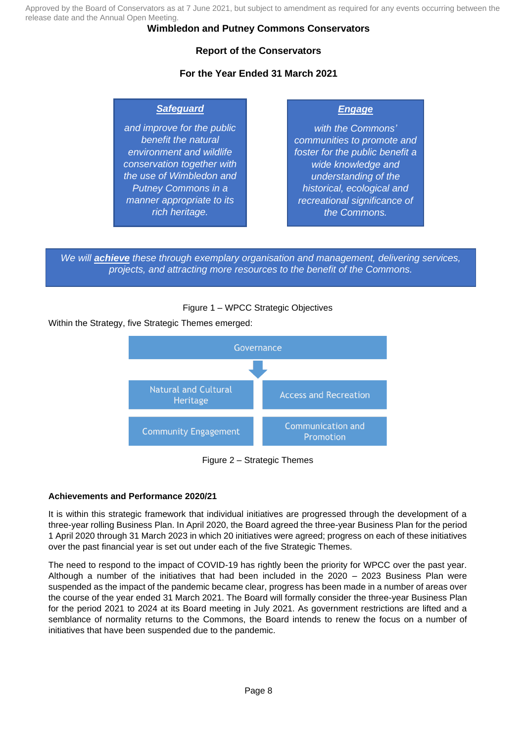Approved by the Board of Conservators as at 7 June 2021, but subject to amendment as required for any events occurring between the release date and the Annual Open Meeting.

**Wimbledon and Putney Commons Conservators**

**Report of the Conservators**

**For the Year Ended 31 March 2021**

***Safeguard***

*and improve for the public benefit the natural environment and wildlife conservation together with the use of Wimbledon and Putney Commons in a manner appropriate to its rich heritage.*

***Engage***

*with the Commons' communities to promote and foster for the public benefit a wide knowledge and understanding of the historical, ecological and recreational significance of the Commons.*

*We will **achieve** these through exemplary organisation and management, delivering services, projects, and attracting more resources to the benefit of the Commons.*

Figure 1 – WPCC Strategic Objectives

Within the Strategy, five Strategic Themes emerged:

Governance

Natural and Cultural Heritage

Access and Recreation

Community Engagement

Communication and Promotion

Figure 2 – Strategic Themes

**Achievements and Performance 2020/21**

It is within this strategic framework that individual initiatives are progressed through the development of a three-year rolling Business Plan. In April 2020, the Board agreed the three-year Business Plan for the period 1 April 2020 through 31 March 2023 in which 20 initiatives were agreed; progress on each of these initiatives over the past financial year is set out under each of the five Strategic Themes.

The need to respond to the impact of COVID-19 has rightly been the priority for WPCC over the past year. Although a number of the initiatives that had been included in the 2020 – 2023 Business Plan were suspended as the impact of the pandemic became clear, progress has been made in a number of areas over the course of the year ended 31 March 2021. The Board will formally consider the three-year Business Plan for the period 2021 to 2024 at its Board meeting in July 2021. As government restrictions are lifted and a semblance of normality returns to the Commons, the Board intends to renew the focus on a number of initiatives that have been suspended due to the pandemic.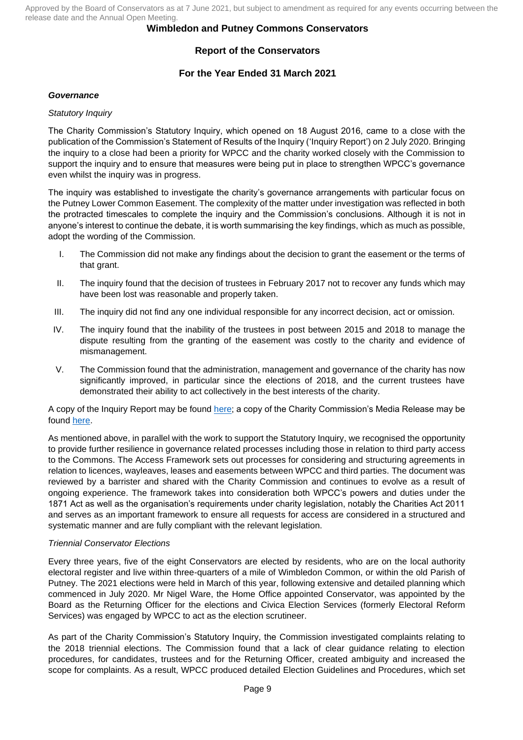Approved by the Board of Conservators as at 7 June 2021, but subject to amendment as required for any events occurring between the release date and the Annual Open Meeting.

**Wimbledon and Putney Commons Conservators**

**Report of the Conservators**

**For the Year Ended 31 March 2021**

***Governance***

*Statutory Inquiry*

The Charity Commission's Statutory Inquiry, which opened on 18 August 2016, came to a close with the publication of the Commission's Statement of Results of the Inquiry ('Inquiry Report') on 2 July 2020. Bringing the inquiry to a close had been a priority for WPCC and the charity worked closely with the Commission to support the inquiry and to ensure that measures were being put in place to strengthen WPCC's governance even whilst the inquiry was in progress.

The inquiry was established to investigate the charity's governance arrangements with particular focus on the Putney Lower Common Easement. The complexity of the matter under investigation was reflected in both the protracted timescales to complete the inquiry and the Commission's conclusions. Although it is not in anyone's interest to continue the debate, it is worth summarising the key findings, which as much as possible, adopt the wording of the Commission.

I. The Commission did not make any findings about the decision to grant the easement or the terms of that grant.

II. The inquiry found that the decision of trustees in February 2017 not to recover any funds which may have been lost was reasonable and properly taken.

III. The inquiry did not find any one individual responsible for any incorrect decision, act or omission.

IV. The inquiry found that the inability of the trustees in post between 2015 and 2018 to manage the dispute resulting from the granting of the easement was costly to the charity and evidence of mismanagement.

V. The Commission found that the administration, management and governance of the charity has now significantly improved, in particular since the elections of 2018, and the current trustees have demonstrated their ability to act collectively in the best interests of the charity.

A copy of the Inquiry Report may be found here; a copy of the Charity Commission's Media Release may be found here.

As mentioned above, in parallel with the work to support the Statutory Inquiry, we recognised the opportunity to provide further resilience in governance related processes including those in relation to third party access to the Commons. The Access Framework sets out processes for considering and structuring agreements in relation to licences, wayleaves, leases and easements between WPCC and third parties. The document was reviewed by a barrister and shared with the Charity Commission and continues to evolve as a result of ongoing experience. The framework takes into consideration both WPCC's powers and duties under the 1871 Act as well as the organisation's requirements under charity legislation, notably the Charities Act 2011 and serves as an important framework to ensure all requests for access are considered in a structured and systematic manner and are fully compliant with the relevant legislation.

*Triennial Conservator Elections*

Every three years, five of the eight Conservators are elected by residents, who are on the local authority electoral register and live within three-quarters of a mile of Wimbledon Common, or within the old Parish of Putney. The 2021 elections were held in March of this year, following extensive and detailed planning which commenced in July 2020. Mr Nigel Ware, the Home Office appointed Conservator, was appointed by the Board as the Returning Officer for the elections and Civica Election Services (formerly Electoral Reform Services) was engaged by WPCC to act as the election scrutineer.

As part of the Charity Commission's Statutory Inquiry, the Commission investigated complaints relating to the 2018 triennial elections. The Commission found that a lack of clear guidance relating to election procedures, for candidates, trustees and for the Returning Officer, created ambiguity and increased the scope for complaints. As a result, WPCC produced detailed Election Guidelines and Procedures, which set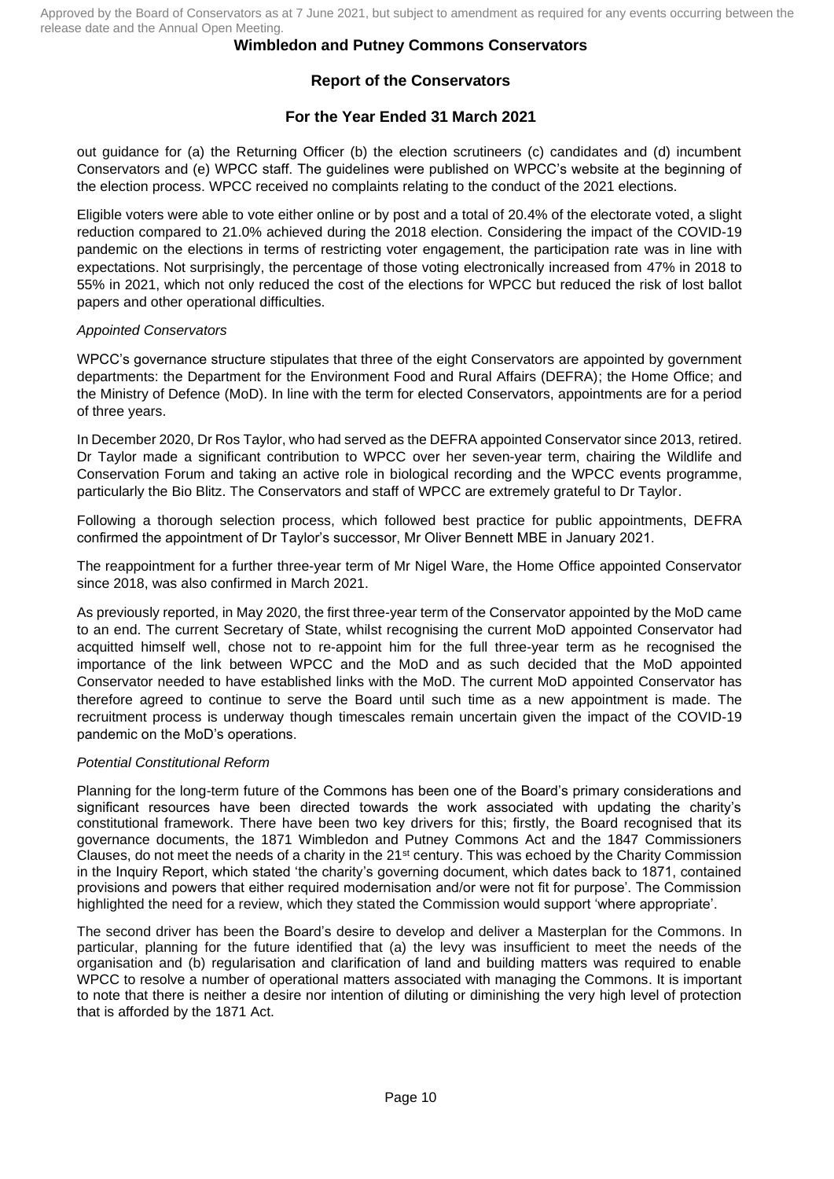out guidance for (a) the Returning Officer (b) the election scrutineers (c) candidates and (d) incumbent Conservators and (e) WPCC staff. The guidelines were published on WPCC's website at the beginning of the election process. WPCC received no complaints relating to the conduct of the 2021 elections.

Eligible voters were able to vote either online or by post and a total of 20.4% of the electorate voted, a slight reduction compared to 21.0% achieved during the 2018 election. Considering the impact of the COVID-19 pandemic on the elections in terms of restricting voter engagement, the participation rate was in line with expectations. Not surprisingly, the percentage of those voting electronically increased from 47% in 2018 to 55% in 2021, which not only reduced the cost of the elections for WPCC but reduced the risk of lost ballot papers and other operational difficulties.

*Appointed Conservators*

WPCC's governance structure stipulates that three of the eight Conservators are appointed by government departments: the Department for the Environment Food and Rural Affairs (DEFRA); the Home Office; and the Ministry of Defence (MoD). In line with the term for elected Conservators, appointments are for a period of three years.

In December 2020, Dr Ros Taylor, who had served as the DEFRA appointed Conservator since 2013, retired. Dr Taylor made a significant contribution to WPCC over her seven-year term, chairing the Wildlife and Conservation Forum and taking an active role in biological recording and the WPCC events programme, particularly the Bio Blitz. The Conservators and staff of WPCC are extremely grateful to Dr Taylor.

Following a thorough selection process, which followed best practice for public appointments, DEFRA confirmed the appointment of Dr Taylor's successor, Mr Oliver Bennett MBE in January 2021.

The reappointment for a further three-year term of Mr Nigel Ware, the Home Office appointed Conservator since 2018, was also confirmed in March 2021.

As previously reported, in May 2020, the first three-year term of the Conservator appointed by the MoD came to an end. The current Secretary of State, whilst recognising the current MoD appointed Conservator had acquitted himself well, chose not to re-appoint him for the full three-year term as he recognised the importance of the link between WPCC and the MoD and as such decided that the MoD appointed Conservator needed to have established links with the MoD. The current MoD appointed Conservator has therefore agreed to continue to serve the Board until such time as a new appointment is made. The recruitment process is underway though timescales remain uncertain given the impact of the COVID-19 pandemic on the MoD's operations.

*Potential Constitutional Reform*

Planning for the long-term future of the Commons has been one of the Board's primary considerations and significant resources have been directed towards the work associated with updating the charity's constitutional framework. There have been two key drivers for this; firstly, the Board recognised that its governance documents, the 1871 Wimbledon and Putney Commons Act and the 1847 Commissioners Clauses, do not meet the needs of a charity in the 21st century. This was echoed by the Charity Commission in the Inquiry Report, which stated 'the charity's governing document, which dates back to 1871, contained provisions and powers that either required modernisation and/or were not fit for purpose'. The Commission highlighted the need for a review, which they stated the Commission would support 'where appropriate'.

The second driver has been the Board's desire to develop and deliver a Masterplan for the Commons. In particular, planning for the future identified that (a) the levy was insufficient to meet the needs of the organisation and (b) regularisation and clarification of land and building matters was required to enable WPCC to resolve a number of operational matters associated with managing the Commons. It is important to note that there is neither a desire nor intention of diluting or diminishing the very high level of protection that is afforded by the 1871 Act.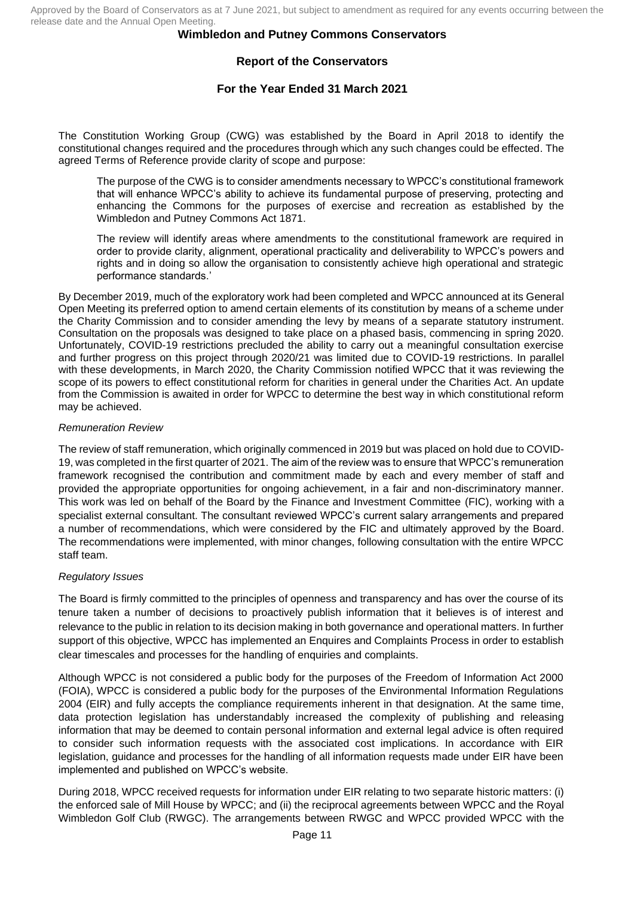The Constitution Working Group (CWG) was established by the Board in April 2018 to identify the constitutional changes required and the procedures through which any such changes could be effected. The agreed Terms of Reference provide clarity of scope and purpose:

> The purpose of the CWG is to consider amendments necessary to WPCC's constitutional framework that will enhance WPCC's ability to achieve its fundamental purpose of preserving, protecting and enhancing the Commons for the purposes of exercise and recreation as established by the Wimbledon and Putney Commons Act 1871.
>
> The review will identify areas where amendments to the constitutional framework are required in order to provide clarity, alignment, operational practicality and deliverability to WPCC's powers and rights and in doing so allow the organisation to consistently achieve high operational and strategic performance standards.'

By December 2019, much of the exploratory work had been completed and WPCC announced at its General Open Meeting its preferred option to amend certain elements of its constitution by means of a scheme under the Charity Commission and to consider amending the levy by means of a separate statutory instrument. Consultation on the proposals was designed to take place on a phased basis, commencing in spring 2020. Unfortunately, COVID-19 restrictions precluded the ability to carry out a meaningful consultation exercise and further progress on this project through 2020/21 was limited due to COVID-19 restrictions. In parallel with these developments, in March 2020, the Charity Commission notified WPCC that it was reviewing the scope of its powers to effect constitutional reform for charities in general under the Charities Act. An update from the Commission is awaited in order for WPCC to determine the best way in which constitutional reform may be achieved.

*Remuneration Review*

The review of staff remuneration, which originally commenced in 2019 but was placed on hold due to COVID-19, was completed in the first quarter of 2021. The aim of the review was to ensure that WPCC's remuneration framework recognised the contribution and commitment made by each and every member of staff and provided the appropriate opportunities for ongoing achievement, in a fair and non-discriminatory manner. This work was led on behalf of the Board by the Finance and Investment Committee (FIC), working with a specialist external consultant. The consultant reviewed WPCC's current salary arrangements and prepared a number of recommendations, which were considered by the FIC and ultimately approved by the Board. The recommendations were implemented, with minor changes, following consultation with the entire WPCC staff team.

*Regulatory Issues*

The Board is firmly committed to the principles of openness and transparency and has over the course of its tenure taken a number of decisions to proactively publish information that it believes is of interest and relevance to the public in relation to its decision making in both governance and operational matters. In further support of this objective, WPCC has implemented an Enquires and Complaints Process in order to establish clear timescales and processes for the handling of enquiries and complaints.

Although WPCC is not considered a public body for the purposes of the Freedom of Information Act 2000 (FOIA), WPCC is considered a public body for the purposes of the Environmental Information Regulations 2004 (EIR) and fully accepts the compliance requirements inherent in that designation. At the same time, data protection legislation has understandably increased the complexity of publishing and releasing information that may be deemed to contain personal information and external legal advice is often required to consider such information requests with the associated cost implications. In accordance with EIR legislation, guidance and processes for the handling of all information requests made under EIR have been implemented and published on WPCC's website.

During 2018, WPCC received requests for information under EIR relating to two separate historic matters: (i) the enforced sale of Mill House by WPCC; and (ii) the reciprocal agreements between WPCC and the Royal Wimbledon Golf Club (RWGC). The arrangements between RWGC and WPCC provided WPCC with the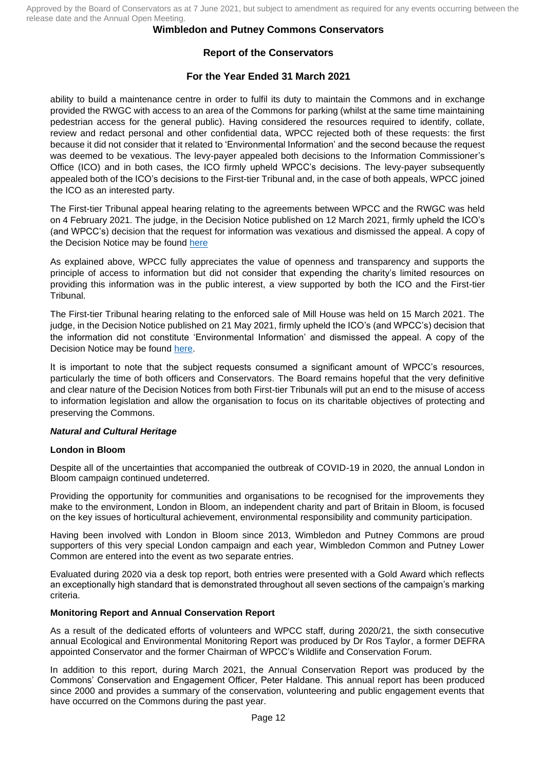ability to build a maintenance centre in order to fulfil its duty to maintain the Commons and in exchange provided the RWGC with access to an area of the Commons for parking (whilst at the same time maintaining pedestrian access for the general public). Having considered the resources required to identify, collate, review and redact personal and other confidential data, WPCC rejected both of these requests: the first because it did not consider that it related to 'Environmental Information' and the second because the request was deemed to be vexatious. The levy-payer appealed both decisions to the Information Commissioner's Office (ICO) and in both cases, the ICO firmly upheld WPCC's decisions. The levy-payer subsequently appealed both of the ICO's decisions to the First-tier Tribunal and, in the case of both appeals, WPCC joined the ICO as an interested party.

The First-tier Tribunal appeal hearing relating to the agreements between WPCC and the RWGC was held on 4 February 2021. The judge, in the Decision Notice published on 12 March 2021, firmly upheld the ICO's (and WPCC's) decision that the request for information was vexatious and dismissed the appeal. A copy of the Decision Notice may be found here

As explained above, WPCC fully appreciates the value of openness and transparency and supports the principle of access to information but did not consider that expending the charity's limited resources on providing this information was in the public interest, a view supported by both the ICO and the First-tier Tribunal.

The First-tier Tribunal hearing relating to the enforced sale of Mill House was held on 15 March 2021. The judge, in the Decision Notice published on 21 May 2021, firmly upheld the ICO's (and WPCC's) decision that the information did not constitute 'Environmental Information' and dismissed the appeal. A copy of the Decision Notice may be found here.

It is important to note that the subject requests consumed a significant amount of WPCC's resources, particularly the time of both officers and Conservators. The Board remains hopeful that the very definitive and clear nature of the Decision Notices from both First-tier Tribunals will put an end to the misuse of access to information legislation and allow the organisation to focus on its charitable objectives of protecting and preserving the Commons.

***Natural and Cultural Heritage***

**London in Bloom**

Despite all of the uncertainties that accompanied the outbreak of COVID-19 in 2020, the annual London in Bloom campaign continued undeterred.

Providing the opportunity for communities and organisations to be recognised for the improvements they make to the environment, London in Bloom, an independent charity and part of Britain in Bloom, is focused on the key issues of horticultural achievement, environmental responsibility and community participation.

Having been involved with London in Bloom since 2013, Wimbledon and Putney Commons are proud supporters of this very special London campaign and each year, Wimbledon Common and Putney Lower Common are entered into the event as two separate entries.

Evaluated during 2020 via a desk top report, both entries were presented with a Gold Award which reflects an exceptionally high standard that is demonstrated throughout all seven sections of the campaign's marking criteria.

**Monitoring Report and Annual Conservation Report**

As a result of the dedicated efforts of volunteers and WPCC staff, during 2020/21, the sixth consecutive annual Ecological and Environmental Monitoring Report was produced by Dr Ros Taylor, a former DEFRA appointed Conservator and the former Chairman of WPCC's Wildlife and Conservation Forum.

In addition to this report, during March 2021, the Annual Conservation Report was produced by the Commons' Conservation and Engagement Officer, Peter Haldane. This annual report has been produced since 2000 and provides a summary of the conservation, volunteering and public engagement events that have occurred on the Commons during the past year.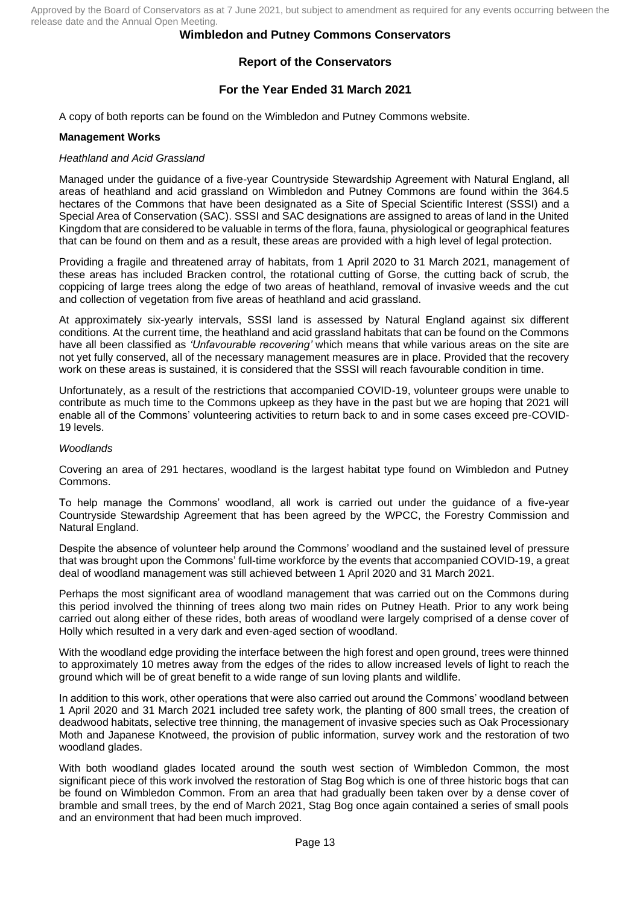Approved by the Board of Conservators as at 7 June 2021, but subject to amendment as required for any events occurring between the release date and the Annual Open Meeting.

**Wimbledon and Putney Commons Conservators**

**Report of the Conservators**

**For the Year Ended 31 March 2021**

A copy of both reports can be found on the Wimbledon and Putney Commons website.

**Management Works**

*Heathland and Acid Grassland*

Managed under the guidance of a five-year Countryside Stewardship Agreement with Natural England, all areas of heathland and acid grassland on Wimbledon and Putney Commons are found within the 364.5 hectares of the Commons that have been designated as a Site of Special Scientific Interest (SSSI) and a Special Area of Conservation (SAC). SSSI and SAC designations are assigned to areas of land in the United Kingdom that are considered to be valuable in terms of the flora, fauna, physiological or geographical features that can be found on them and as a result, these areas are provided with a high level of legal protection.

Providing a fragile and threatened array of habitats, from 1 April 2020 to 31 March 2021, management of these areas has included Bracken control, the rotational cutting of Gorse, the cutting back of scrub, the coppicing of large trees along the edge of two areas of heathland, removal of invasive weeds and the cut and collection of vegetation from five areas of heathland and acid grassland.

At approximately six-yearly intervals, SSSI land is assessed by Natural England against six different conditions. At the current time, the heathland and acid grassland habitats that can be found on the Commons have all been classified as *'Unfavourable recovering'* which means that while various areas on the site are not yet fully conserved, all of the necessary management measures are in place. Provided that the recovery work on these areas is sustained, it is considered that the SSSI will reach favourable condition in time.

Unfortunately, as a result of the restrictions that accompanied COVID-19, volunteer groups were unable to contribute as much time to the Commons upkeep as they have in the past but we are hoping that 2021 will enable all of the Commons' volunteering activities to return back to and in some cases exceed pre-COVID-19 levels.

*Woodlands*

Covering an area of 291 hectares, woodland is the largest habitat type found on Wimbledon and Putney Commons.

To help manage the Commons' woodland, all work is carried out under the guidance of a five-year Countryside Stewardship Agreement that has been agreed by the WPCC, the Forestry Commission and Natural England.

Despite the absence of volunteer help around the Commons' woodland and the sustained level of pressure that was brought upon the Commons' full-time workforce by the events that accompanied COVID-19, a great deal of woodland management was still achieved between 1 April 2020 and 31 March 2021.

Perhaps the most significant area of woodland management that was carried out on the Commons during this period involved the thinning of trees along two main rides on Putney Heath. Prior to any work being carried out along either of these rides, both areas of woodland were largely comprised of a dense cover of Holly which resulted in a very dark and even-aged section of woodland.

With the woodland edge providing the interface between the high forest and open ground, trees were thinned to approximately 10 metres away from the edges of the rides to allow increased levels of light to reach the ground which will be of great benefit to a wide range of sun loving plants and wildlife.

In addition to this work, other operations that were also carried out around the Commons' woodland between 1 April 2020 and 31 March 2021 included tree safety work, the planting of 800 small trees, the creation of deadwood habitats, selective tree thinning, the management of invasive species such as Oak Processionary Moth and Japanese Knotweed, the provision of public information, survey work and the restoration of two woodland glades.

With both woodland glades located around the south west section of Wimbledon Common, the most significant piece of this work involved the restoration of Stag Bog which is one of three historic bogs that can be found on Wimbledon Common. From an area that had gradually been taken over by a dense cover of bramble and small trees, by the end of March 2021, Stag Bog once again contained a series of small pools and an environment that had been much improved.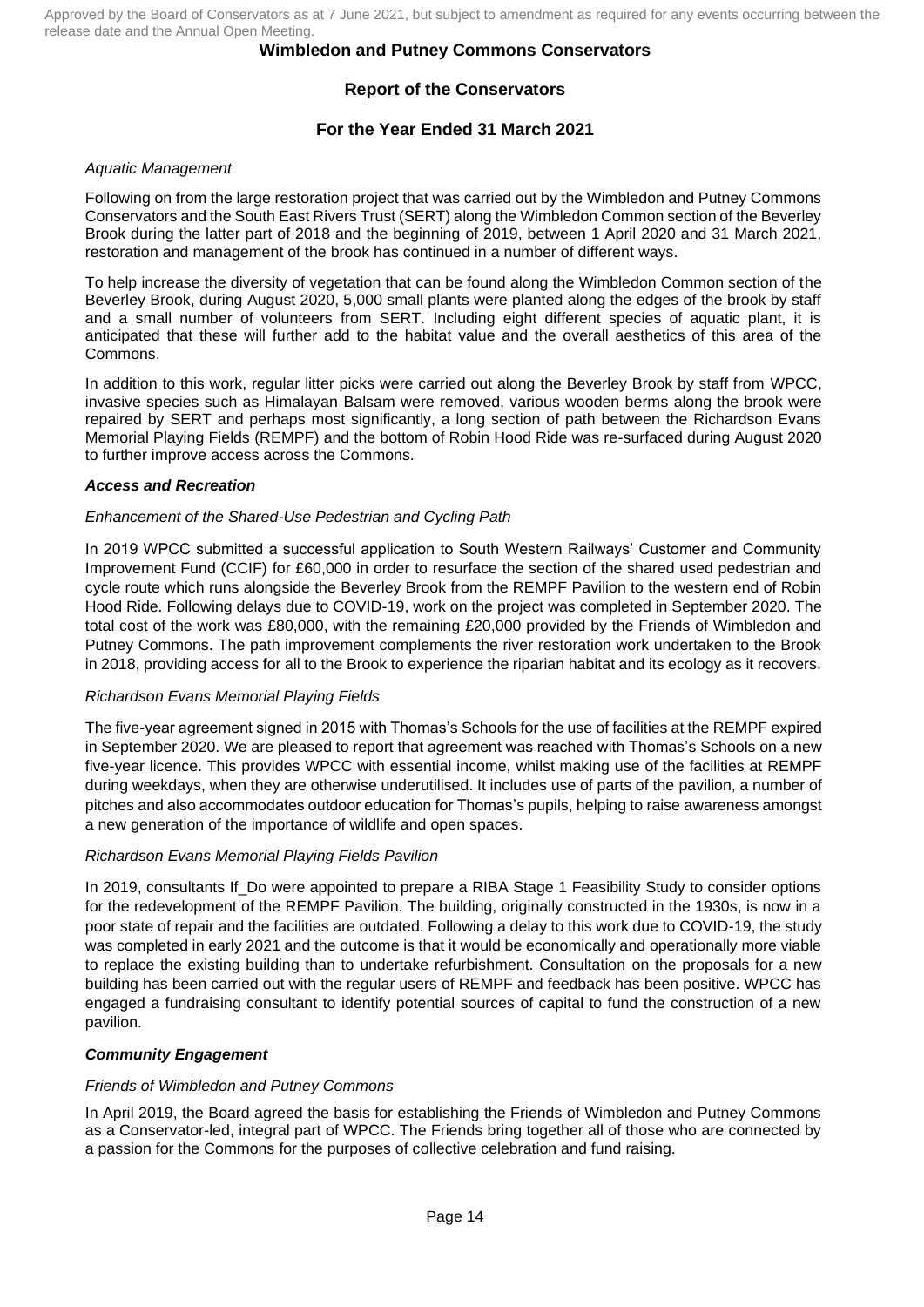*Aquatic Management*

Following on from the large restoration project that was carried out by the Wimbledon and Putney Commons Conservators and the South East Rivers Trust (SERT) along the Wimbledon Common section of the Beverley Brook during the latter part of 2018 and the beginning of 2019, between 1 April 2020 and 31 March 2021, restoration and management of the brook has continued in a number of different ways.

To help increase the diversity of vegetation that can be found along the Wimbledon Common section of the Beverley Brook, during August 2020, 5,000 small plants were planted along the edges of the brook by staff and a small number of volunteers from SERT. Including eight different species of aquatic plant, it is anticipated that these will further add to the habitat value and the overall aesthetics of this area of the Commons.

In addition to this work, regular litter picks were carried out along the Beverley Brook by staff from WPCC, invasive species such as Himalayan Balsam were removed, various wooden berms along the brook were repaired by SERT and perhaps most significantly, a long section of path between the Richardson Evans Memorial Playing Fields (REMPF) and the bottom of Robin Hood Ride was re-surfaced during August 2020 to further improve access across the Commons.

***Access and Recreation***

*Enhancement of the Shared-Use Pedestrian and Cycling Path*

In 2019 WPCC submitted a successful application to South Western Railways' Customer and Community Improvement Fund (CCIF) for £60,000 in order to resurface the section of the shared used pedestrian and cycle route which runs alongside the Beverley Brook from the REMPF Pavilion to the western end of Robin Hood Ride. Following delays due to COVID-19, work on the project was completed in September 2020. The total cost of the work was £80,000, with the remaining £20,000 provided by the Friends of Wimbledon and Putney Commons. The path improvement complements the river restoration work undertaken to the Brook in 2018, providing access for all to the Brook to experience the riparian habitat and its ecology as it recovers.

*Richardson Evans Memorial Playing Fields*

The five-year agreement signed in 2015 with Thomas's Schools for the use of facilities at the REMPF expired in September 2020. We are pleased to report that agreement was reached with Thomas's Schools on a new five-year licence. This provides WPCC with essential income, whilst making use of the facilities at REMPF during weekdays, when they are otherwise underutilised. It includes use of parts of the pavilion, a number of pitches and also accommodates outdoor education for Thomas's pupils, helping to raise awareness amongst a new generation of the importance of wildlife and open spaces.

*Richardson Evans Memorial Playing Fields Pavilion*

In 2019, consultants If_Do were appointed to prepare a RIBA Stage 1 Feasibility Study to consider options for the redevelopment of the REMPF Pavilion. The building, originally constructed in the 1930s, is now in a poor state of repair and the facilities are outdated. Following a delay to this work due to COVID-19, the study was completed in early 2021 and the outcome is that it would be economically and operationally more viable to replace the existing building than to undertake refurbishment. Consultation on the proposals for a new building has been carried out with the regular users of REMPF and feedback has been positive. WPCC has engaged a fundraising consultant to identify potential sources of capital to fund the construction of a new pavilion.

***Community Engagement***

*Friends of Wimbledon and Putney Commons*

In April 2019, the Board agreed the basis for establishing the Friends of Wimbledon and Putney Commons as a Conservator-led, integral part of WPCC. The Friends bring together all of those who are connected by a passion for the Commons for the purposes of collective celebration and fund raising.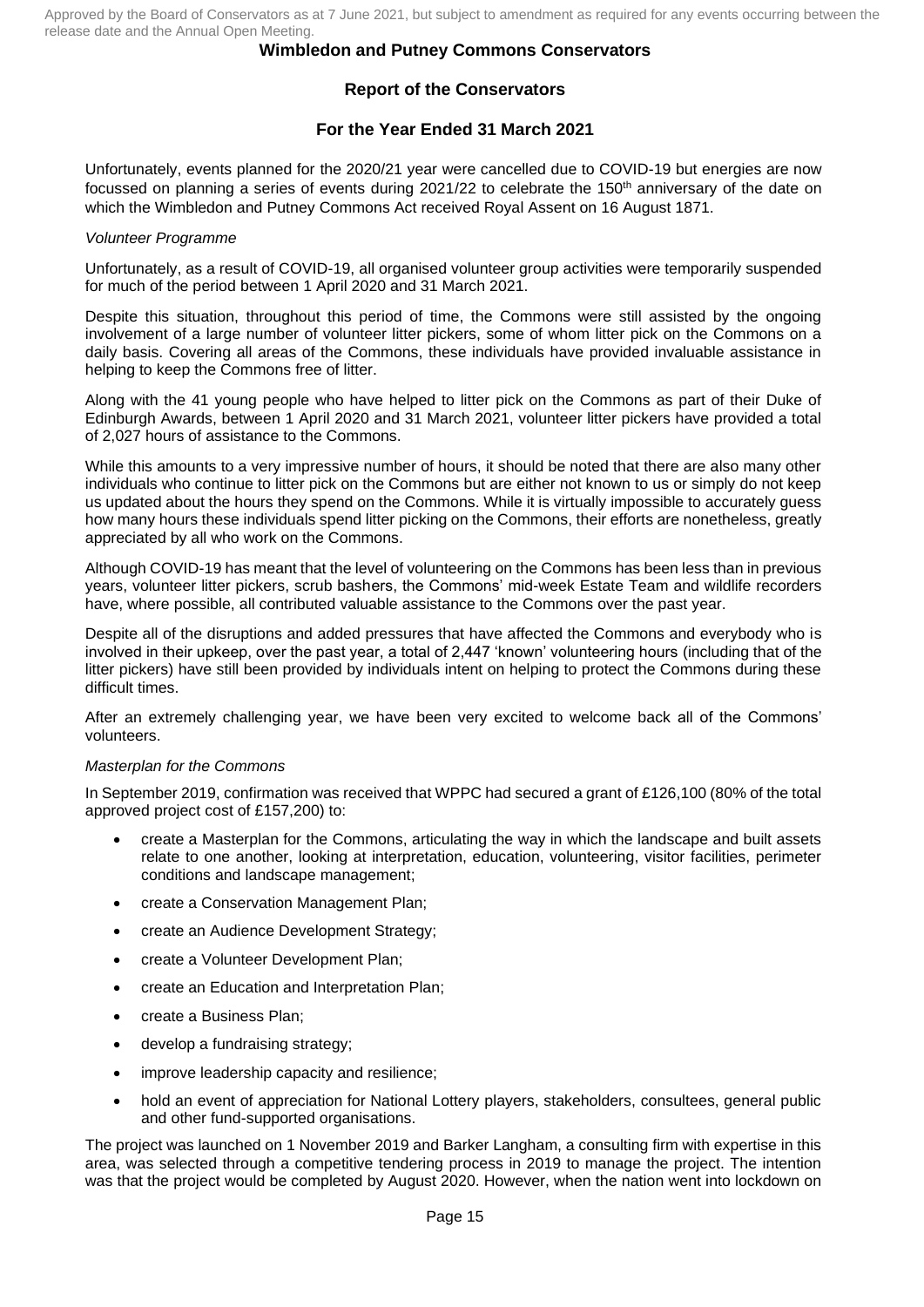Unfortunately, events planned for the 2020/21 year were cancelled due to COVID-19 but energies are now focussed on planning a series of events during 2021/22 to celebrate the 150th anniversary of the date on which the Wimbledon and Putney Commons Act received Royal Assent on 16 August 1871.

*Volunteer Programme*

Unfortunately, as a result of COVID-19, all organised volunteer group activities were temporarily suspended for much of the period between 1 April 2020 and 31 March 2021.

Despite this situation, throughout this period of time, the Commons were still assisted by the ongoing involvement of a large number of volunteer litter pickers, some of whom litter pick on the Commons on a daily basis. Covering all areas of the Commons, these individuals have provided invaluable assistance in helping to keep the Commons free of litter.

Along with the 41 young people who have helped to litter pick on the Commons as part of their Duke of Edinburgh Awards, between 1 April 2020 and 31 March 2021, volunteer litter pickers have provided a total of 2,027 hours of assistance to the Commons.

While this amounts to a very impressive number of hours, it should be noted that there are also many other individuals who continue to litter pick on the Commons but are either not known to us or simply do not keep us updated about the hours they spend on the Commons. While it is virtually impossible to accurately guess how many hours these individuals spend litter picking on the Commons, their efforts are nonetheless, greatly appreciated by all who work on the Commons.

Although COVID-19 has meant that the level of volunteering on the Commons has been less than in previous years, volunteer litter pickers, scrub bashers, the Commons' mid-week Estate Team and wildlife recorders have, where possible, all contributed valuable assistance to the Commons over the past year.

Despite all of the disruptions and added pressures that have affected the Commons and everybody who is involved in their upkeep, over the past year, a total of 2,447 'known' volunteering hours (including that of the litter pickers) have still been provided by individuals intent on helping to protect the Commons during these difficult times.

After an extremely challenging year, we have been very excited to welcome back all of the Commons' volunteers.

*Masterplan for the Commons*

In September 2019, confirmation was received that WPPC had secured a grant of £126,100 (80% of the total approved project cost of £157,200) to:

- create a Masterplan for the Commons, articulating the way in which the landscape and built assets relate to one another, looking at interpretation, education, volunteering, visitor facilities, perimeter conditions and landscape management;
- create a Conservation Management Plan;
- create an Audience Development Strategy;
- create a Volunteer Development Plan;
- create an Education and Interpretation Plan;
- create a Business Plan;
- develop a fundraising strategy;
- improve leadership capacity and resilience;
- hold an event of appreciation for National Lottery players, stakeholders, consultees, general public and other fund-supported organisations.

The project was launched on 1 November 2019 and Barker Langham, a consulting firm with expertise in this area, was selected through a competitive tendering process in 2019 to manage the project. The intention was that the project would be completed by August 2020. However, when the nation went into lockdown on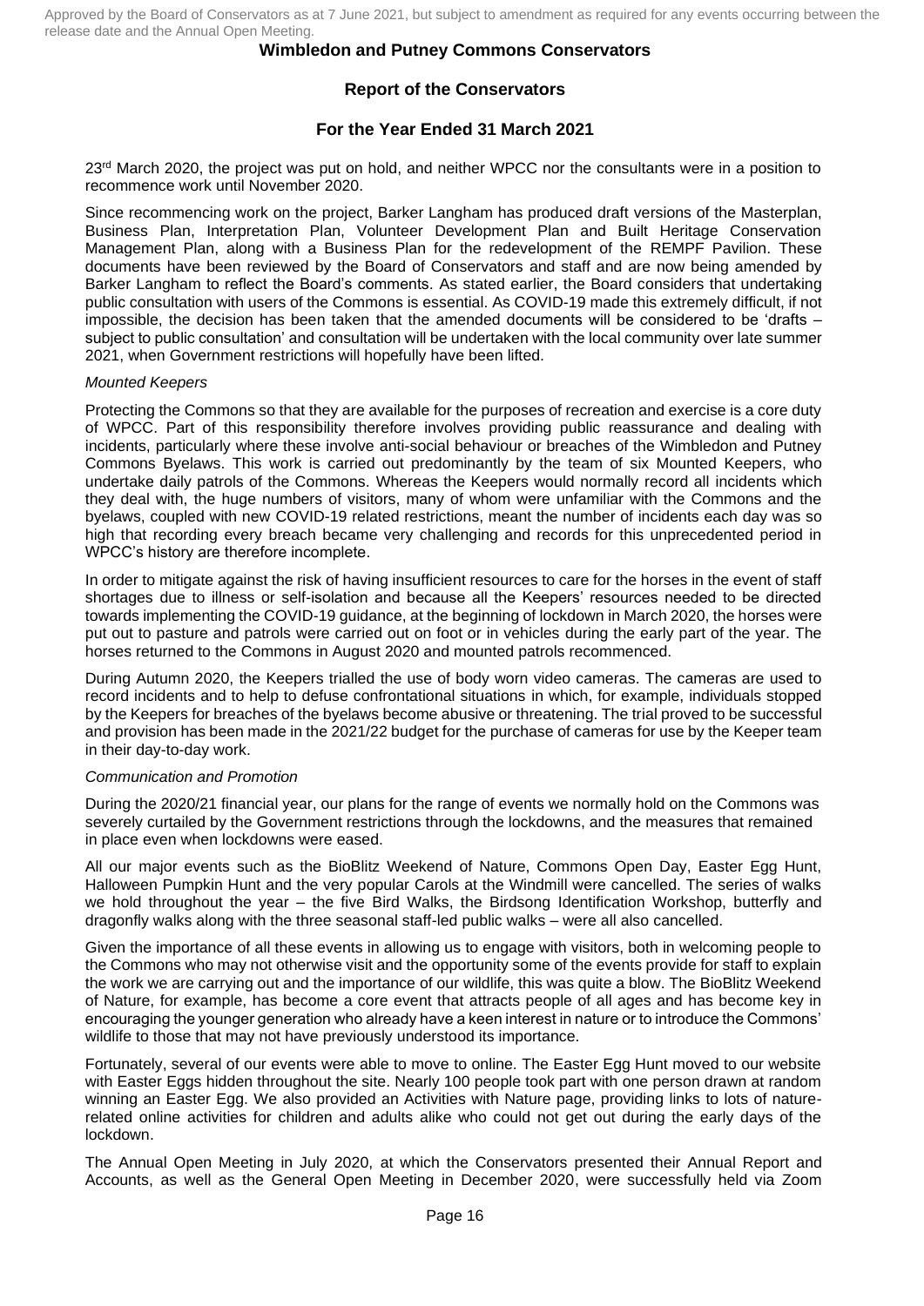23rd March 2020, the project was put on hold, and neither WPCC nor the consultants were in a position to recommence work until November 2020.

Since recommencing work on the project, Barker Langham has produced draft versions of the Masterplan, Business Plan, Interpretation Plan, Volunteer Development Plan and Built Heritage Conservation Management Plan, along with a Business Plan for the redevelopment of the REMPF Pavilion. These documents have been reviewed by the Board of Conservators and staff and are now being amended by Barker Langham to reflect the Board's comments. As stated earlier, the Board considers that undertaking public consultation with users of the Commons is essential. As COVID-19 made this extremely difficult, if not impossible, the decision has been taken that the amended documents will be considered to be 'drafts – subject to public consultation' and consultation will be undertaken with the local community over late summer 2021, when Government restrictions will hopefully have been lifted.

*Mounted Keepers*

Protecting the Commons so that they are available for the purposes of recreation and exercise is a core duty of WPCC. Part of this responsibility therefore involves providing public reassurance and dealing with incidents, particularly where these involve anti-social behaviour or breaches of the Wimbledon and Putney Commons Byelaws. This work is carried out predominantly by the team of six Mounted Keepers, who undertake daily patrols of the Commons. Whereas the Keepers would normally record all incidents which they deal with, the huge numbers of visitors, many of whom were unfamiliar with the Commons and the byelaws, coupled with new COVID-19 related restrictions, meant the number of incidents each day was so high that recording every breach became very challenging and records for this unprecedented period in WPCC's history are therefore incomplete.

In order to mitigate against the risk of having insufficient resources to care for the horses in the event of staff shortages due to illness or self-isolation and because all the Keepers' resources needed to be directed towards implementing the COVID-19 guidance, at the beginning of lockdown in March 2020, the horses were put out to pasture and patrols were carried out on foot or in vehicles during the early part of the year. The horses returned to the Commons in August 2020 and mounted patrols recommenced.

During Autumn 2020, the Keepers trialled the use of body worn video cameras. The cameras are used to record incidents and to help to defuse confrontational situations in which, for example, individuals stopped by the Keepers for breaches of the byelaws become abusive or threatening. The trial proved to be successful and provision has been made in the 2021/22 budget for the purchase of cameras for use by the Keeper team in their day-to-day work.

*Communication and Promotion*

During the 2020/21 financial year, our plans for the range of events we normally hold on the Commons was severely curtailed by the Government restrictions through the lockdowns, and the measures that remained in place even when lockdowns were eased.

All our major events such as the BioBlitz Weekend of Nature, Commons Open Day, Easter Egg Hunt, Halloween Pumpkin Hunt and the very popular Carols at the Windmill were cancelled. The series of walks we hold throughout the year – the five Bird Walks, the Birdsong Identification Workshop, butterfly and dragonfly walks along with the three seasonal staff-led public walks – were all also cancelled.

Given the importance of all these events in allowing us to engage with visitors, both in welcoming people to the Commons who may not otherwise visit and the opportunity some of the events provide for staff to explain the work we are carrying out and the importance of our wildlife, this was quite a blow. The BioBlitz Weekend of Nature, for example, has become a core event that attracts people of all ages and has become key in encouraging the younger generation who already have a keen interest in nature or to introduce the Commons' wildlife to those that may not have previously understood its importance.

Fortunately, several of our events were able to move to online. The Easter Egg Hunt moved to our website with Easter Eggs hidden throughout the site. Nearly 100 people took part with one person drawn at random winning an Easter Egg. We also provided an Activities with Nature page, providing links to lots of nature-related online activities for children and adults alike who could not get out during the early days of the lockdown.

The Annual Open Meeting in July 2020, at which the Conservators presented their Annual Report and Accounts, as well as the General Open Meeting in December 2020, were successfully held via Zoom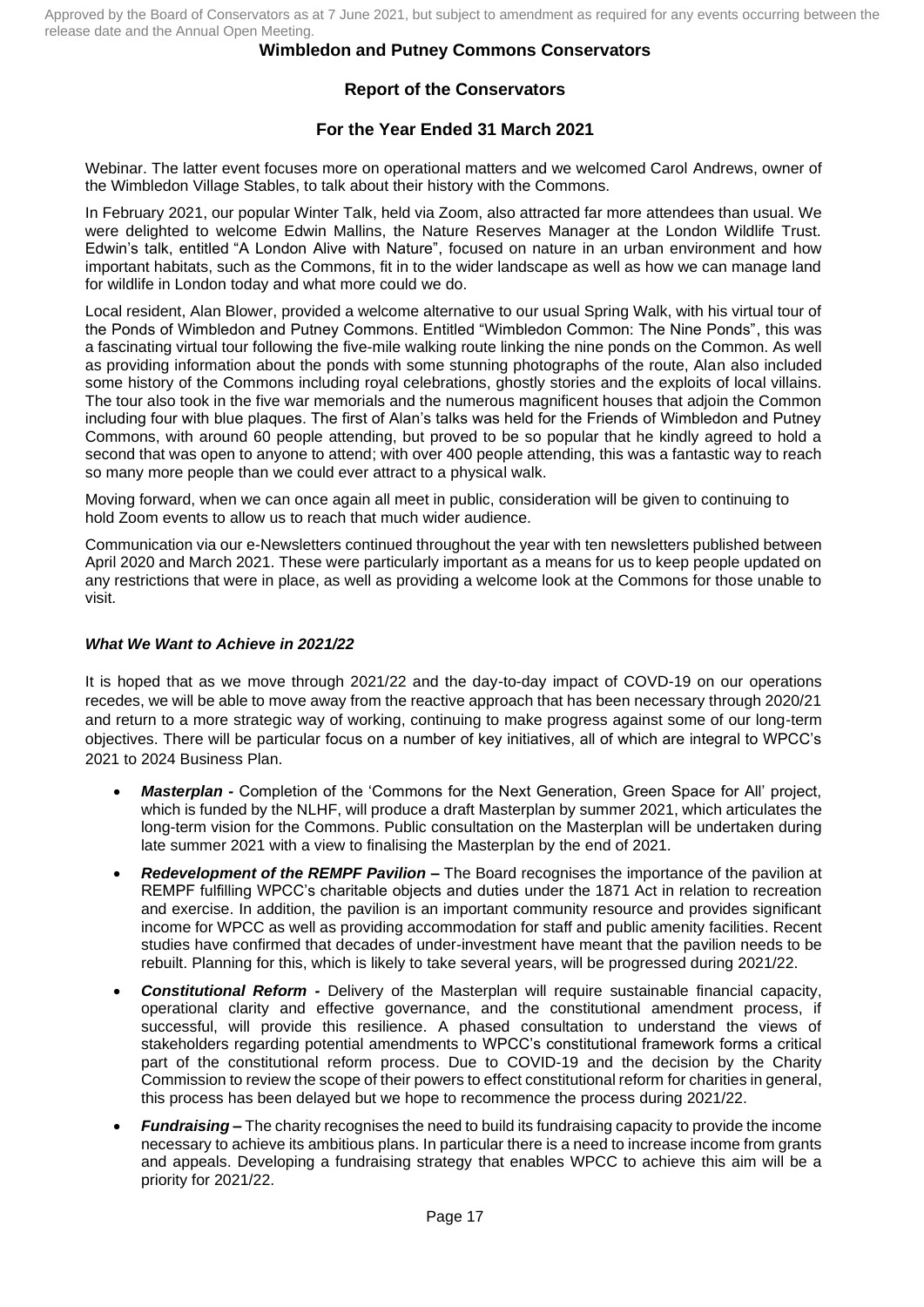Webinar. The latter event focuses more on operational matters and we welcomed Carol Andrews, owner of the Wimbledon Village Stables, to talk about their history with the Commons.

In February 2021, our popular Winter Talk, held via Zoom, also attracted far more attendees than usual. We were delighted to welcome Edwin Mallins, the Nature Reserves Manager at the London Wildlife Trust. Edwin's talk, entitled "A London Alive with Nature", focused on nature in an urban environment and how important habitats, such as the Commons, fit in to the wider landscape as well as how we can manage land for wildlife in London today and what more could we do.

Local resident, Alan Blower, provided a welcome alternative to our usual Spring Walk, with his virtual tour of the Ponds of Wimbledon and Putney Commons. Entitled "Wimbledon Common: The Nine Ponds", this was a fascinating virtual tour following the five-mile walking route linking the nine ponds on the Common. As well as providing information about the ponds with some stunning photographs of the route, Alan also included some history of the Commons including royal celebrations, ghostly stories and the exploits of local villains. The tour also took in the five war memorials and the numerous magnificent houses that adjoin the Common including four with blue plaques. The first of Alan's talks was held for the Friends of Wimbledon and Putney Commons, with around 60 people attending, but proved to be so popular that he kindly agreed to hold a second that was open to anyone to attend; with over 400 people attending, this was a fantastic way to reach so many more people than we could ever attract to a physical walk.

Moving forward, when we can once again all meet in public, consideration will be given to continuing to hold Zoom events to allow us to reach that much wider audience.

Communication via our e-Newsletters continued throughout the year with ten newsletters published between April 2020 and March 2021. These were particularly important as a means for us to keep people updated on any restrictions that were in place, as well as providing a welcome look at the Commons for those unable to visit.

### *What We Want to Achieve in 2021/22*

It is hoped that as we move through 2021/22 and the day-to-day impact of COVID-19 on our operations recedes, we will be able to move away from the reactive approach that has been necessary through 2020/21 and return to a more strategic way of working, continuing to make progress against some of our long-term objectives. There will be particular focus on a number of key initiatives, all of which are integral to WPCC's 2021 to 2024 Business Plan.

- ***Masterplan -*** Completion of the 'Commons for the Next Generation, Green Space for All' project, which is funded by the NLHF, will produce a draft Masterplan by summer 2021, which articulates the long-term vision for the Commons. Public consultation on the Masterplan will be undertaken during late summer 2021 with a view to finalising the Masterplan by the end of 2021.
- ***Redevelopment of the REMPF Pavilion –*** The Board recognises the importance of the pavilion at REMPF fulfilling WPCC's charitable objects and duties under the 1871 Act in relation to recreation and exercise. In addition, the pavilion is an important community resource and provides significant income for WPCC as well as providing accommodation for staff and public amenity facilities. Recent studies have confirmed that decades of under-investment have meant that the pavilion needs to be rebuilt. Planning for this, which is likely to take several years, will be progressed during 2021/22.
- ***Constitutional Reform -*** Delivery of the Masterplan will require sustainable financial capacity, operational clarity and effective governance, and the constitutional amendment process, if successful, will provide this resilience. A phased consultation to understand the views of stakeholders regarding potential amendments to WPCC's constitutional framework forms a critical part of the constitutional reform process. Due to COVID-19 and the decision by the Charity Commission to review the scope of their powers to effect constitutional reform for charities in general, this process has been delayed but we hope to recommence the process during 2021/22.
- ***Fundraising –*** The charity recognises the need to build its fundraising capacity to provide the income necessary to achieve its ambitious plans. In particular there is a need to increase income from grants and appeals. Developing a fundraising strategy that enables WPCC to achieve this aim will be a priority for 2021/22.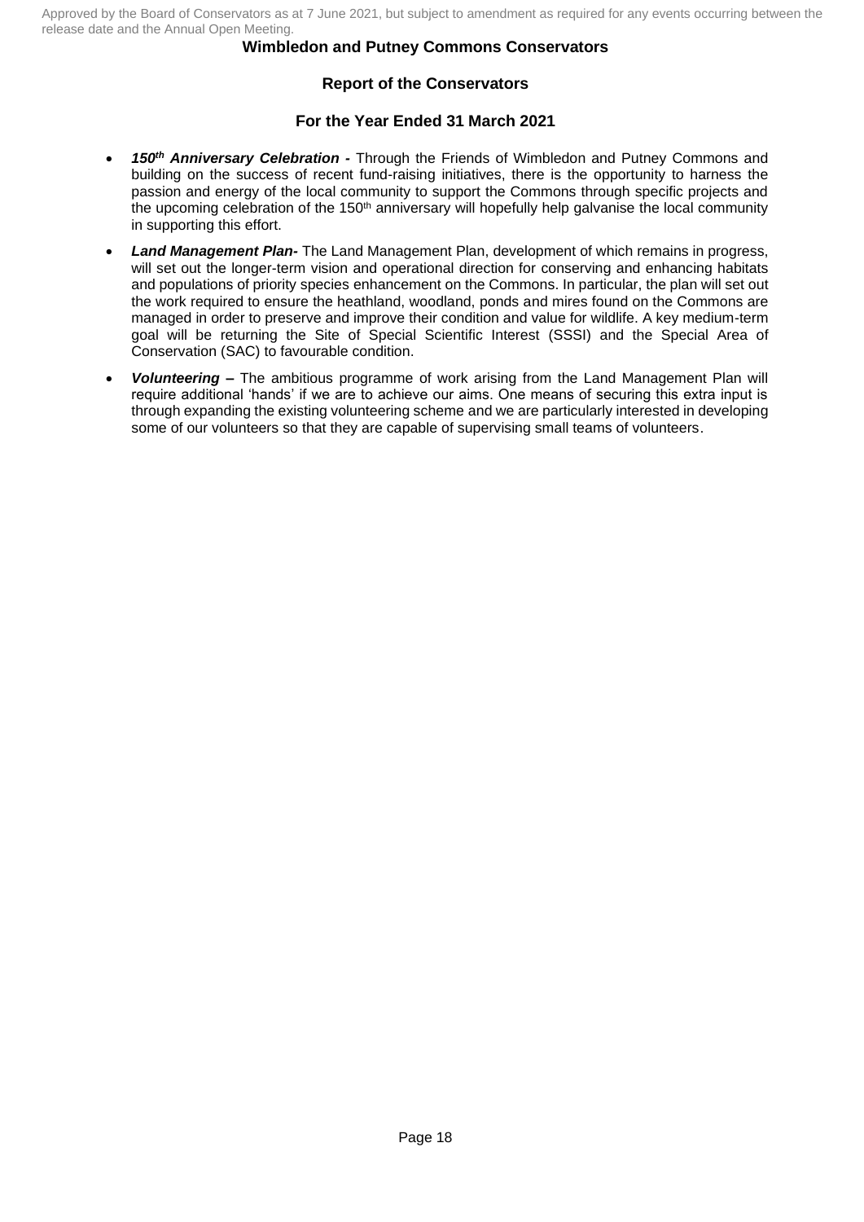- ***150th Anniversary Celebration -*** Through the Friends of Wimbledon and Putney Commons and building on the success of recent fund-raising initiatives, there is the opportunity to harness the passion and energy of the local community to support the Commons through specific projects and the upcoming celebration of the 150th anniversary will hopefully help galvanise the local community in supporting this effort.
- ***Land Management Plan-*** The Land Management Plan, development of which remains in progress, will set out the longer-term vision and operational direction for conserving and enhancing habitats and populations of priority species enhancement on the Commons. In particular, the plan will set out the work required to ensure the heathland, woodland, ponds and mires found on the Commons are managed in order to preserve and improve their condition and value for wildlife. A key medium-term goal will be returning the Site of Special Scientific Interest (SSSI) and the Special Area of Conservation (SAC) to favourable condition.
- ***Volunteering –*** The ambitious programme of work arising from the Land Management Plan will require additional 'hands' if we are to achieve our aims. One means of securing this extra input is through expanding the existing volunteering scheme and we are particularly interested in developing some of our volunteers so that they are capable of supervising small teams of volunteers.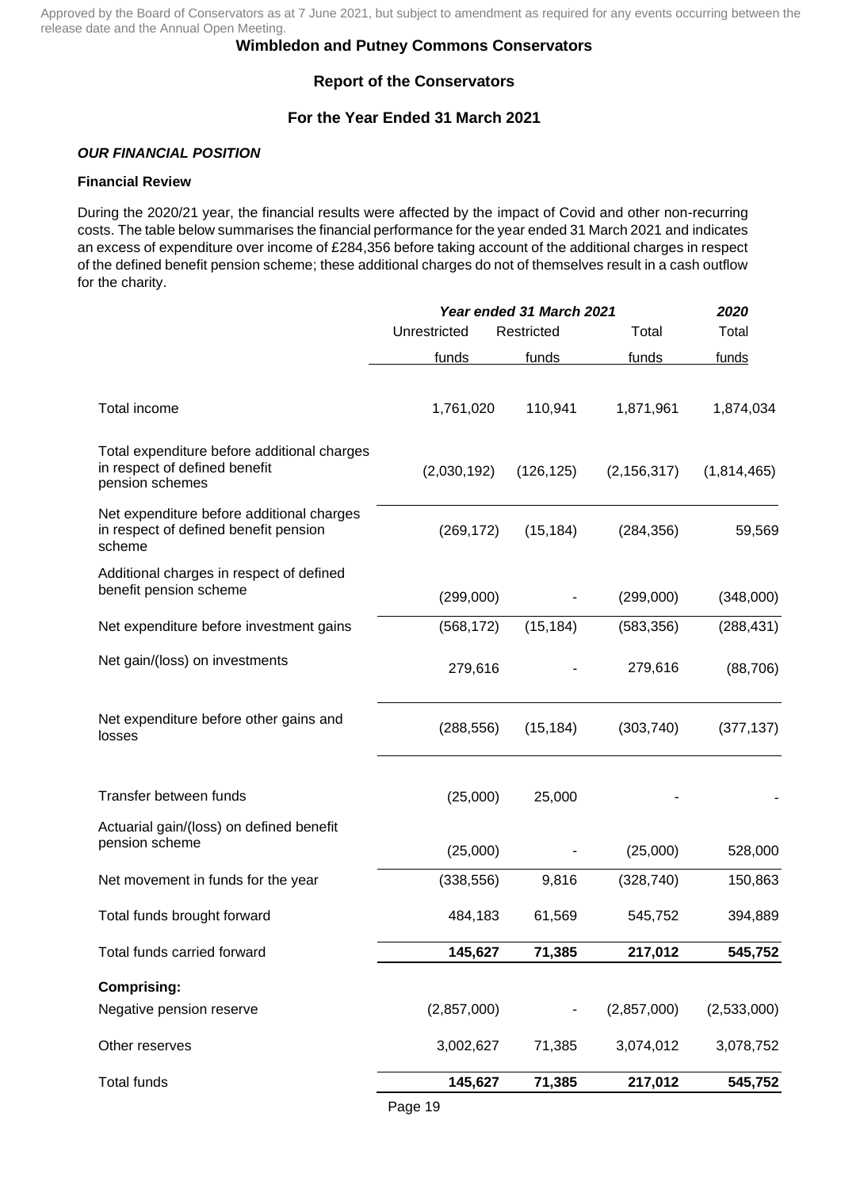Approved by the Board of Conservators as at 7 June 2021, but subject to amendment as required for any events occurring between the release date and the Annual Open Meeting.

**Wimbledon and Putney Commons Conservators**

**Report of the Conservators**

**For the Year Ended 31 March 2021**

### ***OUR FINANCIAL POSITION***

**Financial Review**

During the 2020/21 year, the financial results were affected by the impact of Covid and other non-recurring costs. The table below summarises the financial performance for the year ended 31 March 2021 and indicates an excess of expenditure over income of £284,356 before taking account of the additional charges in respect of the defined benefit pension scheme; these additional charges do not of themselves result in a cash outflow for the charity.

| | ***Year ended 31 March 2021*** | | | ***2020*** |
|---|---|---|---|---|
| | Unrestricted funds | Restricted funds | Total funds | Total funds |
| Total income | 1,761,020 | 110,941 | 1,871,961 | 1,874,034 |
| Total expenditure before additional charges in respect of defined benefit pension schemes | (2,030,192) | (126,125) | (2,156,317) | (1,814,465) |
| Net expenditure before additional charges in respect of defined benefit pension scheme | (269,172) | (15,184) | (284,356) | 59,569 |
| Additional charges in respect of defined benefit pension scheme | (299,000) | - | (299,000) | (348,000) |
| Net expenditure before investment gains | (568,172) | (15,184) | (583,356) | (288,431) |
| Net gain/(loss) on investments | 279,616 | - | 279,616 | (88,706) |
| Net expenditure before other gains and losses | (288,556) | (15,184) | (303,740) | (377,137) |
| Transfer between funds | (25,000) | 25,000 | - | - |
| Actuarial gain/(loss) on defined benefit pension scheme | (25,000) | - | (25,000) | 528,000 |
| Net movement in funds for the year | (338,556) | 9,816 | (328,740) | 150,863 |
| Total funds brought forward | 484,183 | 61,569 | 545,752 | 394,889 |
| Total funds carried forward | **145,627** | **71,385** | **217,012** | **545,752** |
| **Comprising:** | | | | |
| Negative pension reserve | (2,857,000) | - | (2,857,000) | (2,533,000) |
| Other reserves | 3,002,627 | 71,385 | 3,074,012 | 3,078,752 |
| Total funds | **145,627** | **71,385** | **217,012** | **545,752** |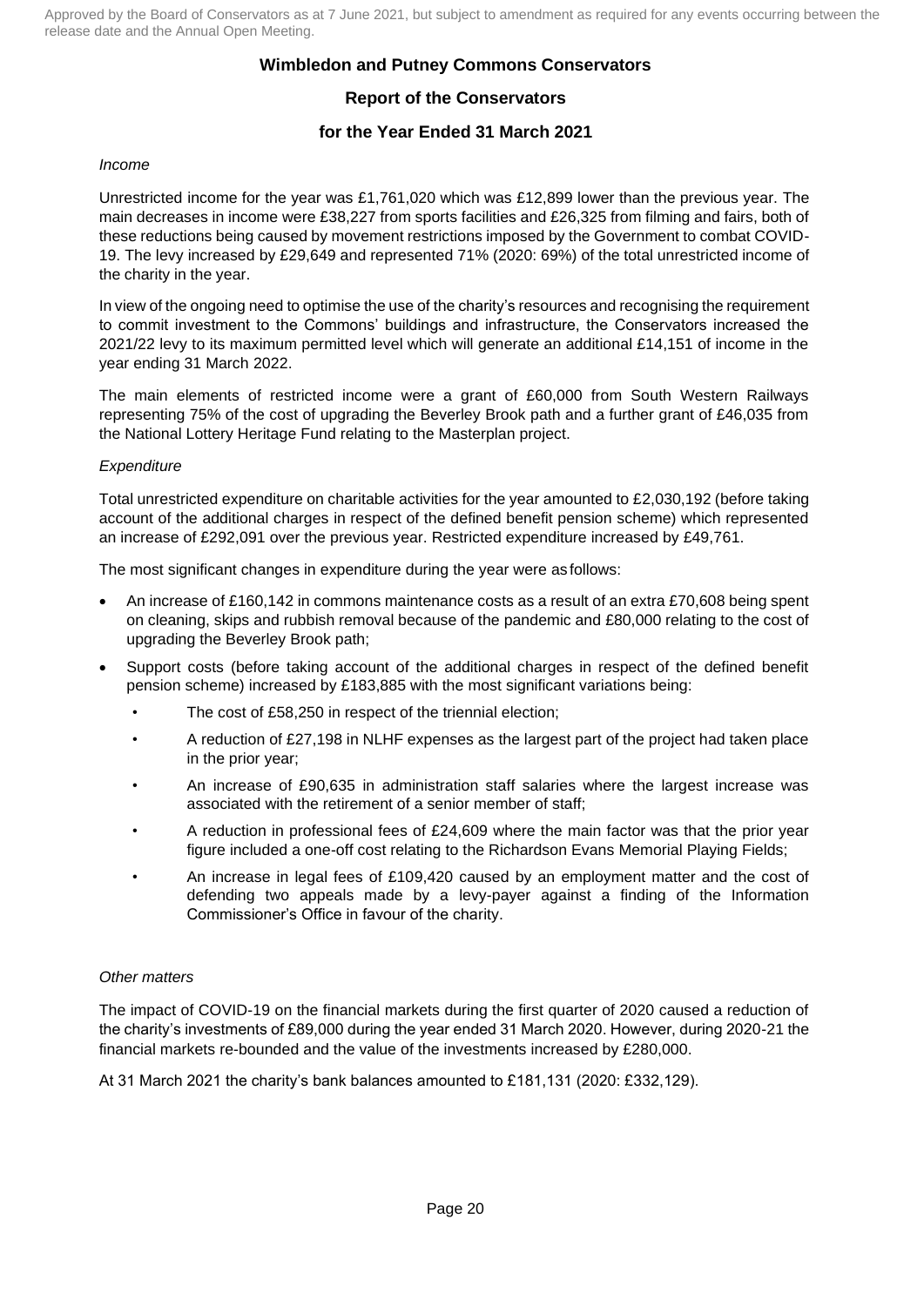Approved by the Board of Conservators as at 7 June 2021, but subject to amendment as required for any events occurring between the release date and the Annual Open Meeting.

**Wimbledon and Putney Commons Conservators**

**Report of the Conservators**

**for the Year Ended 31 March 2021**

*Income*

Unrestricted income for the year was £1,761,020 which was £12,899 lower than the previous year. The main decreases in income were £38,227 from sports facilities and £26,325 from filming and fairs, both of these reductions being caused by movement restrictions imposed by the Government to combat COVID-19. The levy increased by £29,649 and represented 71% (2020: 69%) of the total unrestricted income of the charity in the year.

In view of the ongoing need to optimise the use of the charity's resources and recognising the requirement to commit investment to the Commons' buildings and infrastructure, the Conservators increased the 2021/22 levy to its maximum permitted level which will generate an additional £14,151 of income in the year ending 31 March 2022.

The main elements of restricted income were a grant of £60,000 from South Western Railways representing 75% of the cost of upgrading the Beverley Brook path and a further grant of £46,035 from the National Lottery Heritage Fund relating to the Masterplan project.

*Expenditure*

Total unrestricted expenditure on charitable activities for the year amounted to £2,030,192 (before taking account of the additional charges in respect of the defined benefit pension scheme) which represented an increase of £292,091 over the previous year. Restricted expenditure increased by £49,761.

The most significant changes in expenditure during the year were as follows:

- An increase of £160,142 in commons maintenance costs as a result of an extra £70,608 being spent on cleaning, skips and rubbish removal because of the pandemic and £80,000 relating to the cost of upgrading the Beverley Brook path;
- Support costs (before taking account of the additional charges in respect of the defined benefit pension scheme) increased by £183,885 with the most significant variations being:
  - The cost of £58,250 in respect of the triennial election;
  - A reduction of £27,198 in NLHF expenses as the largest part of the project had taken place in the prior year;
  - An increase of £90,635 in administration staff salaries where the largest increase was associated with the retirement of a senior member of staff;
  - A reduction in professional fees of £24,609 where the main factor was that the prior year figure included a one-off cost relating to the Richardson Evans Memorial Playing Fields;
  - An increase in legal fees of £109,420 caused by an employment matter and the cost of defending two appeals made by a levy-payer against a finding of the Information Commissioner's Office in favour of the charity.

*Other matters*

The impact of COVID-19 on the financial markets during the first quarter of 2020 caused a reduction of the charity's investments of £89,000 during the year ended 31 March 2020. However, during 2020-21 the financial markets re-bounded and the value of the investments increased by £280,000.

At 31 March 2021 the charity's bank balances amounted to £181,131 (2020: £332,129).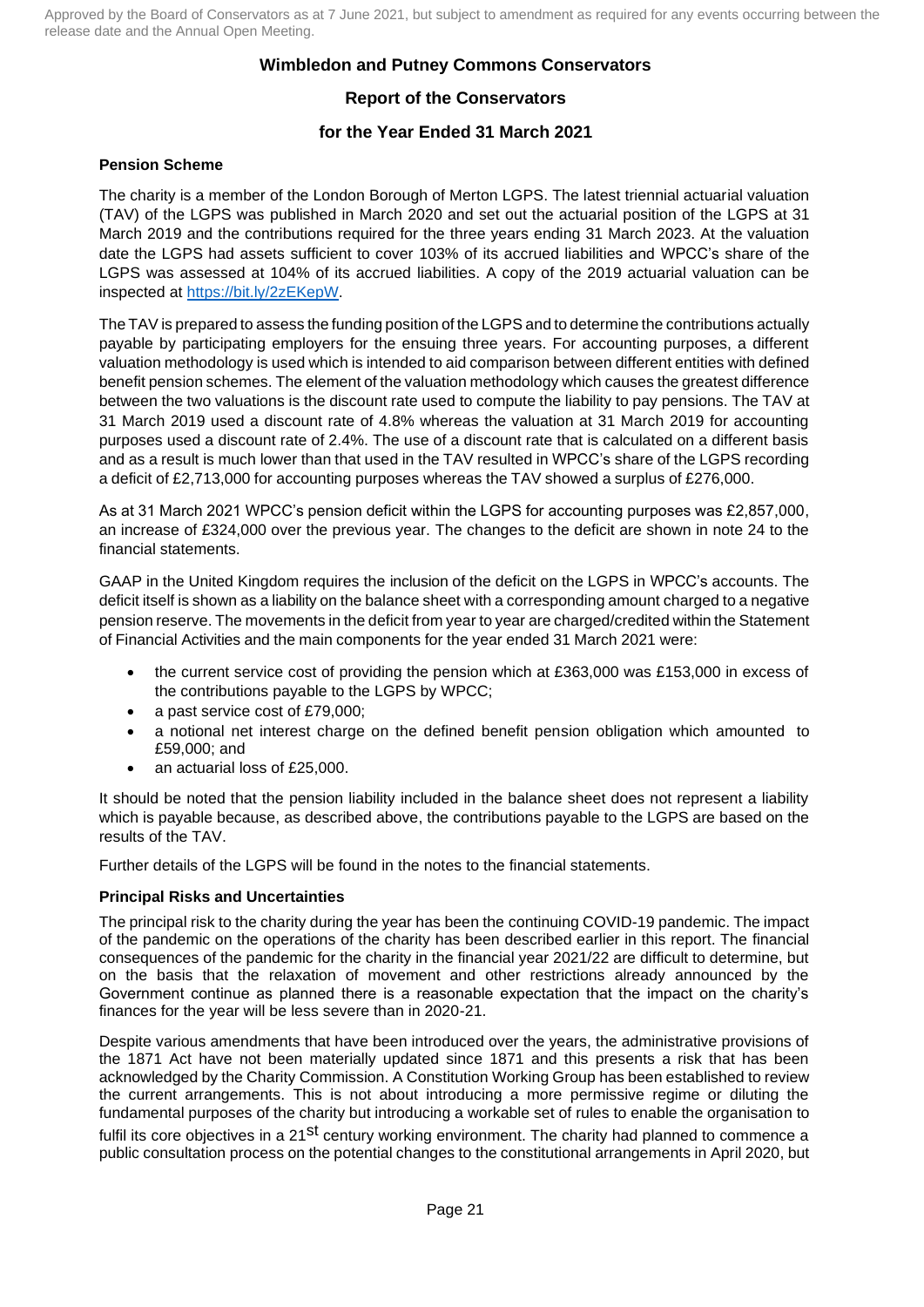Approved by the Board of Conservators as at 7 June 2021, but subject to amendment as required for any events occurring between the release date and the Annual Open Meeting.

**Wimbledon and Putney Commons Conservators**

**Report of the Conservators**

**for the Year Ended 31 March 2021**

#### Pension Scheme

The charity is a member of the London Borough of Merton LGPS. The latest triennial actuarial valuation (TAV) of the LGPS was published in March 2020 and set out the actuarial position of the LGPS at 31 March 2019 and the contributions required for the three years ending 31 March 2023. At the valuation date the LGPS had assets sufficient to cover 103% of its accrued liabilities and WPCC's share of the LGPS was assessed at 104% of its accrued liabilities. A copy of the 2019 actuarial valuation can be inspected at https://bit.ly/2zEKepW.

The TAV is prepared to assess the funding position of the LGPS and to determine the contributions actually payable by participating employers for the ensuing three years. For accounting purposes, a different valuation methodology is used which is intended to aid comparison between different entities with defined benefit pension schemes. The element of the valuation methodology which causes the greatest difference between the two valuations is the discount rate used to compute the liability to pay pensions. The TAV at 31 March 2019 used a discount rate of 4.8% whereas the valuation at 31 March 2019 for accounting purposes used a discount rate of 2.4%. The use of a discount rate that is calculated on a different basis and as a result is much lower than that used in the TAV resulted in WPCC's share of the LGPS recording a deficit of £2,713,000 for accounting purposes whereas the TAV showed a surplus of £276,000.

As at 31 March 2021 WPCC's pension deficit within the LGPS for accounting purposes was £2,857,000, an increase of £324,000 over the previous year. The changes to the deficit are shown in note 24 to the financial statements.

GAAP in the United Kingdom requires the inclusion of the deficit on the LGPS in WPCC's accounts. The deficit itself is shown as a liability on the balance sheet with a corresponding amount charged to a negative pension reserve. The movements in the deficit from year to year are charged/credited within the Statement of Financial Activities and the main components for the year ended 31 March 2021 were:

- the current service cost of providing the pension which at £363,000 was £153,000 in excess of the contributions payable to the LGPS by WPCC;
- a past service cost of £79,000;
- a notional net interest charge on the defined benefit pension obligation which amounted to £59,000; and
- an actuarial loss of £25,000.

It should be noted that the pension liability included in the balance sheet does not represent a liability which is payable because, as described above, the contributions payable to the LGPS are based on the results of the TAV.

Further details of the LGPS will be found in the notes to the financial statements.

#### Principal Risks and Uncertainties

The principal risk to the charity during the year has been the continuing COVID-19 pandemic. The impact of the pandemic on the operations of the charity has been described earlier in this report. The financial consequences of the pandemic for the charity in the financial year 2021/22 are difficult to determine, but on the basis that the relaxation of movement and other restrictions already announced by the Government continue as planned there is a reasonable expectation that the impact on the charity's finances for the year will be less severe than in 2020-21.

Despite various amendments that have been introduced over the years, the administrative provisions of the 1871 Act have not been materially updated since 1871 and this presents a risk that has been acknowledged by the Charity Commission. A Constitution Working Group has been established to review the current arrangements. This is not about introducing a more permissive regime or diluting the fundamental purposes of the charity but introducing a workable set of rules to enable the organisation to fulfil its core objectives in a 21st century working environment. The charity had planned to commence a public consultation process on the potential changes to the constitutional arrangements in April 2020, but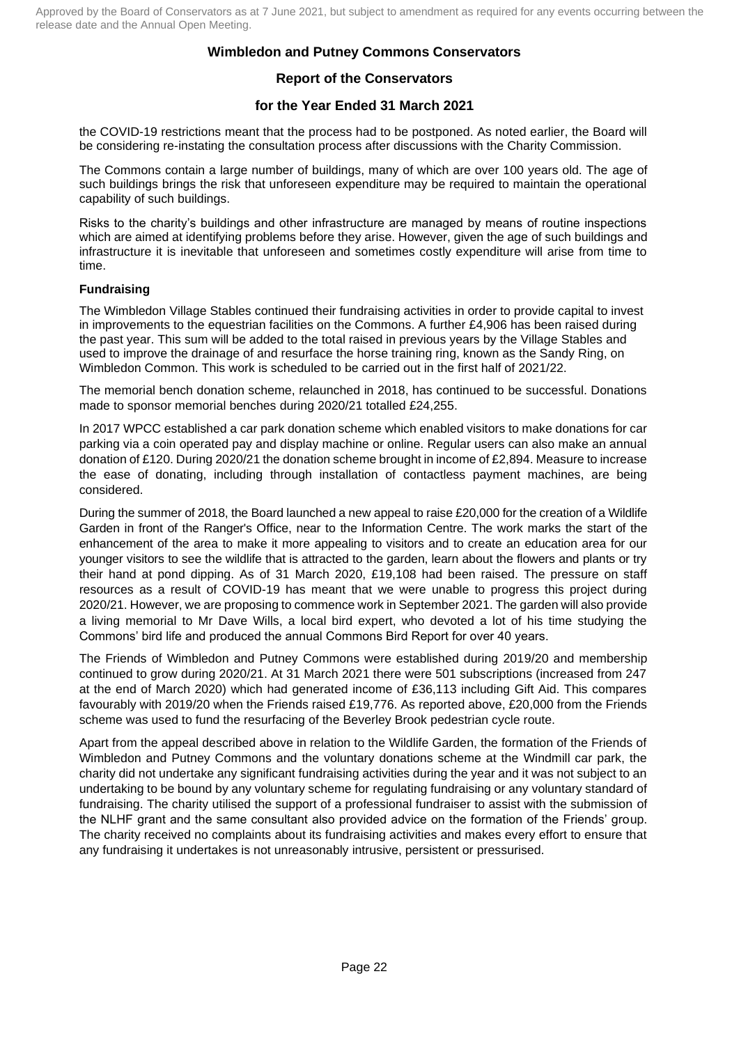the COVID-19 restrictions meant that the process had to be postponed. As noted earlier, the Board will be considering re-instating the consultation process after discussions with the Charity Commission.

The Commons contain a large number of buildings, many of which are over 100 years old. The age of such buildings brings the risk that unforeseen expenditure may be required to maintain the operational capability of such buildings.

Risks to the charity's buildings and other infrastructure are managed by means of routine inspections which are aimed at identifying problems before they arise. However, given the age of such buildings and infrastructure it is inevitable that unforeseen and sometimes costly expenditure will arise from time to time.

**Fundraising**

The Wimbledon Village Stables continued their fundraising activities in order to provide capital to invest in improvements to the equestrian facilities on the Commons. A further £4,906 has been raised during the past year. This sum will be added to the total raised in previous years by the Village Stables and used to improve the drainage of and resurface the horse training ring, known as the Sandy Ring, on Wimbledon Common. This work is scheduled to be carried out in the first half of 2021/22.

The memorial bench donation scheme, relaunched in 2018, has continued to be successful. Donations made to sponsor memorial benches during 2020/21 totalled £24,255.

In 2017 WPCC established a car park donation scheme which enabled visitors to make donations for car parking via a coin operated pay and display machine or online. Regular users can also make an annual donation of £120. During 2020/21 the donation scheme brought in income of £2,894. Measure to increase the ease of donating, including through installation of contactless payment machines, are being considered.

During the summer of 2018, the Board launched a new appeal to raise £20,000 for the creation of a Wildlife Garden in front of the Ranger's Office, near to the Information Centre. The work marks the start of the enhancement of the area to make it more appealing to visitors and to create an education area for our younger visitors to see the wildlife that is attracted to the garden, learn about the flowers and plants or try their hand at pond dipping. As of 31 March 2020, £19,108 had been raised. The pressure on staff resources as a result of COVID-19 has meant that we were unable to progress this project during 2020/21. However, we are proposing to commence work in September 2021. The garden will also provide a living memorial to Mr Dave Wills, a local bird expert, who devoted a lot of his time studying the Commons' bird life and produced the annual Commons Bird Report for over 40 years.

The Friends of Wimbledon and Putney Commons were established during 2019/20 and membership continued to grow during 2020/21. At 31 March 2021 there were 501 subscriptions (increased from 247 at the end of March 2020) which had generated income of £36,113 including Gift Aid. This compares favourably with 2019/20 when the Friends raised £19,776. As reported above, £20,000 from the Friends scheme was used to fund the resurfacing of the Beverley Brook pedestrian cycle route.

Apart from the appeal described above in relation to the Wildlife Garden, the formation of the Friends of Wimbledon and Putney Commons and the voluntary donations scheme at the Windmill car park, the charity did not undertake any significant fundraising activities during the year and it was not subject to an undertaking to be bound by any voluntary scheme for regulating fundraising or any voluntary standard of fundraising. The charity utilised the support of a professional fundraiser to assist with the submission of the NLHF grant and the same consultant also provided advice on the formation of the Friends' group. The charity received no complaints about its fundraising activities and makes every effort to ensure that any fundraising it undertakes is not unreasonably intrusive, persistent or pressurised.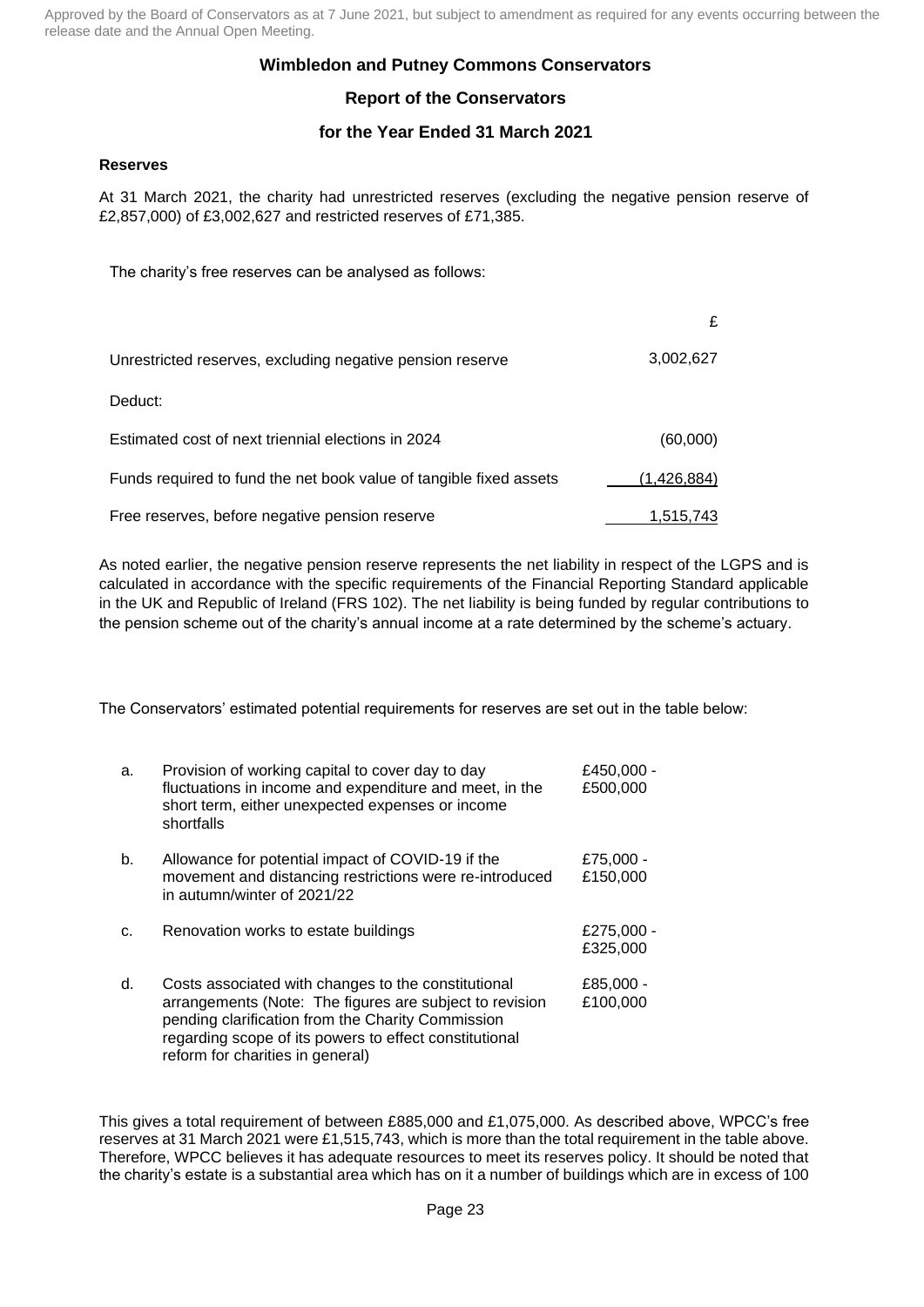Approved by the Board of Conservators as at 7 June 2021, but subject to amendment as required for any events occurring between the release date and the Annual Open Meeting.

# Wimbledon and Putney Commons Conservators

## Report of the Conservators

## for the Year Ended 31 March 2021

### Reserves

At 31 March 2021, the charity had unrestricted reserves (excluding the negative pension reserve of £2,857,000) of £3,002,627 and restricted reserves of £71,385.

The charity's free reserves can be analysed as follows:

| | £ |
|---|---|
| Unrestricted reserves, excluding negative pension reserve | 3,002,627 |
| Deduct: | |
| Estimated cost of next triennial elections in 2024 | (60,000) |
| Funds required to fund the net book value of tangible fixed assets | (1,426,884) |
| Free reserves, before negative pension reserve | 1,515,743 |

As noted earlier, the negative pension reserve represents the net liability in respect of the LGPS and is calculated in accordance with the specific requirements of the Financial Reporting Standard applicable in the UK and Republic of Ireland (FRS 102). The net liability is being funded by regular contributions to the pension scheme out of the charity's annual income at a rate determined by the scheme's actuary.

The Conservators' estimated potential requirements for reserves are set out in the table below:

| | | |
|---|---|---|
| a. | Provision of working capital to cover day to day fluctuations in income and expenditure and meet, in the short term, either unexpected expenses or income shortfalls | £450,000 - £500,000 |
| b. | Allowance for potential impact of COVID-19 if the movement and distancing restrictions were re-introduced in autumn/winter of 2021/22 | £75,000 - £150,000 |
| c. | Renovation works to estate buildings | £275,000 - £325,000 |
| d. | Costs associated with changes to the constitutional arrangements (Note: The figures are subject to revision pending clarification from the Charity Commission regarding scope of its powers to effect constitutional reform for charities in general) | £85,000 - £100,000 |

This gives a total requirement of between £885,000 and £1,075,000. As described above, WPCC's free reserves at 31 March 2021 were £1,515,743, which is more than the total requirement in the table above. Therefore, WPCC believes it has adequate resources to meet its reserves policy. It should be noted that the charity's estate is a substantial area which has on it a number of buildings which are in excess of 100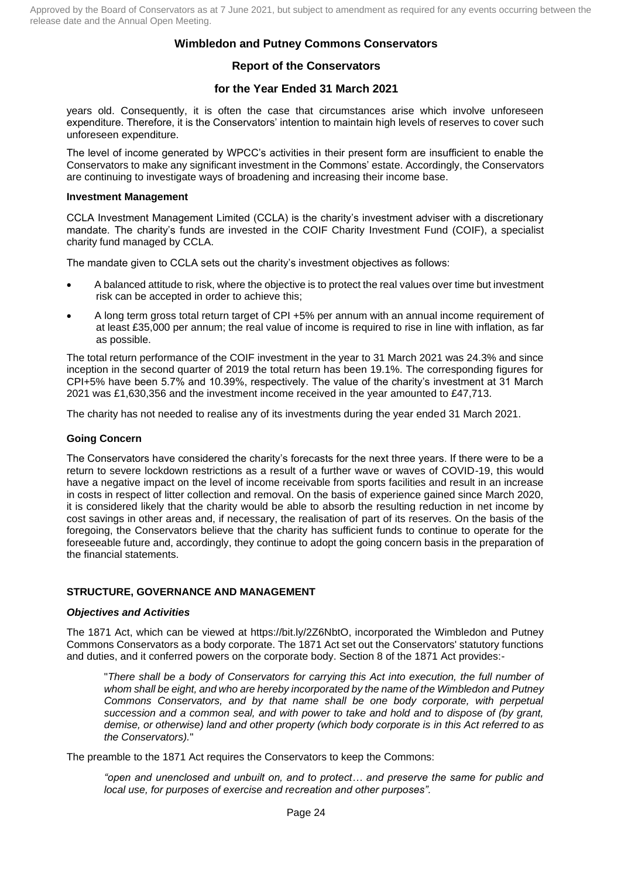years old. Consequently, it is often the case that circumstances arise which involve unforeseen expenditure. Therefore, it is the Conservators' intention to maintain high levels of reserves to cover such unforeseen expenditure.

The level of income generated by WPCC's activities in their present form are insufficient to enable the Conservators to make any significant investment in the Commons' estate. Accordingly, the Conservators are continuing to investigate ways of broadening and increasing their income base.

**Investment Management**

CCLA Investment Management Limited (CCLA) is the charity's investment adviser with a discretionary mandate. The charity's funds are invested in the COIF Charity Investment Fund (COIF), a specialist charity fund managed by CCLA.

The mandate given to CCLA sets out the charity's investment objectives as follows:

- A balanced attitude to risk, where the objective is to protect the real values over time but investment risk can be accepted in order to achieve this;
- A long term gross total return target of CPI +5% per annum with an annual income requirement of at least £35,000 per annum; the real value of income is required to rise in line with inflation, as far as possible.

The total return performance of the COIF investment in the year to 31 March 2021 was 24.3% and since inception in the second quarter of 2019 the total return has been 19.1%. The corresponding figures for CPI+5% have been 5.7% and 10.39%, respectively. The value of the charity's investment at 31 March 2021 was £1,630,356 and the investment income received in the year amounted to £47,713.

The charity has not needed to realise any of its investments during the year ended 31 March 2021.

**Going Concern**

The Conservators have considered the charity's forecasts for the next three years. If there were to be a return to severe lockdown restrictions as a result of a further wave or waves of COVID-19, this would have a negative impact on the level of income receivable from sports facilities and result in an increase in costs in respect of litter collection and removal. On the basis of experience gained since March 2020, it is considered likely that the charity would be able to absorb the resulting reduction in net income by cost savings in other areas and, if necessary, the realisation of part of its reserves. On the basis of the foregoing, the Conservators believe that the charity has sufficient funds to continue to operate for the foreseeable future and, accordingly, they continue to adopt the going concern basis in the preparation of the financial statements.

## STRUCTURE, GOVERNANCE AND MANAGEMENT

***Objectives and Activities***

The 1871 Act, which can be viewed at https://bit.ly/2Z6NbtO, incorporated the Wimbledon and Putney Commons Conservators as a body corporate. The 1871 Act set out the Conservators' statutory functions and duties, and it conferred powers on the corporate body. Section 8 of the 1871 Act provides:-

> "*There shall be a body of Conservators for carrying this Act into execution, the full number of whom shall be eight, and who are hereby incorporated by the name of the Wimbledon and Putney Commons Conservators, and by that name shall be one body corporate, with perpetual succession and a common seal, and with power to take and hold and to dispose of (by grant, demise, or otherwise) land and other property (which body corporate is in this Act referred to as the Conservators).*"

The preamble to the 1871 Act requires the Conservators to keep the Commons:

> *"open and unenclosed and unbuilt on, and to protect… and preserve the same for public and local use, for purposes of exercise and recreation and other purposes".*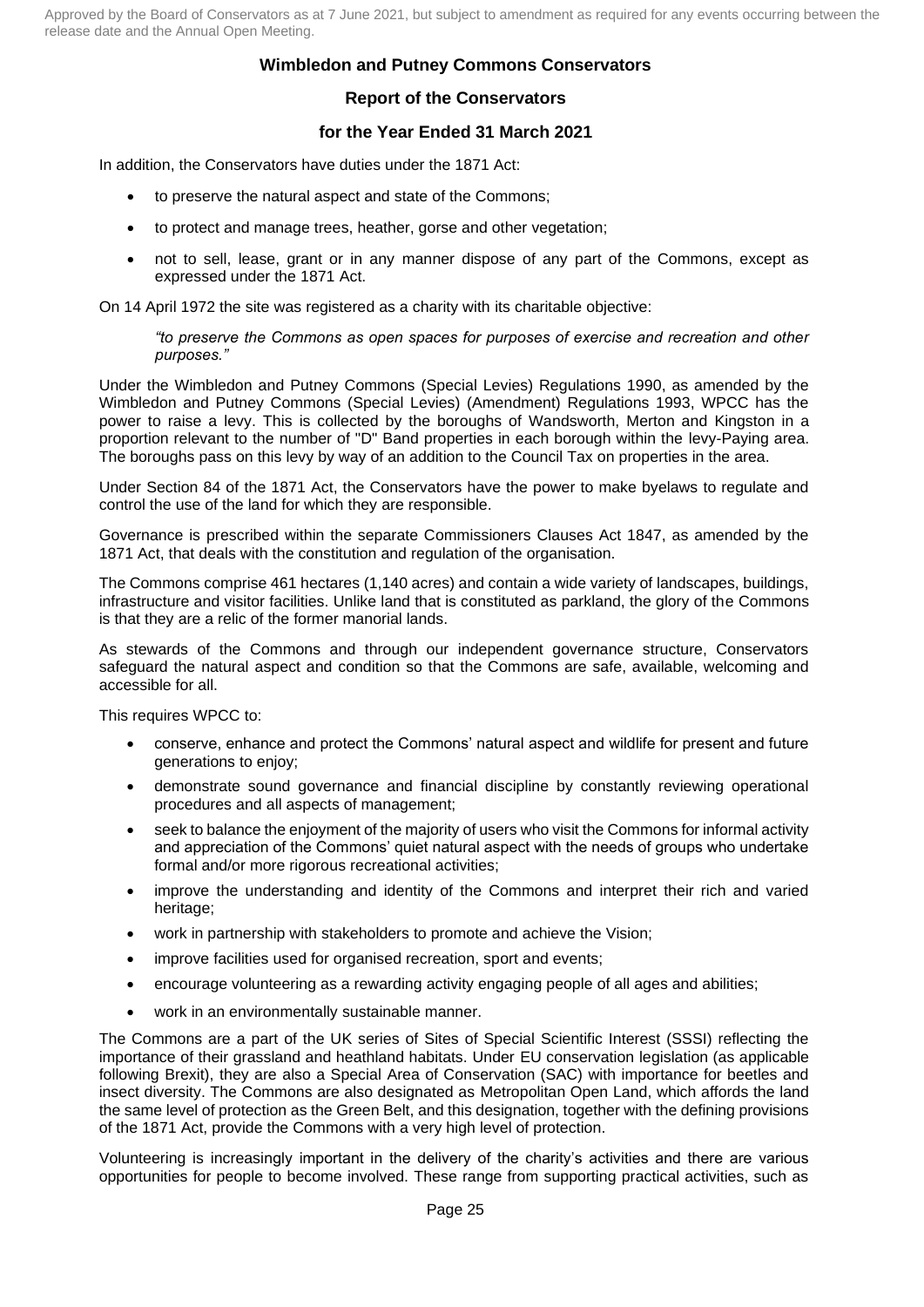**Wimbledon and Putney Commons Conservators**

**Report of the Conservators**

**for the Year Ended 31 March 2021**

In addition, the Conservators have duties under the 1871 Act:

- to preserve the natural aspect and state of the Commons;
- to protect and manage trees, heather, gorse and other vegetation;
- not to sell, lease, grant or in any manner dispose of any part of the Commons, except as expressed under the 1871 Act.

On 14 April 1972 the site was registered as a charity with its charitable objective:

> *"to preserve the Commons as open spaces for purposes of exercise and recreation and other purposes."*

Under the Wimbledon and Putney Commons (Special Levies) Regulations 1990, as amended by the Wimbledon and Putney Commons (Special Levies) (Amendment) Regulations 1993, WPCC has the power to raise a levy. This is collected by the boroughs of Wandsworth, Merton and Kingston in a proportion relevant to the number of "D" Band properties in each borough within the levy-Paying area. The boroughs pass on this levy by way of an addition to the Council Tax on properties in the area.

Under Section 84 of the 1871 Act, the Conservators have the power to make byelaws to regulate and control the use of the land for which they are responsible.

Governance is prescribed within the separate Commissioners Clauses Act 1847, as amended by the 1871 Act, that deals with the constitution and regulation of the organisation.

The Commons comprise 461 hectares (1,140 acres) and contain a wide variety of landscapes, buildings, infrastructure and visitor facilities. Unlike land that is constituted as parkland, the glory of the Commons is that they are a relic of the former manorial lands.

As stewards of the Commons and through our independent governance structure, Conservators safeguard the natural aspect and condition so that the Commons are safe, available, welcoming and accessible for all.

This requires WPCC to:

- conserve, enhance and protect the Commons' natural aspect and wildlife for present and future generations to enjoy;
- demonstrate sound governance and financial discipline by constantly reviewing operational procedures and all aspects of management;
- seek to balance the enjoyment of the majority of users who visit the Commons for informal activity and appreciation of the Commons' quiet natural aspect with the needs of groups who undertake formal and/or more rigorous recreational activities;
- improve the understanding and identity of the Commons and interpret their rich and varied heritage;
- work in partnership with stakeholders to promote and achieve the Vision;
- improve facilities used for organised recreation, sport and events;
- encourage volunteering as a rewarding activity engaging people of all ages and abilities;
- work in an environmentally sustainable manner.

The Commons are a part of the UK series of Sites of Special Scientific Interest (SSSI) reflecting the importance of their grassland and heathland habitats. Under EU conservation legislation (as applicable following Brexit), they are also a Special Area of Conservation (SAC) with importance for beetles and insect diversity. The Commons are also designated as Metropolitan Open Land, which affords the land the same level of protection as the Green Belt, and this designation, together with the defining provisions of the 1871 Act, provide the Commons with a very high level of protection.

Volunteering is increasingly important in the delivery of the charity's activities and there are various opportunities for people to become involved. These range from supporting practical activities, such as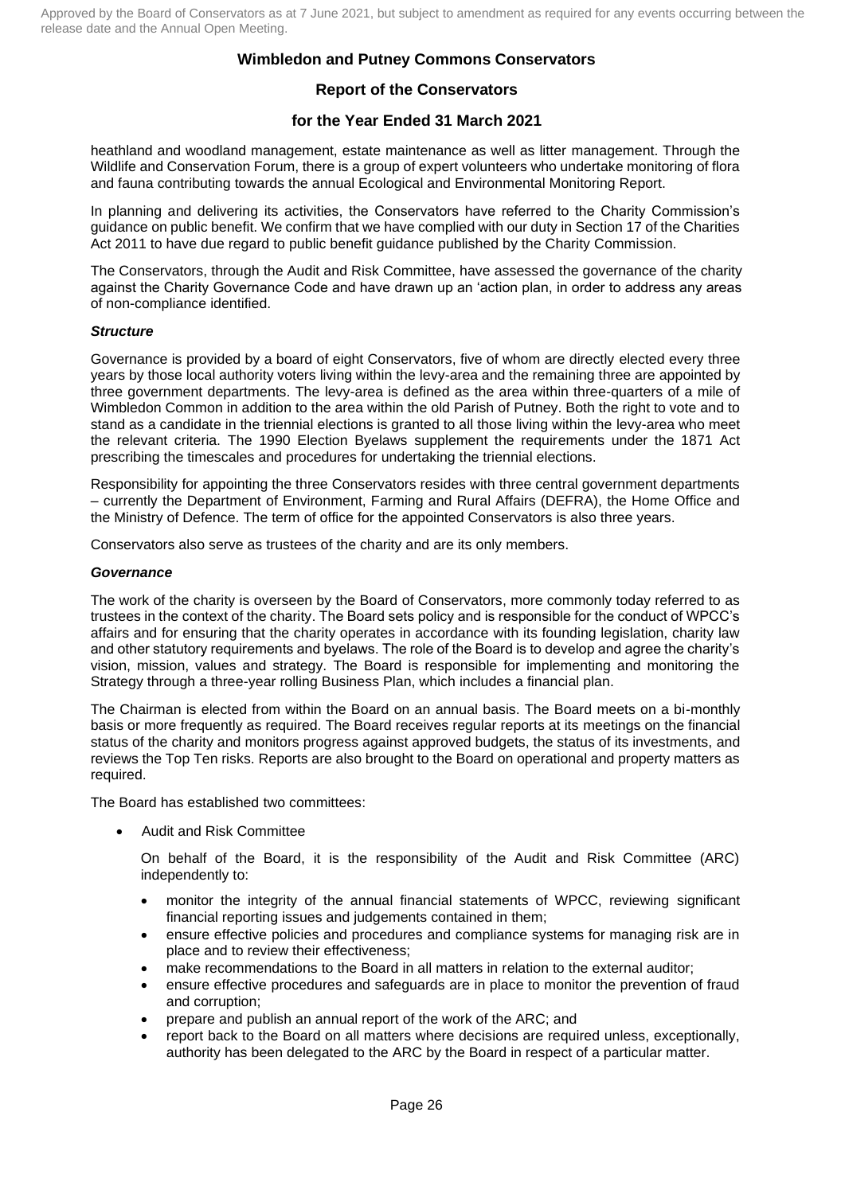heathland and woodland management, estate maintenance as well as litter management. Through the Wildlife and Conservation Forum, there is a group of expert volunteers who undertake monitoring of flora and fauna contributing towards the annual Ecological and Environmental Monitoring Report.

In planning and delivering its activities, the Conservators have referred to the Charity Commission's guidance on public benefit. We confirm that we have complied with our duty in Section 17 of the Charities Act 2011 to have due regard to public benefit guidance published by the Charity Commission.

The Conservators, through the Audit and Risk Committee, have assessed the governance of the charity against the Charity Governance Code and have drawn up an 'action plan, in order to address any areas of non-compliance identified.

### *Structure*

Governance is provided by a board of eight Conservators, five of whom are directly elected every three years by those local authority voters living within the levy-area and the remaining three are appointed by three government departments. The levy-area is defined as the area within three-quarters of a mile of Wimbledon Common in addition to the area within the old Parish of Putney. Both the right to vote and to stand as a candidate in the triennial elections is granted to all those living within the levy-area who meet the relevant criteria. The 1990 Election Byelaws supplement the requirements under the 1871 Act prescribing the timescales and procedures for undertaking the triennial elections.

Responsibility for appointing the three Conservators resides with three central government departments – currently the Department of Environment, Farming and Rural Affairs (DEFRA), the Home Office and the Ministry of Defence. The term of office for the appointed Conservators is also three years.

Conservators also serve as trustees of the charity and are its only members.

### *Governance*

The work of the charity is overseen by the Board of Conservators, more commonly today referred to as trustees in the context of the charity. The Board sets policy and is responsible for the conduct of WPCC's affairs and for ensuring that the charity operates in accordance with its founding legislation, charity law and other statutory requirements and byelaws. The role of the Board is to develop and agree the charity's vision, mission, values and strategy. The Board is responsible for implementing and monitoring the Strategy through a three-year rolling Business Plan, which includes a financial plan.

The Chairman is elected from within the Board on an annual basis. The Board meets on a bi-monthly basis or more frequently as required. The Board receives regular reports at its meetings on the financial status of the charity and monitors progress against approved budgets, the status of its investments, and reviews the Top Ten risks. Reports are also brought to the Board on operational and property matters as required.

The Board has established two committees:

- Audit and Risk Committee

  On behalf of the Board, it is the responsibility of the Audit and Risk Committee (ARC) independently to:

  - monitor the integrity of the annual financial statements of WPCC, reviewing significant financial reporting issues and judgements contained in them;
  - ensure effective policies and procedures and compliance systems for managing risk are in place and to review their effectiveness;
  - make recommendations to the Board in all matters in relation to the external auditor;
  - ensure effective procedures and safeguards are in place to monitor the prevention of fraud and corruption;
  - prepare and publish an annual report of the work of the ARC; and
  - report back to the Board on all matters where decisions are required unless, exceptionally, authority has been delegated to the ARC by the Board in respect of a particular matter.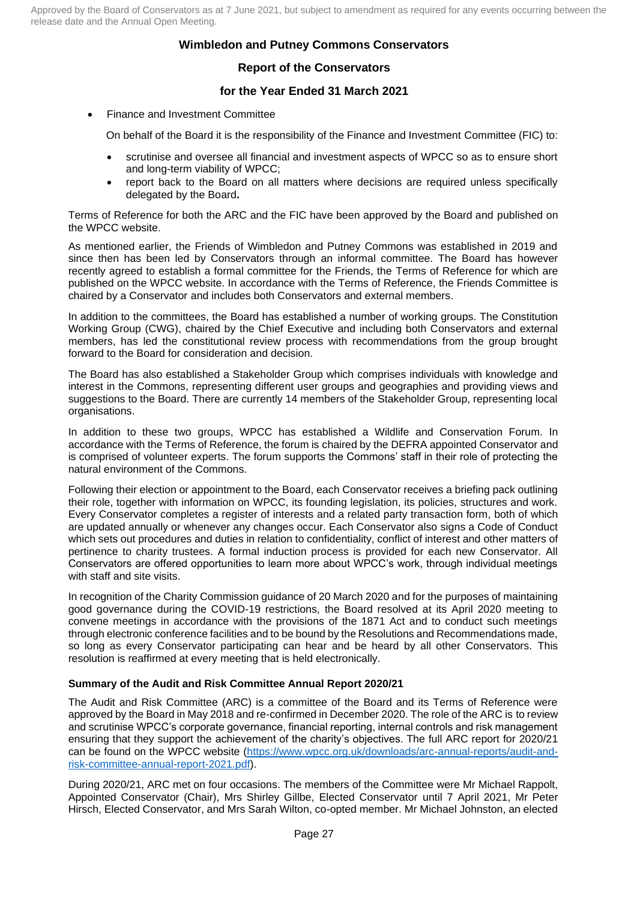- Finance and Investment Committee

  On behalf of the Board it is the responsibility of the Finance and Investment Committee (FIC) to:

  - scrutinise and oversee all financial and investment aspects of WPCC so as to ensure short and long-term viability of WPCC;
  - report back to the Board on all matters where decisions are required unless specifically delegated by the Board**.**

Terms of Reference for both the ARC and the FIC have been approved by the Board and published on the WPCC website.

As mentioned earlier, the Friends of Wimbledon and Putney Commons was established in 2019 and since then has been led by Conservators through an informal committee. The Board has however recently agreed to establish a formal committee for the Friends, the Terms of Reference for which are published on the WPCC website. In accordance with the Terms of Reference, the Friends Committee is chaired by a Conservator and includes both Conservators and external members.

In addition to the committees, the Board has established a number of working groups. The Constitution Working Group (CWG), chaired by the Chief Executive and including both Conservators and external members, has led the constitutional review process with recommendations from the group brought forward to the Board for consideration and decision.

The Board has also established a Stakeholder Group which comprises individuals with knowledge and interest in the Commons, representing different user groups and geographies and providing views and suggestions to the Board. There are currently 14 members of the Stakeholder Group, representing local organisations.

In addition to these two groups, WPCC has established a Wildlife and Conservation Forum. In accordance with the Terms of Reference, the forum is chaired by the DEFRA appointed Conservator and is comprised of volunteer experts. The forum supports the Commons' staff in their role of protecting the natural environment of the Commons.

Following their election or appointment to the Board, each Conservator receives a briefing pack outlining their role, together with information on WPCC, its founding legislation, its policies, structures and work. Every Conservator completes a register of interests and a related party transaction form, both of which are updated annually or whenever any changes occur. Each Conservator also signs a Code of Conduct which sets out procedures and duties in relation to confidentiality, conflict of interest and other matters of pertinence to charity trustees. A formal induction process is provided for each new Conservator. All Conservators are offered opportunities to learn more about WPCC's work, through individual meetings with staff and site visits.

In recognition of the Charity Commission guidance of 20 March 2020 and for the purposes of maintaining good governance during the COVID-19 restrictions, the Board resolved at its April 2020 meeting to convene meetings in accordance with the provisions of the 1871 Act and to conduct such meetings through electronic conference facilities and to be bound by the Resolutions and Recommendations made, so long as every Conservator participating can hear and be heard by all other Conservators. This resolution is reaffirmed at every meeting that is held electronically.

### Summary of the Audit and Risk Committee Annual Report 2020/21

The Audit and Risk Committee (ARC) is a committee of the Board and its Terms of Reference were approved by the Board in May 2018 and re-confirmed in December 2020. The role of the ARC is to review and scrutinise WPCC's corporate governance, financial reporting, internal controls and risk management ensuring that they support the achievement of the charity's objectives. The full ARC report for 2020/21 can be found on the WPCC website (https://www.wpcc.org.uk/downloads/arc-annual-reports/audit-and-risk-committee-annual-report-2021.pdf).

During 2020/21, ARC met on four occasions. The members of the Committee were Mr Michael Rappolt, Appointed Conservator (Chair), Mrs Shirley Gillbe, Elected Conservator until 7 April 2021, Mr Peter Hirsch, Elected Conservator, and Mrs Sarah Wilton, co-opted member. Mr Michael Johnston, an elected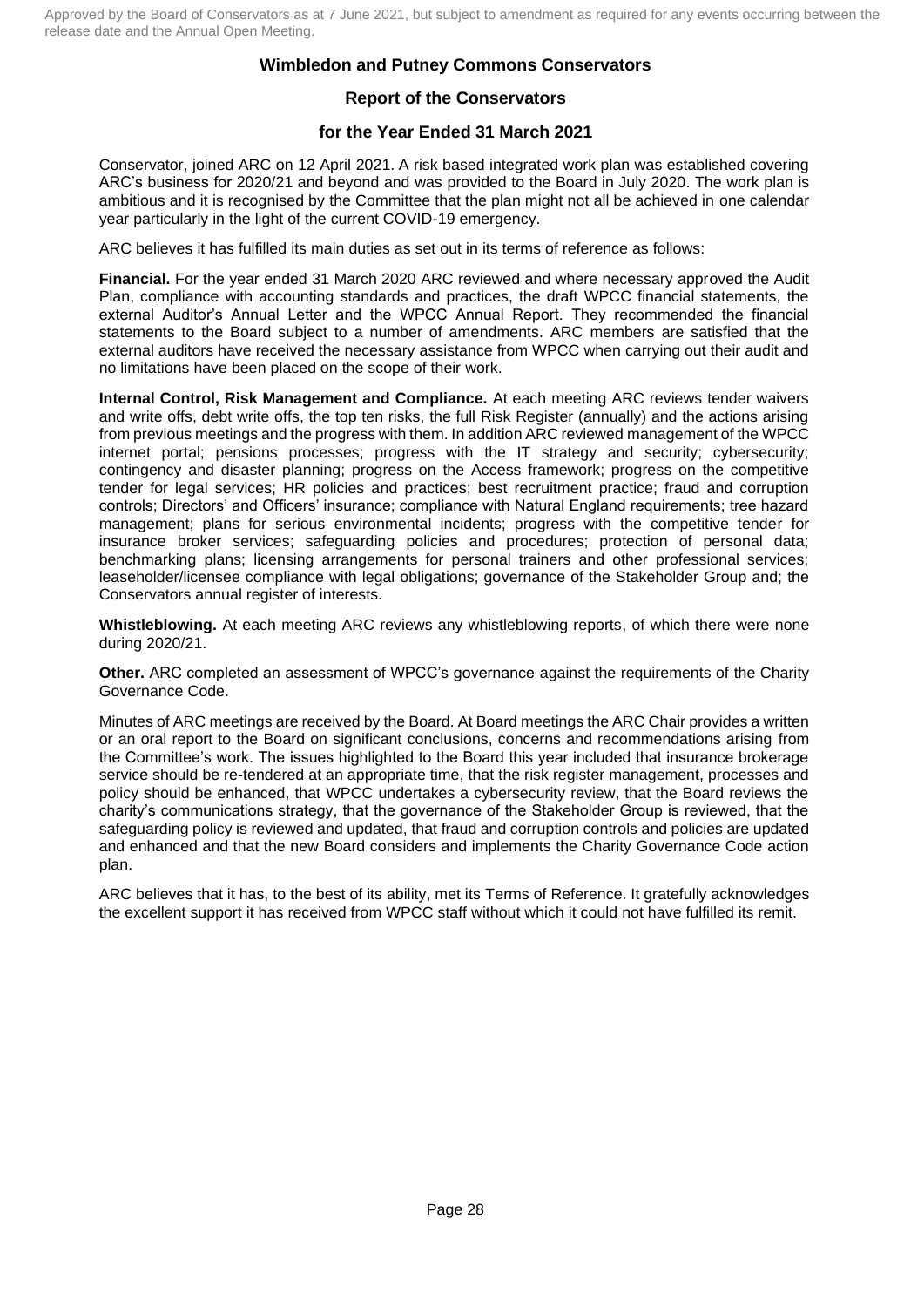Conservator, joined ARC on 12 April 2021. A risk based integrated work plan was established covering ARC's business for 2020/21 and beyond and was provided to the Board in July 2020. The work plan is ambitious and it is recognised by the Committee that the plan might not all be achieved in one calendar year particularly in the light of the current COVID-19 emergency.

ARC believes it has fulfilled its main duties as set out in its terms of reference as follows:

**Financial.** For the year ended 31 March 2020 ARC reviewed and where necessary approved the Audit Plan, compliance with accounting standards and practices, the draft WPCC financial statements, the external Auditor's Annual Letter and the WPCC Annual Report. They recommended the financial statements to the Board subject to a number of amendments. ARC members are satisfied that the external auditors have received the necessary assistance from WPCC when carrying out their audit and no limitations have been placed on the scope of their work.

**Internal Control, Risk Management and Compliance.** At each meeting ARC reviews tender waivers and write offs, debt write offs, the top ten risks, the full Risk Register (annually) and the actions arising from previous meetings and the progress with them. In addition ARC reviewed management of the WPCC internet portal; pensions processes; progress with the IT strategy and security; cybersecurity; contingency and disaster planning; progress on the Access framework; progress on the competitive tender for legal services; HR policies and practices; best recruitment practice; fraud and corruption controls; Directors' and Officers' insurance; compliance with Natural England requirements; tree hazard management; plans for serious environmental incidents; progress with the competitive tender for insurance broker services; safeguarding policies and procedures; protection of personal data; benchmarking plans; licensing arrangements for personal trainers and other professional services; leaseholder/licensee compliance with legal obligations; governance of the Stakeholder Group and; the Conservators annual register of interests.

**Whistleblowing.** At each meeting ARC reviews any whistleblowing reports, of which there were none during 2020/21.

**Other.** ARC completed an assessment of WPCC's governance against the requirements of the Charity Governance Code.

Minutes of ARC meetings are received by the Board. At Board meetings the ARC Chair provides a written or an oral report to the Board on significant conclusions, concerns and recommendations arising from the Committee's work. The issues highlighted to the Board this year included that insurance brokerage service should be re-tendered at an appropriate time, that the risk register management, processes and policy should be enhanced, that WPCC undertakes a cybersecurity review, that the Board reviews the charity's communications strategy, that the governance of the Stakeholder Group is reviewed, that the safeguarding policy is reviewed and updated, that fraud and corruption controls and policies are updated and enhanced and that the new Board considers and implements the Charity Governance Code action plan.

ARC believes that it has, to the best of its ability, met its Terms of Reference. It gratefully acknowledges the excellent support it has received from WPCC staff without which it could not have fulfilled its remit.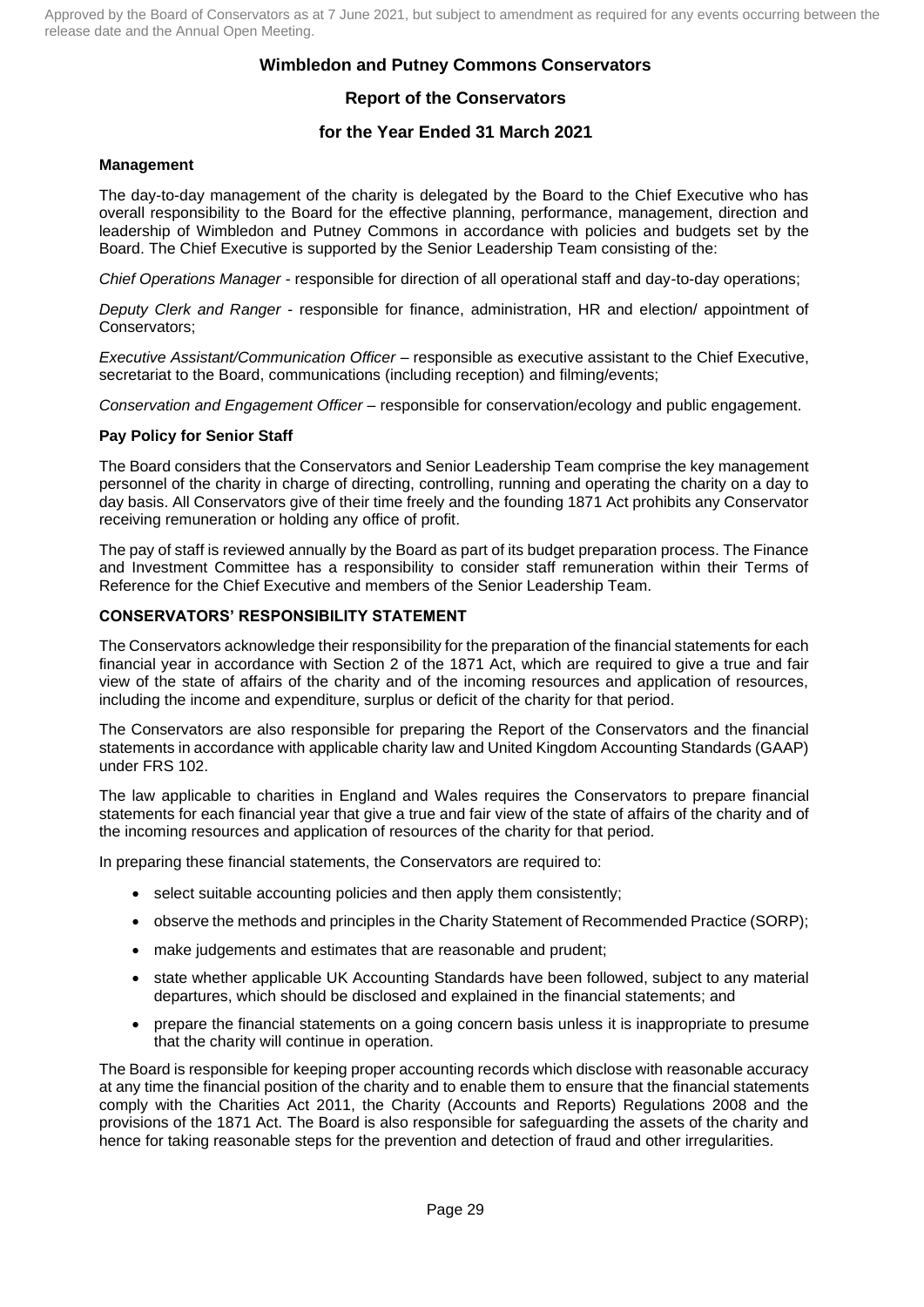Approved by the Board of Conservators as at 7 June 2021, but subject to amendment as required for any events occurring between the release date and the Annual Open Meeting.

**Wimbledon and Putney Commons Conservators**

**Report of the Conservators**

**for the Year Ended 31 March 2021**

#### Management

The day-to-day management of the charity is delegated by the Board to the Chief Executive who has overall responsibility to the Board for the effective planning, performance, management, direction and leadership of Wimbledon and Putney Commons in accordance with policies and budgets set by the Board. The Chief Executive is supported by the Senior Leadership Team consisting of the:

*Chief Operations Manager* - responsible for direction of all operational staff and day-to-day operations;

*Deputy Clerk and Ranger* - responsible for finance, administration, HR and election/ appointment of Conservators;

*Executive Assistant/Communication Officer* – responsible as executive assistant to the Chief Executive, secretariat to the Board, communications (including reception) and filming/events;

*Conservation and Engagement Officer* – responsible for conservation/ecology and public engagement.

#### Pay Policy for Senior Staff

The Board considers that the Conservators and Senior Leadership Team comprise the key management personnel of the charity in charge of directing, controlling, running and operating the charity on a day to day basis. All Conservators give of their time freely and the founding 1871 Act prohibits any Conservator receiving remuneration or holding any office of profit.

The pay of staff is reviewed annually by the Board as part of its budget preparation process. The Finance and Investment Committee has a responsibility to consider staff remuneration within their Terms of Reference for the Chief Executive and members of the Senior Leadership Team.

#### CONSERVATORS' RESPONSIBILITY STATEMENT

The Conservators acknowledge their responsibility for the preparation of the financial statements for each financial year in accordance with Section 2 of the 1871 Act, which are required to give a true and fair view of the state of affairs of the charity and of the incoming resources and application of resources, including the income and expenditure, surplus or deficit of the charity for that period.

The Conservators are also responsible for preparing the Report of the Conservators and the financial statements in accordance with applicable charity law and United Kingdom Accounting Standards (GAAP) under FRS 102.

The law applicable to charities in England and Wales requires the Conservators to prepare financial statements for each financial year that give a true and fair view of the state of affairs of the charity and of the incoming resources and application of resources of the charity for that period.

In preparing these financial statements, the Conservators are required to:

- select suitable accounting policies and then apply them consistently;
- observe the methods and principles in the Charity Statement of Recommended Practice (SORP);
- make judgements and estimates that are reasonable and prudent;
- state whether applicable UK Accounting Standards have been followed, subject to any material departures, which should be disclosed and explained in the financial statements; and
- prepare the financial statements on a going concern basis unless it is inappropriate to presume that the charity will continue in operation.

The Board is responsible for keeping proper accounting records which disclose with reasonable accuracy at any time the financial position of the charity and to enable them to ensure that the financial statements comply with the Charities Act 2011, the Charity (Accounts and Reports) Regulations 2008 and the provisions of the 1871 Act. The Board is also responsible for safeguarding the assets of the charity and hence for taking reasonable steps for the prevention and detection of fraud and other irregularities.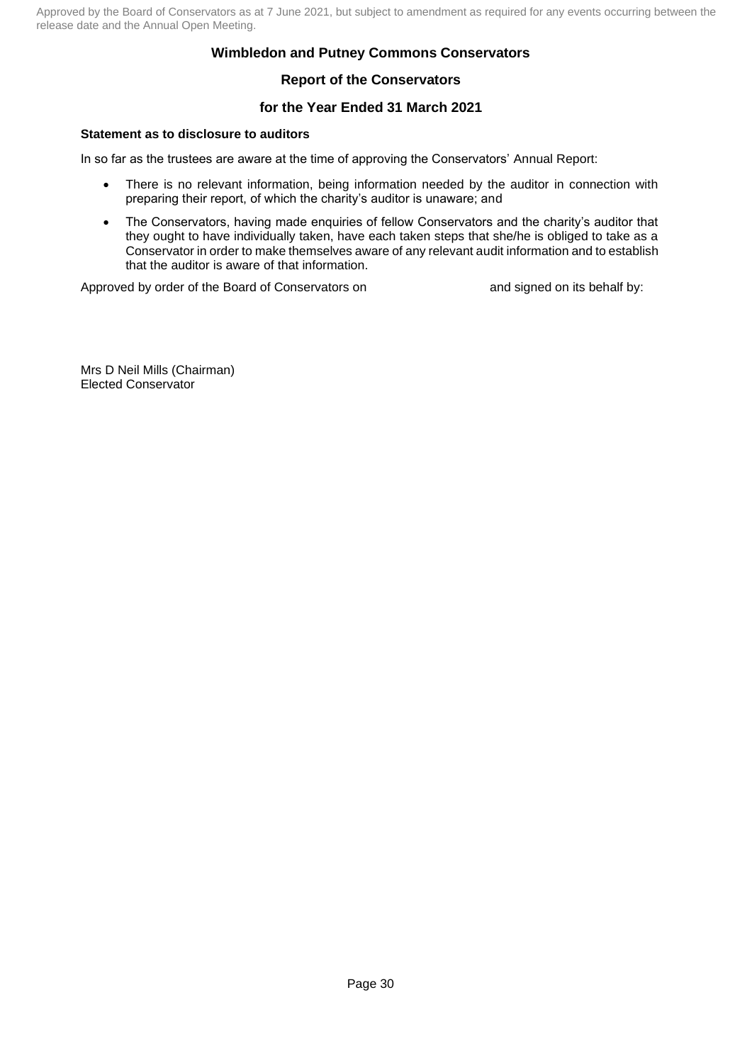Approved by the Board of Conservators as at 7 June 2021, but subject to amendment as required for any events occurring between the release date and the Annual Open Meeting.

## Wimbledon and Putney Commons Conservators

## Report of the Conservators

## for the Year Ended 31 March 2021

**Statement as to disclosure to auditors**

In so far as the trustees are aware at the time of approving the Conservators' Annual Report:

- There is no relevant information, being information needed by the auditor in connection with preparing their report, of which the charity's auditor is unaware; and
- The Conservators, having made enquiries of fellow Conservators and the charity's auditor that they ought to have individually taken, have each taken steps that she/he is obliged to take as a Conservator in order to make themselves aware of any relevant audit information and to establish that the auditor is aware of that information.

Approved by order of the Board of Conservators on and signed on its behalf by:

Mrs D Neil Mills (Chairman)
Elected Conservator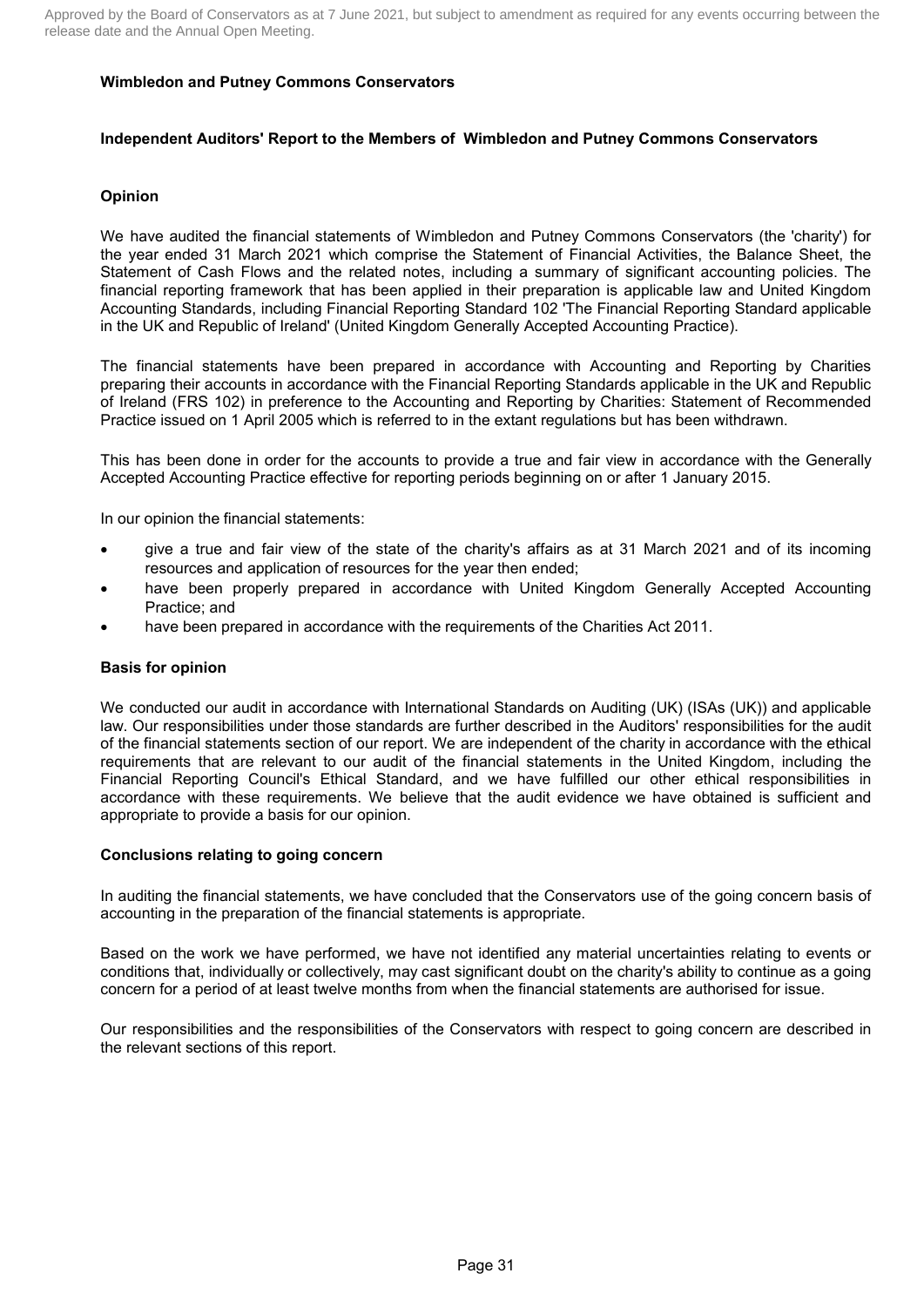Approved by the Board of Conservators as at 7 June 2021, but subject to amendment as required for any events occurring between the release date and the Annual Open Meeting.

**Wimbledon and Putney Commons Conservators**

**Independent Auditors' Report to the Members of Wimbledon and Putney Commons Conservators**

**Opinion**

We have audited the financial statements of Wimbledon and Putney Commons Conservators (the 'charity') for the year ended 31 March 2021 which comprise the Statement of Financial Activities, the Balance Sheet, the Statement of Cash Flows and the related notes, including a summary of significant accounting policies. The financial reporting framework that has been applied in their preparation is applicable law and United Kingdom Accounting Standards, including Financial Reporting Standard 102 'The Financial Reporting Standard applicable in the UK and Republic of Ireland' (United Kingdom Generally Accepted Accounting Practice).

The financial statements have been prepared in accordance with Accounting and Reporting by Charities preparing their accounts in accordance with the Financial Reporting Standards applicable in the UK and Republic of Ireland (FRS 102) in preference to the Accounting and Reporting by Charities: Statement of Recommended Practice issued on 1 April 2005 which is referred to in the extant regulations but has been withdrawn.

This has been done in order for the accounts to provide a true and fair view in accordance with the Generally Accepted Accounting Practice effective for reporting periods beginning on or after 1 January 2015.

In our opinion the financial statements:

- give a true and fair view of the state of the charity's affairs as at 31 March 2021 and of its incoming resources and application of resources for the year then ended;
- have been properly prepared in accordance with United Kingdom Generally Accepted Accounting Practice; and
- have been prepared in accordance with the requirements of the Charities Act 2011.

**Basis for opinion**

We conducted our audit in accordance with International Standards on Auditing (UK) (ISAs (UK)) and applicable law. Our responsibilities under those standards are further described in the Auditors' responsibilities for the audit of the financial statements section of our report. We are independent of the charity in accordance with the ethical requirements that are relevant to our audit of the financial statements in the United Kingdom, including the Financial Reporting Council's Ethical Standard, and we have fulfilled our other ethical responsibilities in accordance with these requirements. We believe that the audit evidence we have obtained is sufficient and appropriate to provide a basis for our opinion.

**Conclusions relating to going concern**

In auditing the financial statements, we have concluded that the Conservators use of the going concern basis of accounting in the preparation of the financial statements is appropriate.

Based on the work we have performed, we have not identified any material uncertainties relating to events or conditions that, individually or collectively, may cast significant doubt on the charity's ability to continue as a going concern for a period of at least twelve months from when the financial statements are authorised for issue.

Our responsibilities and the responsibilities of the Conservators with respect to going concern are described in the relevant sections of this report.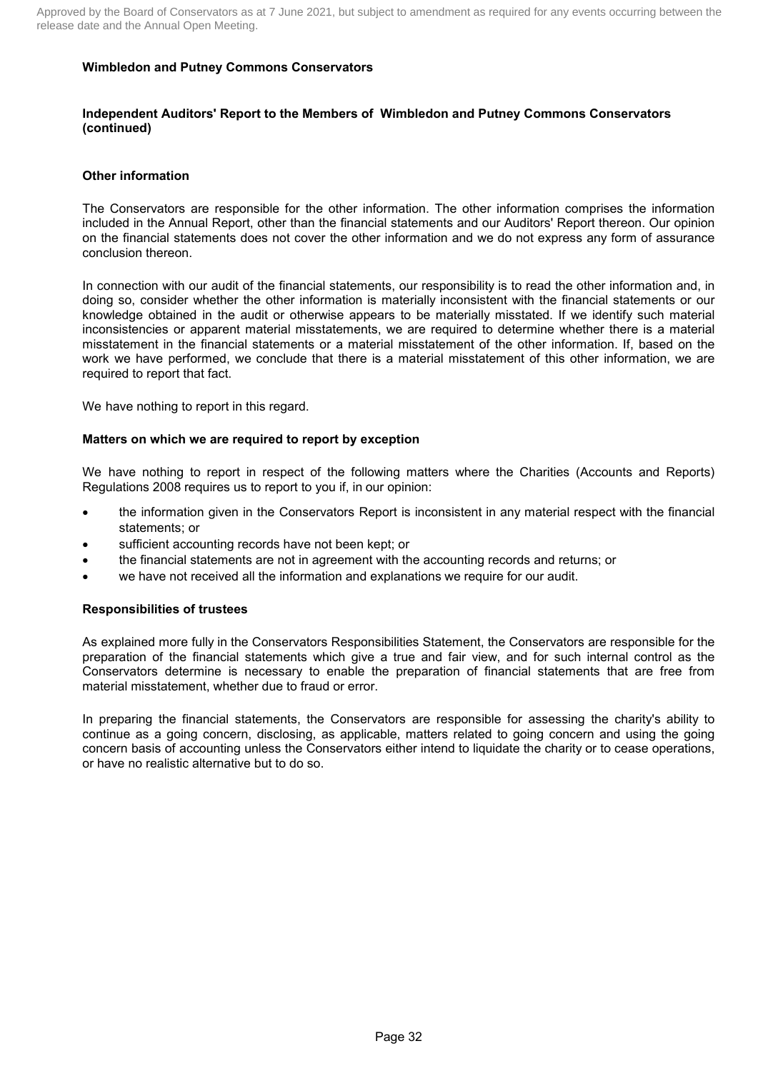**Wimbledon and Putney Commons Conservators**

**Independent Auditors' Report to the Members of Wimbledon and Putney Commons Conservators (continued)**

**Other information**

The Conservators are responsible for the other information. The other information comprises the information included in the Annual Report, other than the financial statements and our Auditors' Report thereon. Our opinion on the financial statements does not cover the other information and we do not express any form of assurance conclusion thereon.

In connection with our audit of the financial statements, our responsibility is to read the other information and, in doing so, consider whether the other information is materially inconsistent with the financial statements or our knowledge obtained in the audit or otherwise appears to be materially misstated. If we identify such material inconsistencies or apparent material misstatements, we are required to determine whether there is a material misstatement in the financial statements or a material misstatement of the other information. If, based on the work we have performed, we conclude that there is a material misstatement of this other information, we are required to report that fact.

We have nothing to report in this regard.

**Matters on which we are required to report by exception**

We have nothing to report in respect of the following matters where the Charities (Accounts and Reports) Regulations 2008 requires us to report to you if, in our opinion:

- the information given in the Conservators Report is inconsistent in any material respect with the financial statements; or
- sufficient accounting records have not been kept; or
- the financial statements are not in agreement with the accounting records and returns; or
- we have not received all the information and explanations we require for our audit.

**Responsibilities of trustees**

As explained more fully in the Conservators Responsibilities Statement, the Conservators are responsible for the preparation of the financial statements which give a true and fair view, and for such internal control as the Conservators determine is necessary to enable the preparation of financial statements that are free from material misstatement, whether due to fraud or error.

In preparing the financial statements, the Conservators are responsible for assessing the charity's ability to continue as a going concern, disclosing, as applicable, matters related to going concern and using the going concern basis of accounting unless the Conservators either intend to liquidate the charity or to cease operations, or have no realistic alternative but to do so.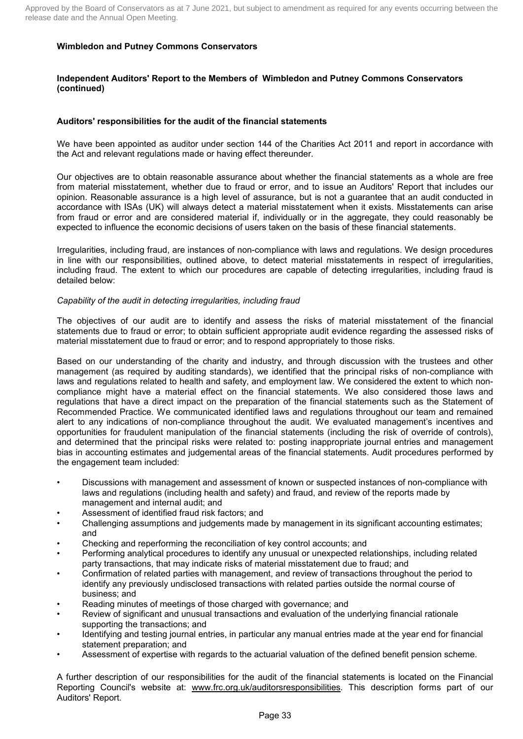Approved by the Board of Conservators as at 7 June 2021, but subject to amendment as required for any events occurring between the release date and the Annual Open Meeting.

**Wimbledon and Putney Commons Conservators**

**Independent Auditors' Report to the Members of Wimbledon and Putney Commons Conservators (continued)**

**Auditors' responsibilities for the audit of the financial statements**

We have been appointed as auditor under section 144 of the Charities Act 2011 and report in accordance with the Act and relevant regulations made or having effect thereunder.

Our objectives are to obtain reasonable assurance about whether the financial statements as a whole are free from material misstatement, whether due to fraud or error, and to issue an Auditors' Report that includes our opinion. Reasonable assurance is a high level of assurance, but is not a guarantee that an audit conducted in accordance with ISAs (UK) will always detect a material misstatement when it exists. Misstatements can arise from fraud or error and are considered material if, individually or in the aggregate, they could reasonably be expected to influence the economic decisions of users taken on the basis of these financial statements.

Irregularities, including fraud, are instances of non-compliance with laws and regulations. We design procedures in line with our responsibilities, outlined above, to detect material misstatements in respect of irregularities, including fraud. The extent to which our procedures are capable of detecting irregularities, including fraud is detailed below:

*Capability of the audit in detecting irregularities, including fraud*

The objectives of our audit are to identify and assess the risks of material misstatement of the financial statements due to fraud or error; to obtain sufficient appropriate audit evidence regarding the assessed risks of material misstatement due to fraud or error; and to respond appropriately to those risks.

Based on our understanding of the charity and industry, and through discussion with the trustees and other management (as required by auditing standards), we identified that the principal risks of non-compliance with laws and regulations related to health and safety, and employment law. We considered the extent to which non-compliance might have a material effect on the financial statements. We also considered those laws and regulations that have a direct impact on the preparation of the financial statements such as the Statement of Recommended Practice. We communicated identified laws and regulations throughout our team and remained alert to any indications of non-compliance throughout the audit. We evaluated management's incentives and opportunities for fraudulent manipulation of the financial statements (including the risk of override of controls), and determined that the principal risks were related to: posting inappropriate journal entries and management bias in accounting estimates and judgemental areas of the financial statements. Audit procedures performed by the engagement team included:

- Discussions with management and assessment of known or suspected instances of non-compliance with laws and regulations (including health and safety) and fraud, and review of the reports made by management and internal audit; and
- Assessment of identified fraud risk factors; and
- Challenging assumptions and judgements made by management in its significant accounting estimates; and
- Checking and reperforming the reconciliation of key control accounts; and
- Performing analytical procedures to identify any unusual or unexpected relationships, including related party transactions, that may indicate risks of material misstatement due to fraud; and
- Confirmation of related parties with management, and review of transactions throughout the period to identify any previously undisclosed transactions with related parties outside the normal course of business; and
- Reading minutes of meetings of those charged with governance; and
- Review of significant and unusual transactions and evaluation of the underlying financial rationale supporting the transactions; and
- Identifying and testing journal entries, in particular any manual entries made at the year end for financial statement preparation; and
- Assessment of expertise with regards to the actuarial valuation of the defined benefit pension scheme.

A further description of our responsibilities for the audit of the financial statements is located on the Financial Reporting Council's website at: www.frc.org.uk/auditorsresponsibilities. This description forms part of our Auditors' Report.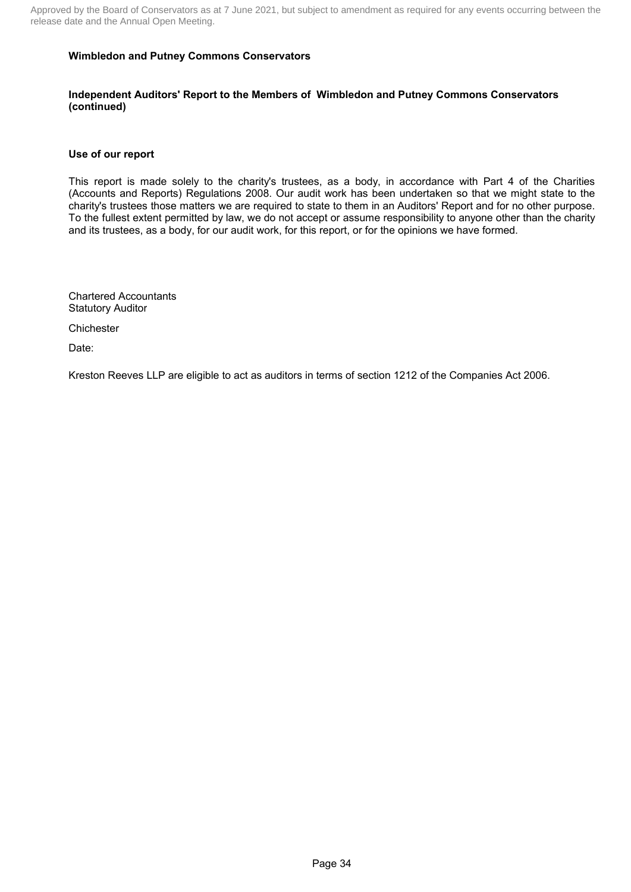Approved by the Board of Conservators as at 7 June 2021, but subject to amendment as required for any events occurring between the release date and the Annual Open Meeting.

**Wimbledon and Putney Commons Conservators**

**Independent Auditors' Report to the Members of Wimbledon and Putney Commons Conservators (continued)**

**Use of our report**

This report is made solely to the charity's trustees, as a body, in accordance with Part 4 of the Charities (Accounts and Reports) Regulations 2008. Our audit work has been undertaken so that we might state to the charity's trustees those matters we are required to state to them in an Auditors' Report and for no other purpose. To the fullest extent permitted by law, we do not accept or assume responsibility to anyone other than the charity and its trustees, as a body, for our audit work, for this report, or for the opinions we have formed.

Chartered Accountants
Statutory Auditor

Chichester

Date:

Kreston Reeves LLP are eligible to act as auditors in terms of section 1212 of the Companies Act 2006.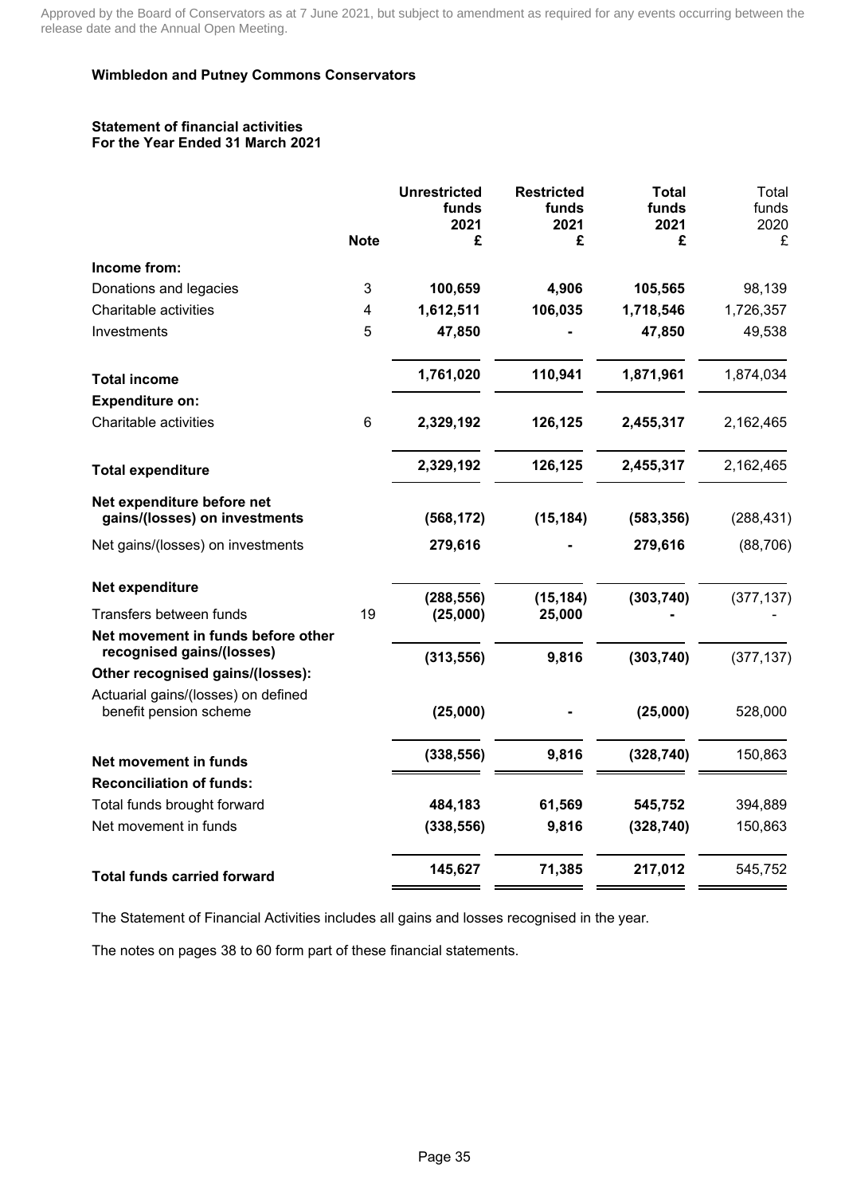Approved by the Board of Conservators as at 7 June 2021, but subject to amendment as required for any events occurring between the release date and the Annual Open Meeting.

**Wimbledon and Putney Commons Conservators**

**Statement of financial activities**
**For the Year Ended 31 March 2021**

| | Note | Unrestricted funds 2021 £ | Restricted funds 2021 £ | Total funds 2021 £ | Total funds 2020 £ |
|---|---|---|---|---|---|
| **Income from:** | | | | | |
| Donations and legacies | 3 | **100,659** | **4,906** | **105,565** | 98,139 |
| Charitable activities | 4 | **1,612,511** | **106,035** | **1,718,546** | 1,726,357 |
| Investments | 5 | **47,850** | **-** | **47,850** | 49,538 |
| **Total income** | | **1,761,020** | **110,941** | **1,871,961** | 1,874,034 |
| **Expenditure on:** | | | | | |
| Charitable activities | 6 | **2,329,192** | **126,125** | **2,455,317** | 2,162,465 |
| **Total expenditure** | | **2,329,192** | **126,125** | **2,455,317** | 2,162,465 |
| **Net expenditure before net gains/(losses) on investments** | | **(568,172)** | **(15,184)** | **(583,356)** | (288,431) |
| Net gains/(losses) on investments | | **279,616** | **-** | **279,616** | (88,706) |
| **Net expenditure** | | **(288,556)** | **(15,184)** | **(303,740)** | (377,137) |
| Transfers between funds | 19 | **(25,000)** | **25,000** | **-** | - |
| **Net movement in funds before other recognised gains/(losses)** | | **(313,556)** | **9,816** | **(303,740)** | (377,137) |
| **Other recognised gains/(losses):** | | | | | |
| Actuarial gains/(losses) on defined benefit pension scheme | | **(25,000)** | **-** | **(25,000)** | 528,000 |
| **Net movement in funds** | | **(338,556)** | **9,816** | **(328,740)** | 150,863 |
| **Reconciliation of funds:** | | | | | |
| Total funds brought forward | | **484,183** | **61,569** | **545,752** | 394,889 |
| Net movement in funds | | **(338,556)** | **9,816** | **(328,740)** | 150,863 |
| **Total funds carried forward** | | **145,627** | **71,385** | **217,012** | 545,752 |

The Statement of Financial Activities includes all gains and losses recognised in the year.

The notes on pages 38 to 60 form part of these financial statements.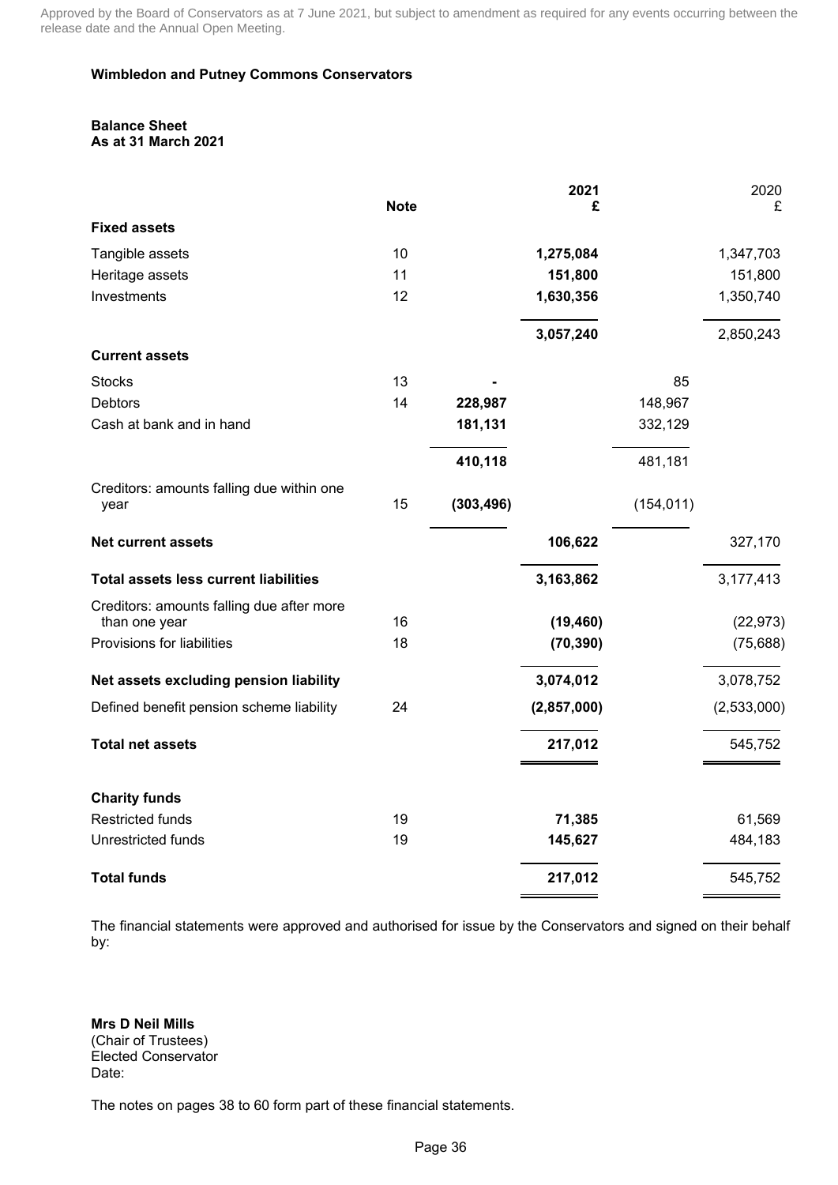Approved by the Board of Conservators as at 7 June 2021, but subject to amendment as required for any events occurring between the release date and the Annual Open Meeting.

**Wimbledon and Putney Commons Conservators**

**Balance Sheet**
**As at 31 March 2021**

| | Note | | 2021 £ | | 2020 £ |
|---|---|---|---|---|---|
| **Fixed assets** | | | | | |
| Tangible assets | 10 | | **1,275,084** | | 1,347,703 |
| Heritage assets | 11 | | **151,800** | | 151,800 |
| Investments | 12 | | **1,630,356** | | 1,350,740 |
| | | | **3,057,240** | | 2,850,243 |
| **Current assets** | | | | | |
| Stocks | 13 | **-** | | 85 | |
| Debtors | 14 | **228,987** | | 148,967 | |
| Cash at bank and in hand | | **181,131** | | 332,129 | |
| | | **410,118** | | 481,181 | |
| Creditors: amounts falling due within one year | 15 | **(303,496)** | | (154,011) | |
| **Net current assets** | | | **106,622** | | 327,170 |
| **Total assets less current liabilities** | | | **3,163,862** | | 3,177,413 |
| Creditors: amounts falling due after more than one year | 16 | | **(19,460)** | | (22,973) |
| Provisions for liabilities | 18 | | **(70,390)** | | (75,688) |
| **Net assets excluding pension liability** | | | **3,074,012** | | 3,078,752 |
| Defined benefit pension scheme liability | 24 | | **(2,857,000)** | | (2,533,000) |
| **Total net assets** | | | **217,012** | | 545,752 |
| **Charity funds** | | | | | |
| Restricted funds | 19 | | **71,385** | | 61,569 |
| Unrestricted funds | 19 | | **145,627** | | 484,183 |
| **Total funds** | | | **217,012** | | 545,752 |

The financial statements were approved and authorised for issue by the Conservators and signed on their behalf by:

**Mrs D Neil Mills**
(Chair of Trustees)
Elected Conservator
Date:

The notes on pages 38 to 60 form part of these financial statements.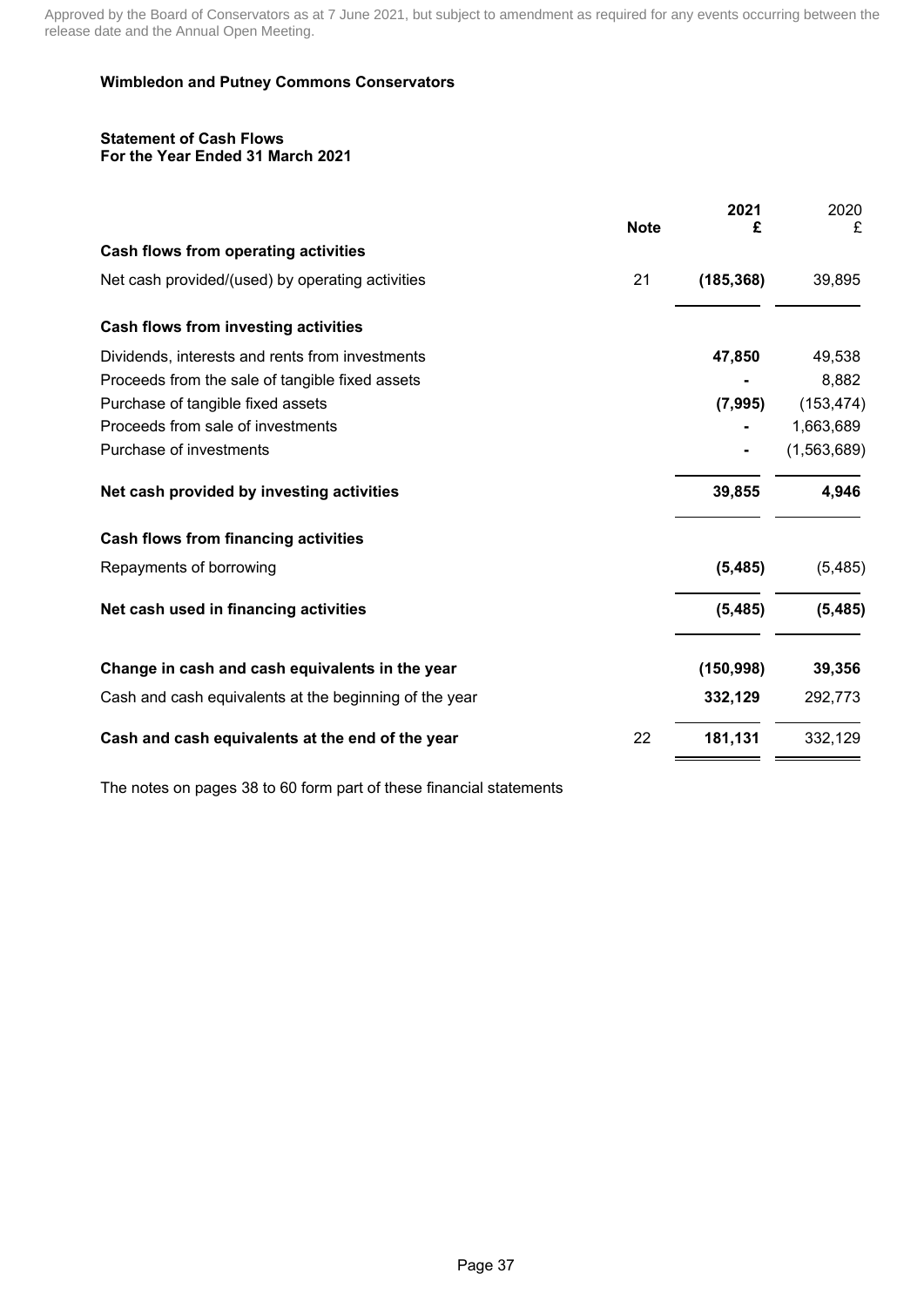Approved by the Board of Conservators as at 7 June 2021, but subject to amendment as required for any events occurring between the release date and the Annual Open Meeting.

**Wimbledon and Putney Commons Conservators**

**Statement of Cash Flows**
**For the Year Ended 31 March 2021**

| | Note | **2021 £** | 2020 £ |
|---|---|---|---|
| **Cash flows from operating activities** | | | |
| Net cash provided/(used) by operating activities | 21 | **(185,368)** | 39,895 |
| **Cash flows from investing activities** | | | |
| Dividends, interests and rents from investments | | **47,850** | 49,538 |
| Proceeds from the sale of tangible fixed assets | | **-** | 8,882 |
| Purchase of tangible fixed assets | | **(7,995)** | (153,474) |
| Proceeds from sale of investments | | **-** | 1,663,689 |
| Purchase of investments | | **-** | (1,563,689) |
| **Net cash provided by investing activities** | | **39,855** | **4,946** |
| **Cash flows from financing activities** | | | |
| Repayments of borrowing | | **(5,485)** | (5,485) |
| **Net cash used in financing activities** | | **(5,485)** | **(5,485)** |
| **Change in cash and cash equivalents in the year** | | **(150,998)** | **39,356** |
| Cash and cash equivalents at the beginning of the year | | **332,129** | 292,773 |
| **Cash and cash equivalents at the end of the year** | 22 | **181,131** | 332,129 |

The notes on pages 38 to 60 form part of these financial statements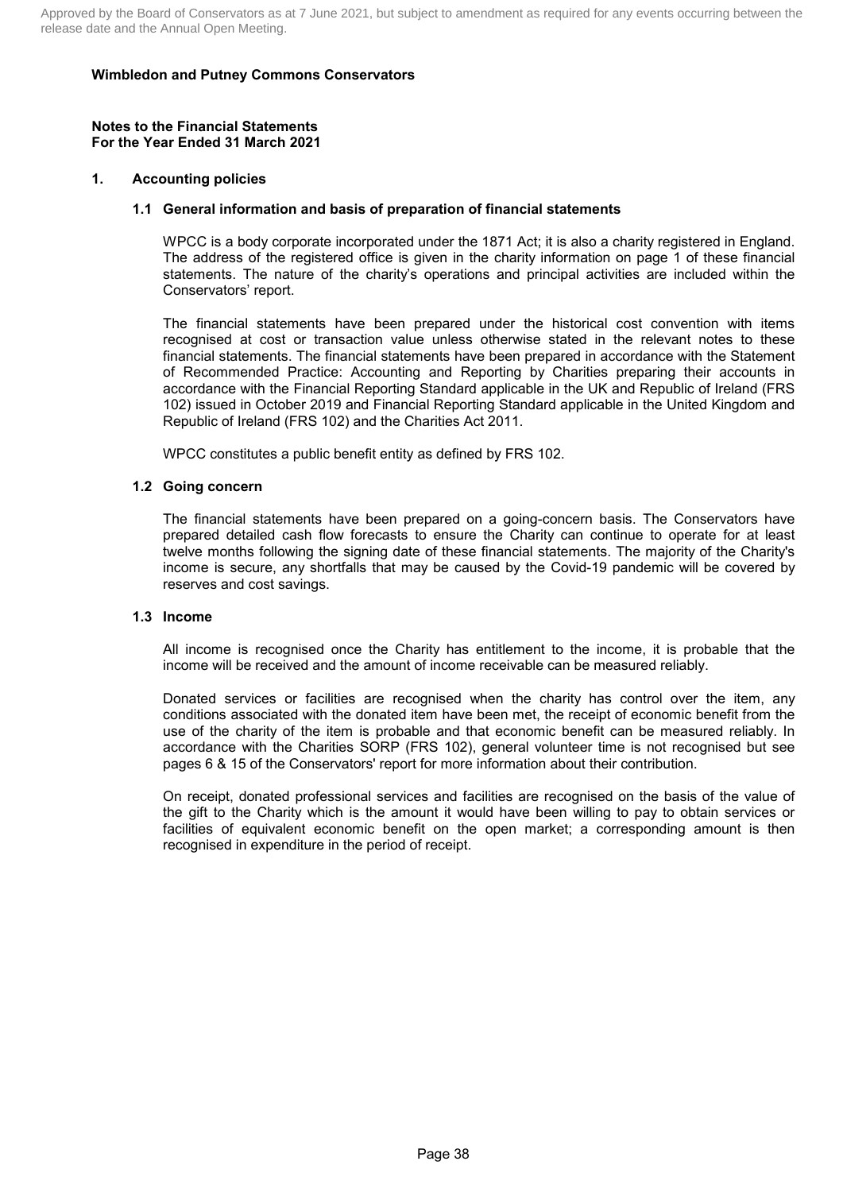Approved by the Board of Conservators as at 7 June 2021, but subject to amendment as required for any events occurring between the release date and the Annual Open Meeting.

**Wimbledon and Putney Commons Conservators**

**Notes to the Financial Statements**
**For the Year Ended 31 March 2021**

## 1. Accounting policies

### 1.1 General information and basis of preparation of financial statements

WPCC is a body corporate incorporated under the 1871 Act; it is also a charity registered in England. The address of the registered office is given in the charity information on page 1 of these financial statements. The nature of the charity's operations and principal activities are included within the Conservators' report.

The financial statements have been prepared under the historical cost convention with items recognised at cost or transaction value unless otherwise stated in the relevant notes to these financial statements. The financial statements have been prepared in accordance with the Statement of Recommended Practice: Accounting and Reporting by Charities preparing their accounts in accordance with the Financial Reporting Standard applicable in the UK and Republic of Ireland (FRS 102) issued in October 2019 and Financial Reporting Standard applicable in the United Kingdom and Republic of Ireland (FRS 102) and the Charities Act 2011.

WPCC constitutes a public benefit entity as defined by FRS 102.

### 1.2 Going concern

The financial statements have been prepared on a going-concern basis. The Conservators have prepared detailed cash flow forecasts to ensure the Charity can continue to operate for at least twelve months following the signing date of these financial statements. The majority of the Charity's income is secure, any shortfalls that may be caused by the Covid-19 pandemic will be covered by reserves and cost savings.

### 1.3 Income

All income is recognised once the Charity has entitlement to the income, it is probable that the income will be received and the amount of income receivable can be measured reliably.

Donated services or facilities are recognised when the charity has control over the item, any conditions associated with the donated item have been met, the receipt of economic benefit from the use of the charity of the item is probable and that economic benefit can be measured reliably. In accordance with the Charities SORP (FRS 102), general volunteer time is not recognised but see pages 6 & 15 of the Conservators' report for more information about their contribution.

On receipt, donated professional services and facilities are recognised on the basis of the value of the gift to the Charity which is the amount it would have been willing to pay to obtain services or facilities of equivalent economic benefit on the open market; a corresponding amount is then recognised in expenditure in the period of receipt.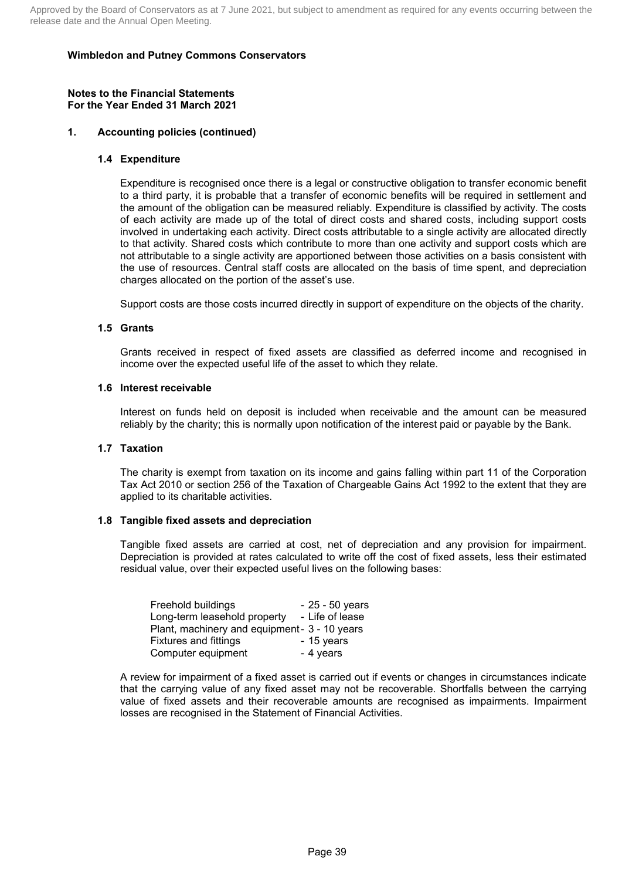**Wimbledon and Putney Commons Conservators**

**Notes to the Financial Statements**
**For the Year Ended 31 March 2021**

## 1. Accounting policies (continued)

### 1.4 Expenditure

Expenditure is recognised once there is a legal or constructive obligation to transfer economic benefit to a third party, it is probable that a transfer of economic benefits will be required in settlement and the amount of the obligation can be measured reliably. Expenditure is classified by activity. The costs of each activity are made up of the total of direct costs and shared costs, including support costs involved in undertaking each activity. Direct costs attributable to a single activity are allocated directly to that activity. Shared costs which contribute to more than one activity and support costs which are not attributable to a single activity are apportioned between those activities on a basis consistent with the use of resources. Central staff costs are allocated on the basis of time spent, and depreciation charges allocated on the portion of the asset's use.

Support costs are those costs incurred directly in support of expenditure on the objects of the charity.

### 1.5 Grants

Grants received in respect of fixed assets are classified as deferred income and recognised in income over the expected useful life of the asset to which they relate.

### 1.6 Interest receivable

Interest on funds held on deposit is included when receivable and the amount can be measured reliably by the charity; this is normally upon notification of the interest paid or payable by the Bank.

### 1.7 Taxation

The charity is exempt from taxation on its income and gains falling within part 11 of the Corporation Tax Act 2010 or section 256 of the Taxation of Chargeable Gains Act 1992 to the extent that they are applied to its charitable activities.

### 1.8 Tangible fixed assets and depreciation

Tangible fixed assets are carried at cost, net of depreciation and any provision for impairment. Depreciation is provided at rates calculated to write off the cost of fixed assets, less their estimated residual value, over their expected useful lives on the following bases:

| | |
|---|---|
| Freehold buildings | - 25 - 50 years |
| Long-term leasehold property | - Life of lease |
| Plant, machinery and equipment | - 3 - 10 years |
| Fixtures and fittings | - 15 years |
| Computer equipment | - 4 years |

A review for impairment of a fixed asset is carried out if events or changes in circumstances indicate that the carrying value of any fixed asset may not be recoverable. Shortfalls between the carrying value of fixed assets and their recoverable amounts are recognised as impairments. Impairment losses are recognised in the Statement of Financial Activities.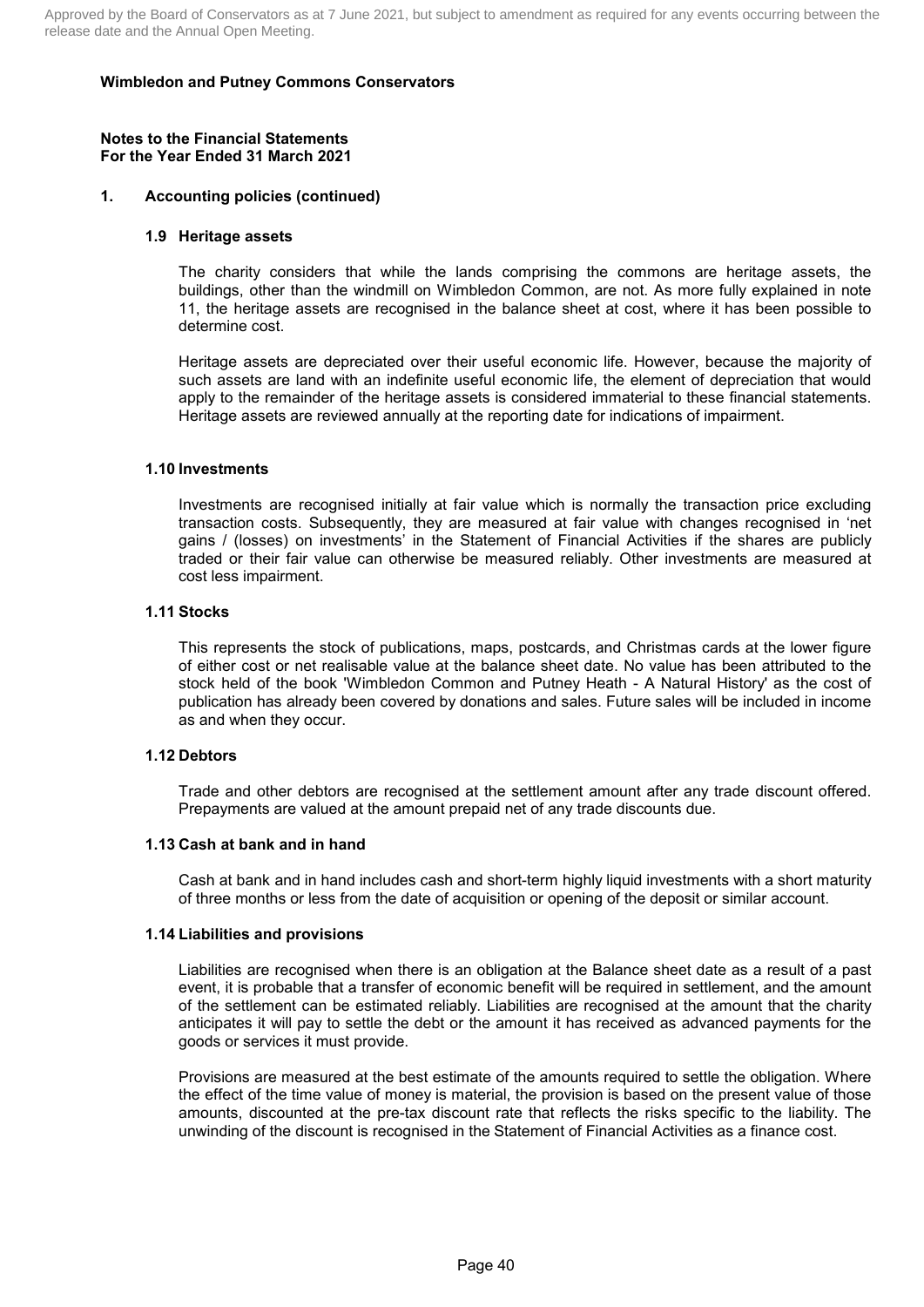Approved by the Board of Conservators as at 7 June 2021, but subject to amendment as required for any events occurring between the release date and the Annual Open Meeting.

**Wimbledon and Putney Commons Conservators**

**Notes to the Financial Statements**
**For the Year Ended 31 March 2021**

**1. Accounting policies (continued)**

**1.9 Heritage assets**

The charity considers that while the lands comprising the commons are heritage assets, the buildings, other than the windmill on Wimbledon Common, are not. As more fully explained in note 11, the heritage assets are recognised in the balance sheet at cost, where it has been possible to determine cost.

Heritage assets are depreciated over their useful economic life. However, because the majority of such assets are land with an indefinite useful economic life, the element of depreciation that would apply to the remainder of the heritage assets is considered immaterial to these financial statements. Heritage assets are reviewed annually at the reporting date for indications of impairment.

**1.10 Investments**

Investments are recognised initially at fair value which is normally the transaction price excluding transaction costs. Subsequently, they are measured at fair value with changes recognised in 'net gains / (losses) on investments' in the Statement of Financial Activities if the shares are publicly traded or their fair value can otherwise be measured reliably. Other investments are measured at cost less impairment.

**1.11 Stocks**

This represents the stock of publications, maps, postcards, and Christmas cards at the lower figure of either cost or net realisable value at the balance sheet date. No value has been attributed to the stock held of the book 'Wimbledon Common and Putney Heath - A Natural History' as the cost of publication has already been covered by donations and sales. Future sales will be included in income as and when they occur.

**1.12 Debtors**

Trade and other debtors are recognised at the settlement amount after any trade discount offered. Prepayments are valued at the amount prepaid net of any trade discounts due.

**1.13 Cash at bank and in hand**

Cash at bank and in hand includes cash and short-term highly liquid investments with a short maturity of three months or less from the date of acquisition or opening of the deposit or similar account.

**1.14 Liabilities and provisions**

Liabilities are recognised when there is an obligation at the Balance sheet date as a result of a past event, it is probable that a transfer of economic benefit will be required in settlement, and the amount of the settlement can be estimated reliably. Liabilities are recognised at the amount that the charity anticipates it will pay to settle the debt or the amount it has received as advanced payments for the goods or services it must provide.

Provisions are measured at the best estimate of the amounts required to settle the obligation. Where the effect of the time value of money is material, the provision is based on the present value of those amounts, discounted at the pre-tax discount rate that reflects the risks specific to the liability. The unwinding of the discount is recognised in the Statement of Financial Activities as a finance cost.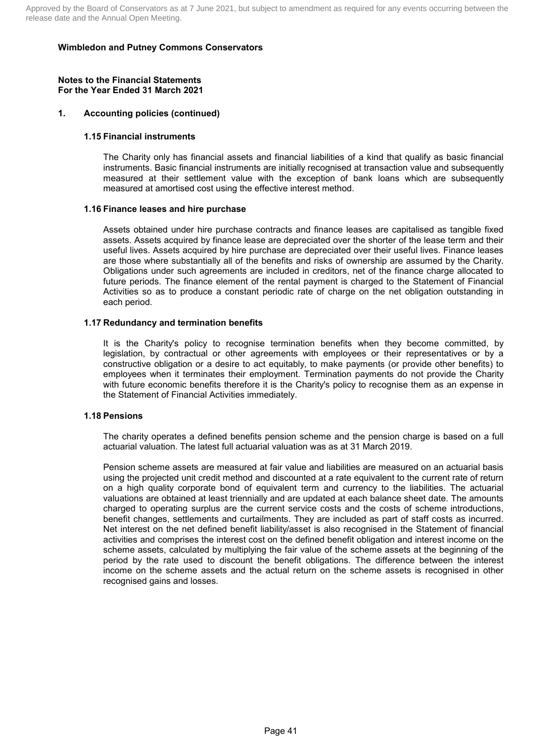**Wimbledon and Putney Commons Conservators**

**Notes to the Financial Statements**
**For the Year Ended 31 March 2021**

## 1. Accounting policies (continued)

### 1.15 Financial instruments

The Charity only has financial assets and financial liabilities of a kind that qualify as basic financial instruments. Basic financial instruments are initially recognised at transaction value and subsequently measured at their settlement value with the exception of bank loans which are subsequently measured at amortised cost using the effective interest method.

### 1.16 Finance leases and hire purchase

Assets obtained under hire purchase contracts and finance leases are capitalised as tangible fixed assets. Assets acquired by finance lease are depreciated over the shorter of the lease term and their useful lives. Assets acquired by hire purchase are depreciated over their useful lives. Finance leases are those where substantially all of the benefits and risks of ownership are assumed by the Charity. Obligations under such agreements are included in creditors, net of the finance charge allocated to future periods. The finance element of the rental payment is charged to the Statement of Financial Activities so as to produce a constant periodic rate of charge on the net obligation outstanding in each period.

### 1.17 Redundancy and termination benefits

It is the Charity's policy to recognise termination benefits when they become committed, by legislation, by contractual or other agreements with employees or their representatives or by a constructive obligation or a desire to act equitably, to make payments (or provide other benefits) to employees when it terminates their employment. Termination payments do not provide the Charity with future economic benefits therefore it is the Charity's policy to recognise them as an expense in the Statement of Financial Activities immediately.

### 1.18 Pensions

The charity operates a defined benefits pension scheme and the pension charge is based on a full actuarial valuation. The latest full actuarial valuation was as at 31 March 2019.

Pension scheme assets are measured at fair value and liabilities are measured on an actuarial basis using the projected unit credit method and discounted at a rate equivalent to the current rate of return on a high quality corporate bond of equivalent term and currency to the liabilities. The actuarial valuations are obtained at least triennially and are updated at each balance sheet date. The amounts charged to operating surplus are the current service costs and the costs of scheme introductions, benefit changes, settlements and curtailments. They are included as part of staff costs as incurred. Net interest on the net defined benefit liability/asset is also recognised in the Statement of financial activities and comprises the interest cost on the defined benefit obligation and interest income on the scheme assets, calculated by multiplying the fair value of the scheme assets at the beginning of the period by the rate used to discount the benefit obligations. The difference between the interest income on the scheme assets and the actual return on the scheme assets is recognised in other recognised gains and losses.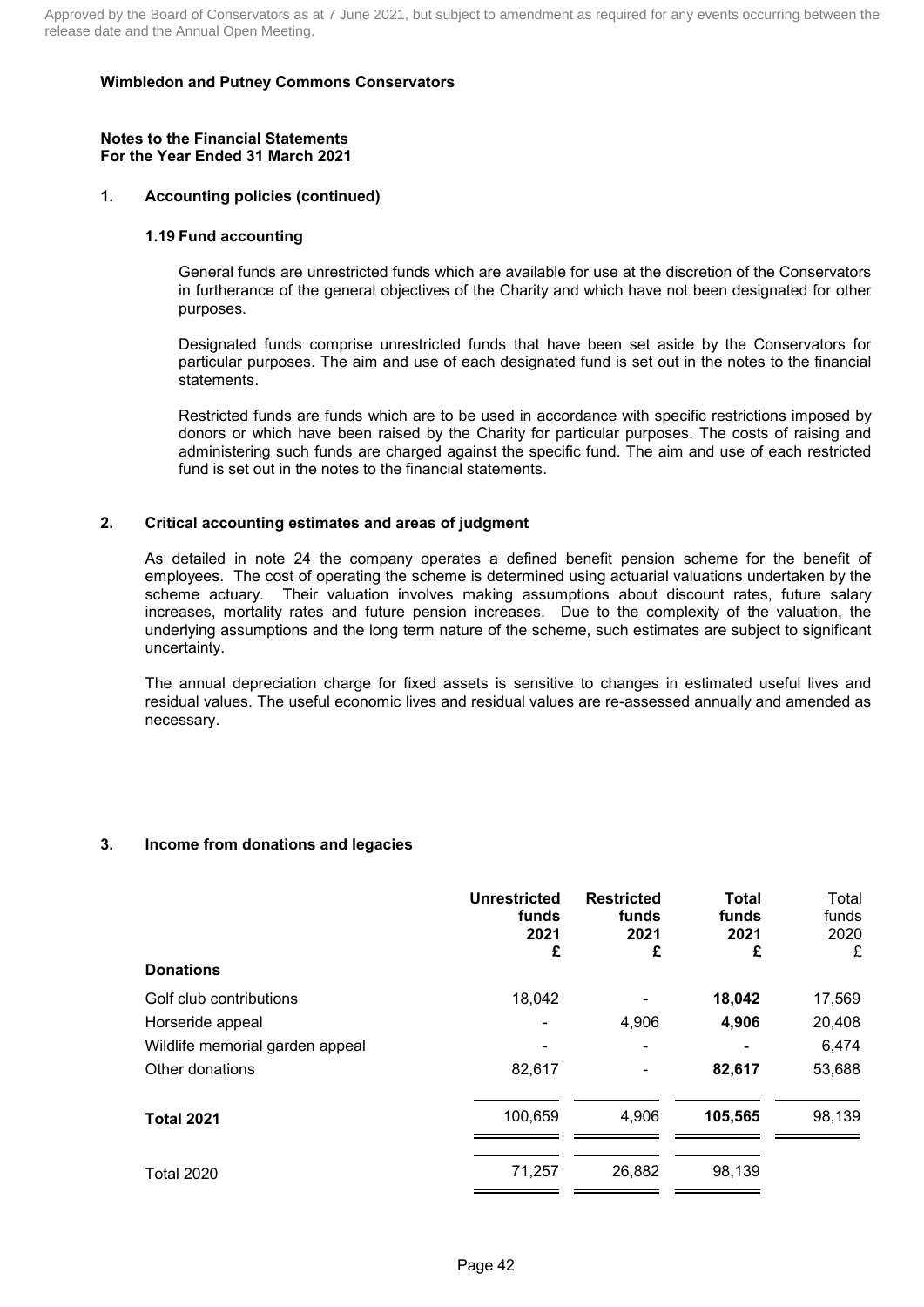**Wimbledon and Putney Commons Conservators**

**Notes to the Financial Statements**
**For the Year Ended 31 March 2021**

## 1. Accounting policies (continued)

### 1.19 Fund accounting

General funds are unrestricted funds which are available for use at the discretion of the Conservators in furtherance of the general objectives of the Charity and which have not been designated for other purposes.

Designated funds comprise unrestricted funds that have been set aside by the Conservators for particular purposes. The aim and use of each designated fund is set out in the notes to the financial statements.

Restricted funds are funds which are to be used in accordance with specific restrictions imposed by donors or which have been raised by the Charity for particular purposes. The costs of raising and administering such funds are charged against the specific fund. The aim and use of each restricted fund is set out in the notes to the financial statements.

## 2. Critical accounting estimates and areas of judgment

As detailed in note 24 the company operates a defined benefit pension scheme for the benefit of employees. The cost of operating the scheme is determined using actuarial valuations undertaken by the scheme actuary. Their valuation involves making assumptions about discount rates, future salary increases, mortality rates and future pension increases. Due to the complexity of the valuation, the underlying assumptions and the long term nature of the scheme, such estimates are subject to significant uncertainty.

The annual depreciation charge for fixed assets is sensitive to changes in estimated useful lives and residual values. The useful economic lives and residual values are re-assessed annually and amended as necessary.

## 3. Income from donations and legacies

| | **Unrestricted funds 2021 £** | **Restricted funds 2021 £** | **Total funds 2021 £** | Total funds 2020 £ |
|---|---|---|---|---|
| **Donations** | | | | |
| Golf club contributions | 18,042 | - | **18,042** | 17,569 |
| Horseride appeal | - | 4,906 | **4,906** | 20,408 |
| Wildlife memorial garden appeal | - | - | **-** | 6,474 |
| Other donations | 82,617 | - | **82,617** | 53,688 |
| **Total 2021** | 100,659 | 4,906 | **105,565** | 98,139 |
| Total 2020 | 71,257 | 26,882 | 98,139 | |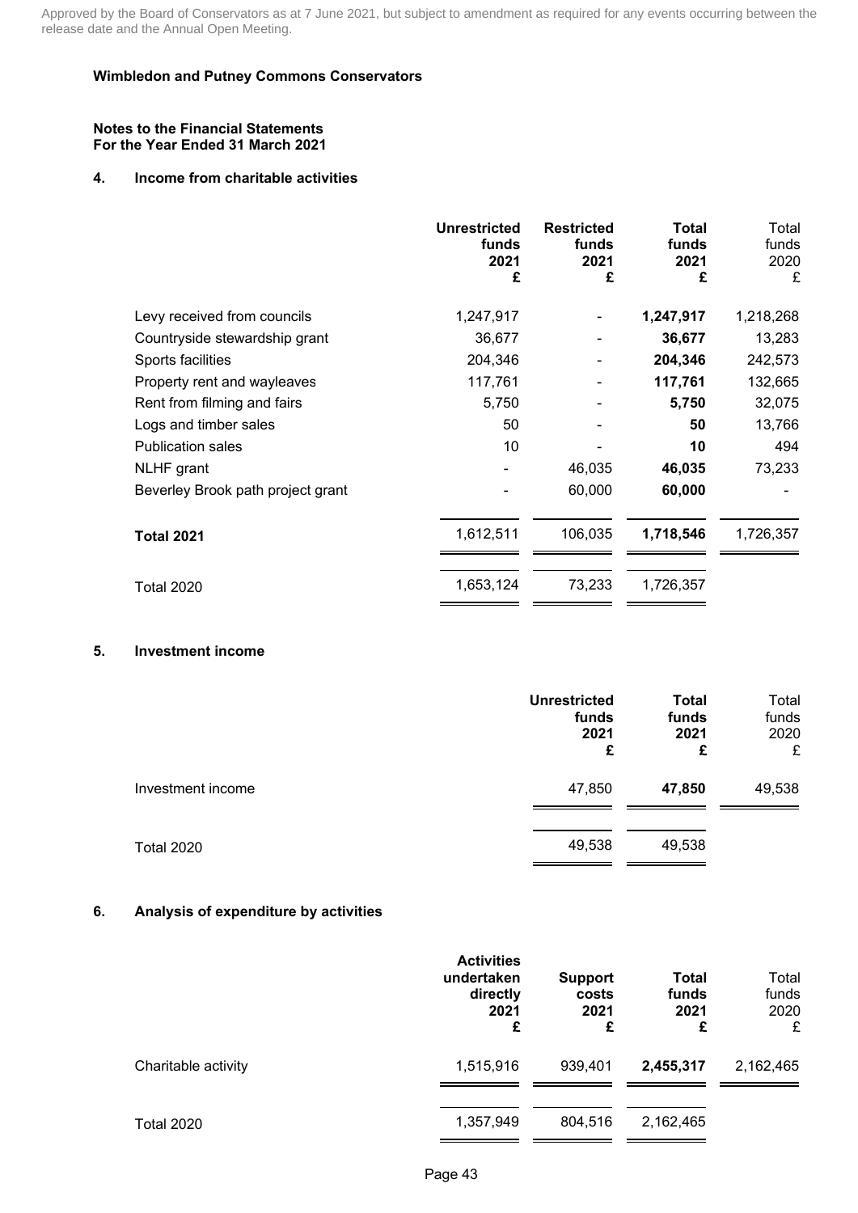Approved by the Board of Conservators as at 7 June 2021, but subject to amendment as required for any events occurring between the release date and the Annual Open Meeting.

**Wimbledon and Putney Commons Conservators**

**Notes to the Financial Statements**
**For the Year Ended 31 March 2021**

## 4. Income from charitable activities

| | **Unrestricted funds 2021 £** | **Restricted funds 2021 £** | **Total funds 2021 £** | Total funds 2020 £ |
|---|---|---|---|---|
| Levy received from councils | 1,247,917 | - | **1,247,917** | 1,218,268 |
| Countryside stewardship grant | 36,677 | - | **36,677** | 13,283 |
| Sports facilities | 204,346 | - | **204,346** | 242,573 |
| Property rent and wayleaves | 117,761 | - | **117,761** | 132,665 |
| Rent from filming and fairs | 5,750 | - | **5,750** | 32,075 |
| Logs and timber sales | 50 | - | **50** | 13,766 |
| Publication sales | 10 | - | **10** | 494 |
| NLHF grant | - | 46,035 | **46,035** | 73,233 |
| Beverley Brook path project grant | - | 60,000 | **60,000** | - |
| **Total 2021** | 1,612,511 | 106,035 | **1,718,546** | 1,726,357 |
| Total 2020 | 1,653,124 | 73,233 | 1,726,357 | |

## 5. Investment income

| | **Unrestricted funds 2021 £** | **Total funds 2021 £** | Total funds 2020 £ |
|---|---|---|---|
| Investment income | 47,850 | **47,850** | 49,538 |
| Total 2020 | 49,538 | 49,538 | |

## 6. Analysis of expenditure by activities

| | **Activities undertaken directly 2021 £** | **Support costs 2021 £** | **Total funds 2021 £** | Total funds 2020 £ |
|---|---|---|---|---|
| Charitable activity | 1,515,916 | 939,401 | **2,455,317** | 2,162,465 |
| Total 2020 | 1,357,949 | 804,516 | 2,162,465 | |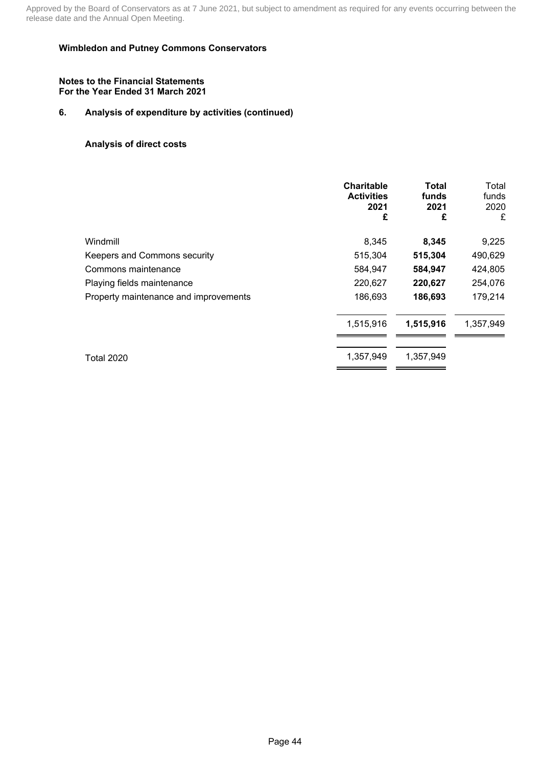Approved by the Board of Conservators as at 7 June 2021, but subject to amendment as required for any events occurring between the release date and the Annual Open Meeting.

**Wimbledon and Putney Commons Conservators**

**Notes to the Financial Statements**
**For the Year Ended 31 March 2021**

## 6. Analysis of expenditure by activities (continued)

### Analysis of direct costs

| | **Charitable Activities 2021 £** | **Total funds 2021 £** | Total funds 2020 £ |
|---|---|---|---|
| Windmill | 8,345 | **8,345** | 9,225 |
| Keepers and Commons security | 515,304 | **515,304** | 490,629 |
| Commons maintenance | 584,947 | **584,947** | 424,805 |
| Playing fields maintenance | 220,627 | **220,627** | 254,076 |
| Property maintenance and improvements | 186,693 | **186,693** | 179,214 |
| | 1,515,916 | **1,515,916** | 1,357,949 |
| Total 2020 | 1,357,949 | 1,357,949 | |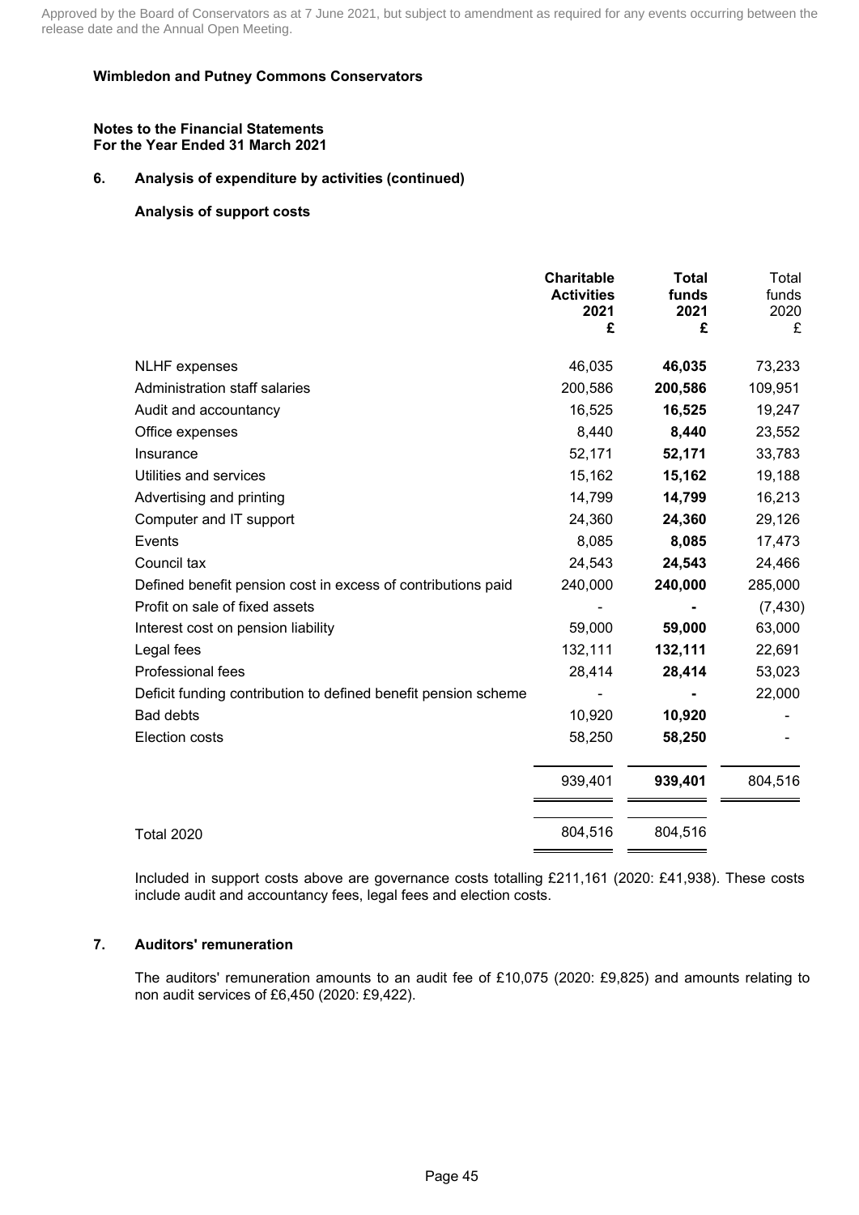Approved by the Board of Conservators as at 7 June 2021, but subject to amendment as required for any events occurring between the release date and the Annual Open Meeting.

**Wimbledon and Putney Commons Conservators**

**Notes to the Financial Statements**
**For the Year Ended 31 March 2021**

## 6. Analysis of expenditure by activities (continued)

### Analysis of support costs

| | **Charitable Activities 2021 £** | **Total funds 2021 £** | Total funds 2020 £ |
|---|---|---|---|
| NLHF expenses | 46,035 | **46,035** | 73,233 |
| Administration staff salaries | 200,586 | **200,586** | 109,951 |
| Audit and accountancy | 16,525 | **16,525** | 19,247 |
| Office expenses | 8,440 | **8,440** | 23,552 |
| Insurance | 52,171 | **52,171** | 33,783 |
| Utilities and services | 15,162 | **15,162** | 19,188 |
| Advertising and printing | 14,799 | **14,799** | 16,213 |
| Computer and IT support | 24,360 | **24,360** | 29,126 |
| Events | 8,085 | **8,085** | 17,473 |
| Council tax | 24,543 | **24,543** | 24,466 |
| Defined benefit pension cost in excess of contributions paid | 240,000 | **240,000** | 285,000 |
| Profit on sale of fixed assets | - | **-** | (7,430) |
| Interest cost on pension liability | 59,000 | **59,000** | 63,000 |
| Legal fees | 132,111 | **132,111** | 22,691 |
| Professional fees | 28,414 | **28,414** | 53,023 |
| Deficit funding contribution to defined benefit pension scheme | - | **-** | 22,000 |
| Bad debts | 10,920 | **10,920** | - |
| Election costs | 58,250 | **58,250** | - |
| | 939,401 | **939,401** | 804,516 |
| Total 2020 | 804,516 | 804,516 | |

Included in support costs above are governance costs totalling £211,161 (2020: £41,938). These costs include audit and accountancy fees, legal fees and election costs.

## 7. Auditors' remuneration

The auditors' remuneration amounts to an audit fee of £10,075 (2020: £9,825) and amounts relating to non audit services of £6,450 (2020: £9,422).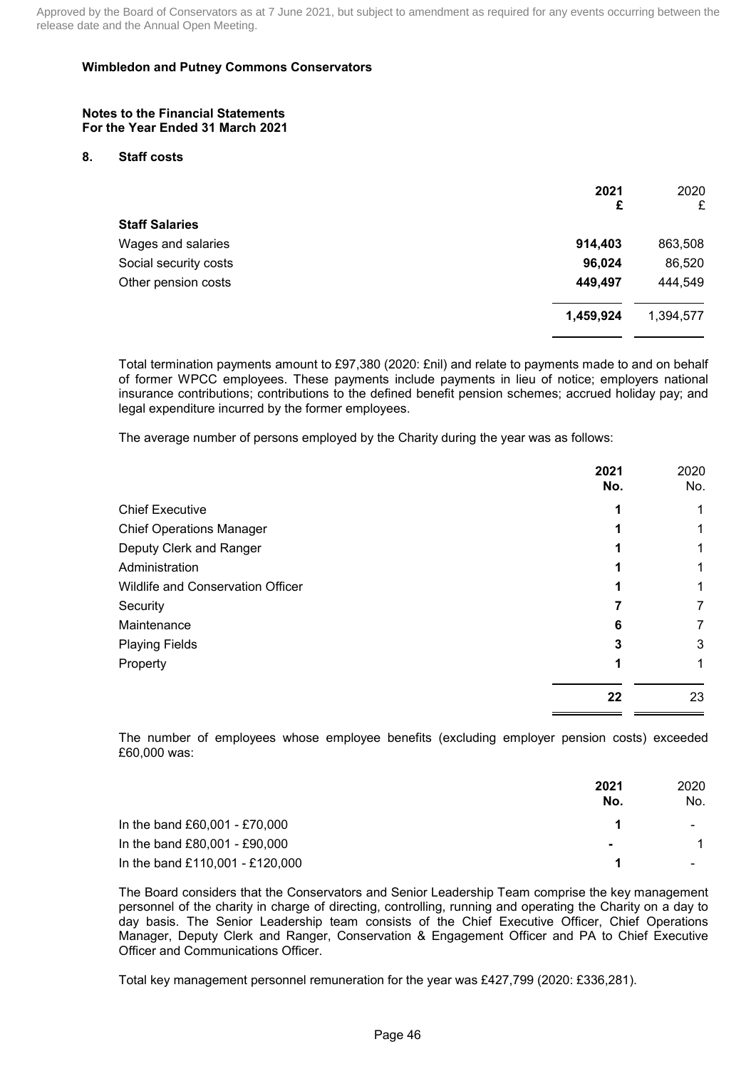Approved by the Board of Conservators as at 7 June 2021, but subject to amendment as required for any events occurring between the release date and the Annual Open Meeting.

**Wimbledon and Putney Commons Conservators**

**Notes to the Financial Statements**
**For the Year Ended 31 March 2021**

## 8. Staff costs

| | **2021** **£** | 2020 £ |
|---|---|---|
| **Staff Salaries** | | |
| Wages and salaries | **914,403** | 863,508 |
| Social security costs | **96,024** | 86,520 |
| Other pension costs | **449,497** | 444,549 |
| | **1,459,924** | 1,394,577 |

Total termination payments amount to £97,380 (2020: £nil) and relate to payments made to and on behalf of former WPCC employees. These payments include payments in lieu of notice; employers national insurance contributions; contributions to the defined benefit pension schemes; accrued holiday pay; and legal expenditure incurred by the former employees.

The average number of persons employed by the Charity during the year was as follows:

| | **2021** **No.** | 2020 No. |
|---|---|---|
| Chief Executive | **1** | 1 |
| Chief Operations Manager | **1** | 1 |
| Deputy Clerk and Ranger | **1** | 1 |
| Administration | **1** | 1 |
| Wildlife and Conservation Officer | **1** | 1 |
| Security | **7** | 7 |
| Maintenance | **6** | 7 |
| Playing Fields | **3** | 3 |
| Property | **1** | 1 |
| | **22** | 23 |

The number of employees whose employee benefits (excluding employer pension costs) exceeded £60,000 was:

| | **2021** **No.** | 2020 No. |
|---|---|---|
| In the band £60,001 - £70,000 | **1** | - |
| In the band £80,001 - £90,000 | **-** | 1 |
| In the band £110,001 - £120,000 | **1** | - |

The Board considers that the Conservators and Senior Leadership Team comprise the key management personnel of the charity in charge of directing, controlling, running and operating the Charity on a day to day basis. The Senior Leadership team consists of the Chief Executive Officer, Chief Operations Manager, Deputy Clerk and Ranger, Conservation & Engagement Officer and PA to Chief Executive Officer and Communications Officer.

Total key management personnel remuneration for the year was £427,799 (2020: £336,281).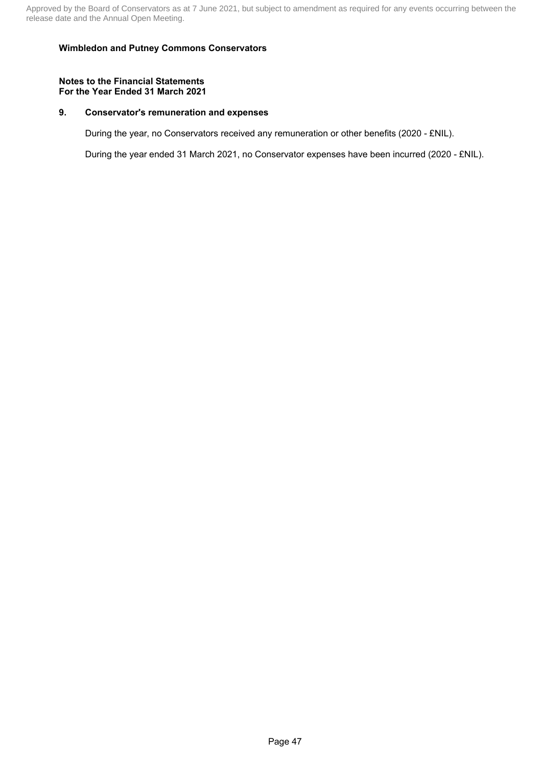**Wimbledon and Putney Commons Conservators**

**Notes to the Financial Statements**
**For the Year Ended 31 March 2021**

## 9. Conservator's remuneration and expenses

During the year, no Conservators received any remuneration or other benefits (2020 - £NIL).

During the year ended 31 March 2021, no Conservator expenses have been incurred (2020 - £NIL).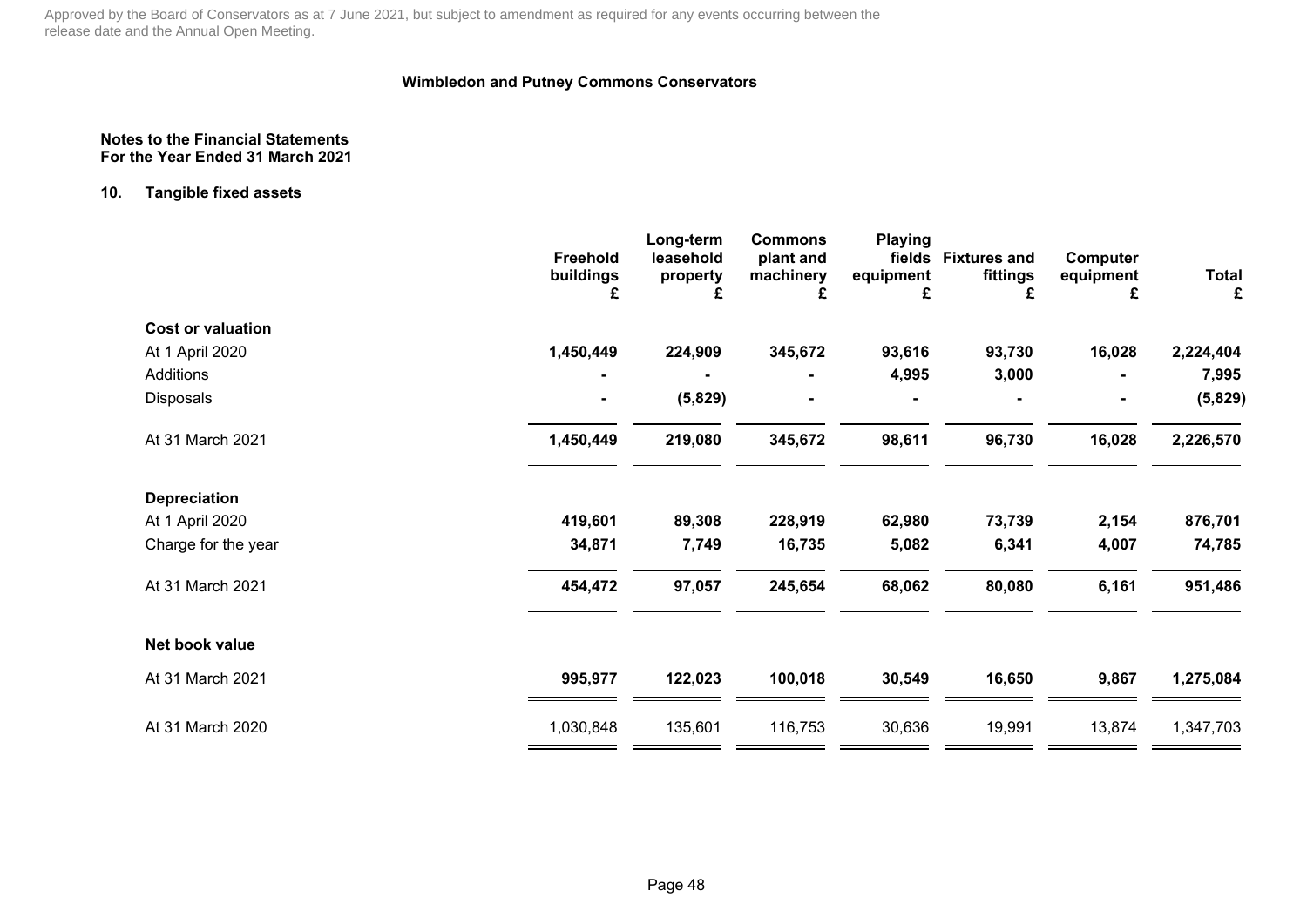Approved by the Board of Conservators as at 7 June 2021, but subject to amendment as required for any events occurring between the release date and the Annual Open Meeting.

**Wimbledon and Putney Commons Conservators**

**Notes to the Financial Statements**
**For the Year Ended 31 March 2021**

## 10. Tangible fixed assets

| | Freehold buildings £ | Long-term leasehold property £ | Commons plant and machinery £ | Playing fields equipment £ | Fixtures and fittings £ | Computer equipment £ | Total £ |
|---|---|---|---|---|---|---|---|
| **Cost or valuation** | | | | | | | |
| At 1 April 2020 | **1,450,449** | **224,909** | **345,672** | **93,616** | **93,730** | **16,028** | **2,224,404** |
| Additions | **-** | **-** | **-** | **4,995** | **3,000** | **-** | **7,995** |
| Disposals | **-** | **(5,829)** | **-** | **-** | **-** | **-** | **(5,829)** |
| At 31 March 2021 | **1,450,449** | **219,080** | **345,672** | **98,611** | **96,730** | **16,028** | **2,226,570** |
| **Depreciation** | | | | | | | |
| At 1 April 2020 | **419,601** | **89,308** | **228,919** | **62,980** | **73,739** | **2,154** | **876,701** |
| Charge for the year | **34,871** | **7,749** | **16,735** | **5,082** | **6,341** | **4,007** | **74,785** |
| At 31 March 2021 | **454,472** | **97,057** | **245,654** | **68,062** | **80,080** | **6,161** | **951,486** |
| **Net book value** | | | | | | | |
| At 31 March 2021 | **995,977** | **122,023** | **100,018** | **30,549** | **16,650** | **9,867** | **1,275,084** |
| At 31 March 2020 | 1,030,848 | 135,601 | 116,753 | 30,636 | 19,991 | 13,874 | 1,347,703 |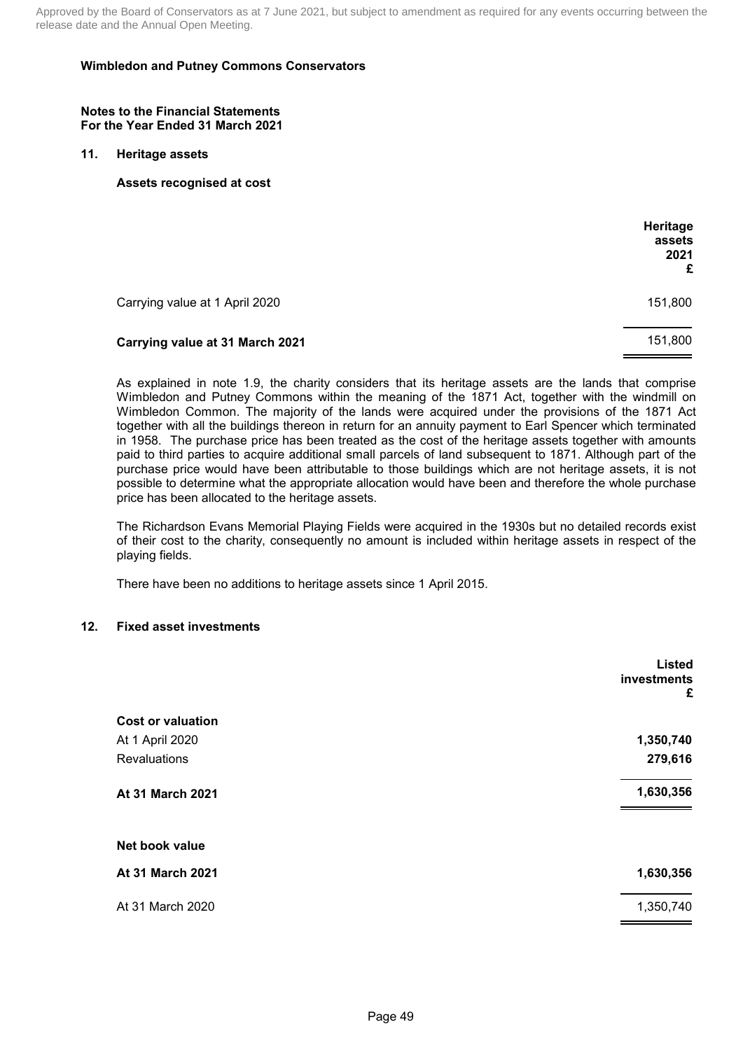Approved by the Board of Conservators as at 7 June 2021, but subject to amendment as required for any events occurring between the release date and the Annual Open Meeting.

**Wimbledon and Putney Commons Conservators**

**Notes to the Financial Statements**
**For the Year Ended 31 March 2021**

## 11. Heritage assets

**Assets recognised at cost**

| | **Heritage assets 2021 £** |
|---|---|
| Carrying value at 1 April 2020 | 151,800 |
| **Carrying value at 31 March 2021** | 151,800 |

As explained in note 1.9, the charity considers that its heritage assets are the lands that comprise Wimbledon and Putney Commons within the meaning of the 1871 Act, together with the windmill on Wimbledon Common. The majority of the lands were acquired under the provisions of the 1871 Act together with all the buildings thereon in return for an annuity payment to Earl Spencer which terminated in 1958. The purchase price has been treated as the cost of the heritage assets together with amounts paid to third parties to acquire additional small parcels of land subsequent to 1871. Although part of the purchase price would have been attributable to those buildings which are not heritage assets, it is not possible to determine what the appropriate allocation would have been and therefore the whole purchase price has been allocated to the heritage assets.

The Richardson Evans Memorial Playing Fields were acquired in the 1930s but no detailed records exist of their cost to the charity, consequently no amount is included within heritage assets in respect of the playing fields.

There have been no additions to heritage assets since 1 April 2015.

## 12. Fixed asset investments

| | **Listed investments £** |
|---|---|
| **Cost or valuation** | |
| At 1 April 2020 | **1,350,740** |
| Revaluations | **279,616** |
| **At 31 March 2021** | **1,630,356** |
| | |
| **Net book value** | |
| **At 31 March 2021** | **1,630,356** |
| At 31 March 2020 | 1,350,740 |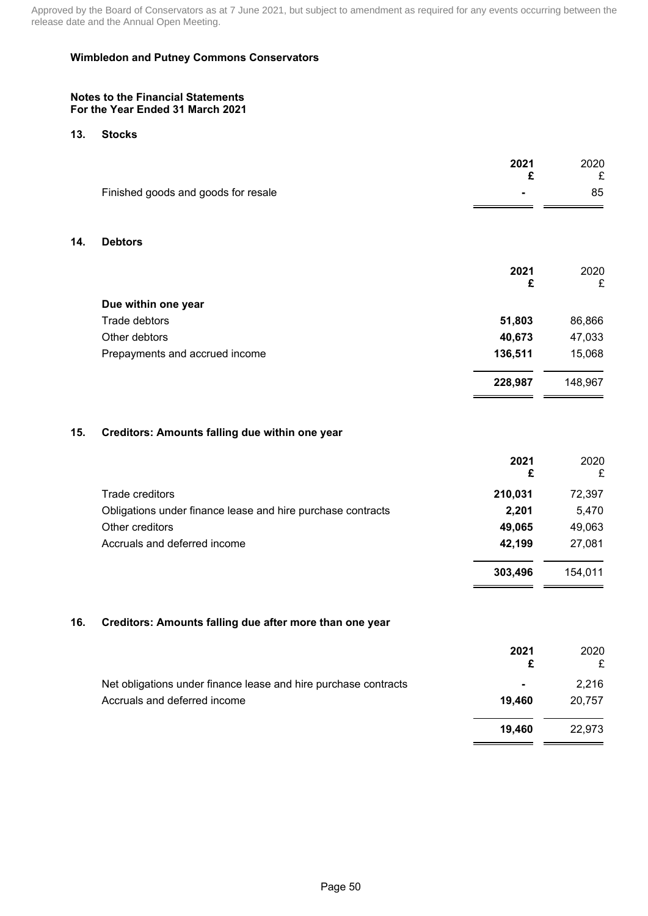Approved by the Board of Conservators as at 7 June 2021, but subject to amendment as required for any events occurring between the release date and the Annual Open Meeting.

**Wimbledon and Putney Commons Conservators**

**Notes to the Financial Statements**
**For the Year Ended 31 March 2021**

## 13. Stocks

| | **2021** **£** | 2020 £ |
|---|---|---|
| Finished goods and goods for resale | **-** | 85 |

## 14. Debtors

| | **2021** **£** | 2020 £ |
|---|---|---|
| **Due within one year** | | |
| Trade debtors | **51,803** | 86,866 |
| Other debtors | **40,673** | 47,033 |
| Prepayments and accrued income | **136,511** | 15,068 |
| | **228,987** | 148,967 |

## 15. Creditors: Amounts falling due within one year

| | **2021** **£** | 2020 £ |
|---|---|---|
| Trade creditors | **210,031** | 72,397 |
| Obligations under finance lease and hire purchase contracts | **2,201** | 5,470 |
| Other creditors | **49,065** | 49,063 |
| Accruals and deferred income | **42,199** | 27,081 |
| | **303,496** | 154,011 |

## 16. Creditors: Amounts falling due after more than one year

| | **2021** **£** | 2020 £ |
|---|---|---|
| Net obligations under finance lease and hire purchase contracts | **-** | 2,216 |
| Accruals and deferred income | **19,460** | 20,757 |
| | **19,460** | 22,973 |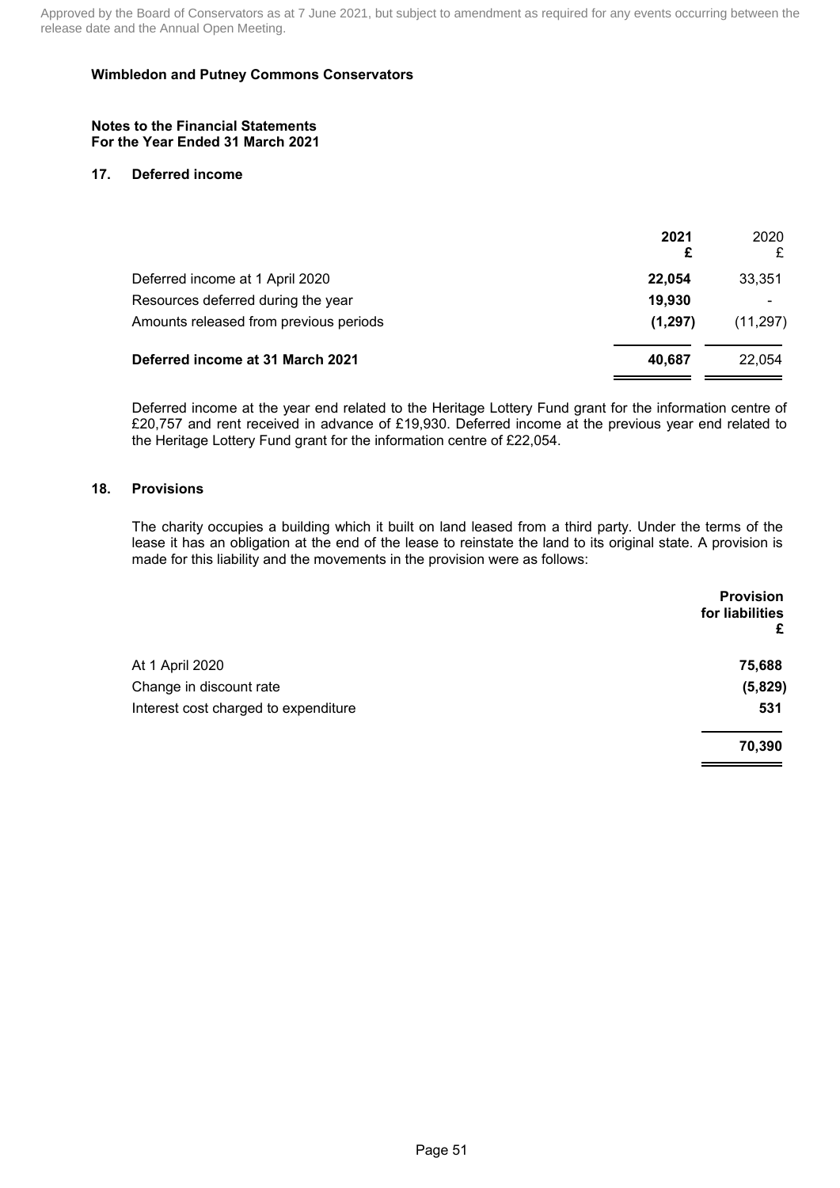Approved by the Board of Conservators as at 7 June 2021, but subject to amendment as required for any events occurring between the release date and the Annual Open Meeting.

**Wimbledon and Putney Commons Conservators**

**Notes to the Financial Statements**
**For the Year Ended 31 March 2021**

### 17. Deferred income

| | 2021 £ | 2020 £ |
|---|---|---|
| Deferred income at 1 April 2020 | **22,054** | 33,351 |
| Resources deferred during the year | **19,930** | - |
| Amounts released from previous periods | **(1,297)** | (11,297) |
| **Deferred income at 31 March 2021** | **40,687** | 22,054 |

Deferred income at the year end related to the Heritage Lottery Fund grant for the information centre of £20,757 and rent received in advance of £19,930. Deferred income at the previous year end related to the Heritage Lottery Fund grant for the information centre of £22,054.

### 18. Provisions

The charity occupies a building which it built on land leased from a third party. Under the terms of the lease it has an obligation at the end of the lease to reinstate the land to its original state. A provision is made for this liability and the movements in the provision were as follows:

| | Provision for liabilities £ |
|---|---|
| At 1 April 2020 | **75,688** |
| Change in discount rate | **(5,829)** |
| Interest cost charged to expenditure | **531** |
| | **70,390** |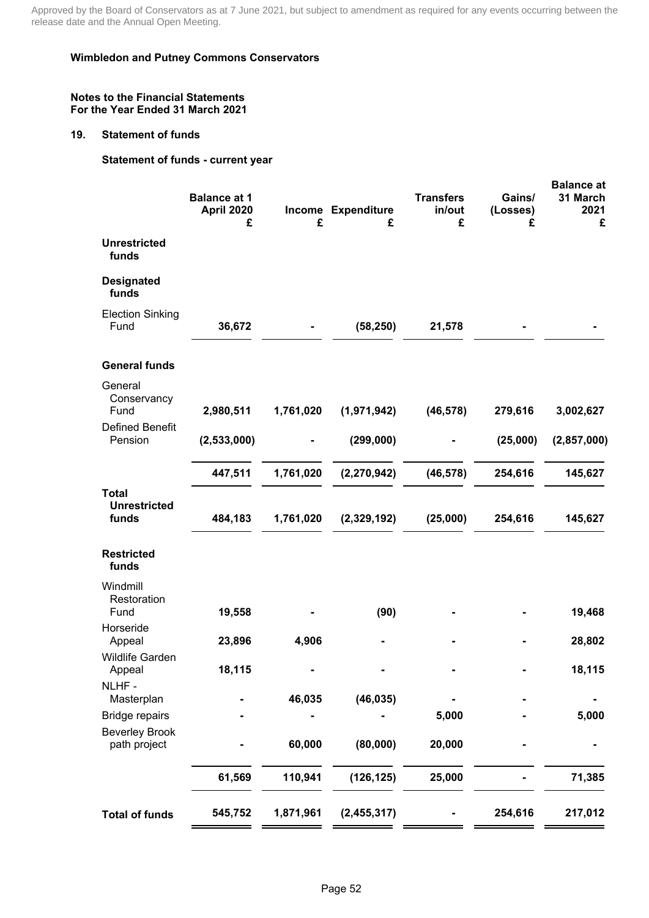Approved by the Board of Conservators as at 7 June 2021, but subject to amendment as required for any events occurring between the release date and the Annual Open Meeting.

**Wimbledon and Putney Commons Conservators**

**Notes to the Financial Statements**
**For the Year Ended 31 March 2021**

## 19. Statement of funds

### Statement of funds - current year

| | Balance at 1 April 2020 £ | Income £ | Expenditure £ | Transfers in/out £ | Gains/ (Losses) £ | Balance at 31 March 2021 £ |
|---|---|---|---|---|---|---|
| **Unrestricted funds** | | | | | | |
| **Designated funds** | | | | | | |
| Election Sinking Fund | **36,672** | **-** | **(58,250)** | **21,578** | **-** | **-** |
| **General funds** | | | | | | |
| General Conservancy Fund | **2,980,511** | **1,761,020** | **(1,971,942)** | **(46,578)** | **279,616** | **3,002,627** |
| Defined Benefit Pension | **(2,533,000)** | **-** | **(299,000)** | **-** | **(25,000)** | **(2,857,000)** |
| | **447,511** | **1,761,020** | **(2,270,942)** | **(46,578)** | **254,616** | **145,627** |
| **Total Unrestricted funds** | **484,183** | **1,761,020** | **(2,329,192)** | **(25,000)** | **254,616** | **145,627** |
| **Restricted funds** | | | | | | |
| Windmill Restoration Fund | **19,558** | **-** | **(90)** | **-** | **-** | **19,468** |
| Horseride Appeal | **23,896** | **4,906** | **-** | **-** | **-** | **28,802** |
| Wildlife Garden Appeal | **18,115** | **-** | **-** | **-** | **-** | **18,115** |
| NLHF - Masterplan | **-** | **46,035** | **(46,035)** | **-** | **-** | **-** |
| Bridge repairs | **-** | **-** | **-** | **5,000** | **-** | **5,000** |
| Beverley Brook path project | **-** | **60,000** | **(80,000)** | **20,000** | **-** | **-** |
| | **61,569** | **110,941** | **(126,125)** | **25,000** | **-** | **71,385** |
| **Total of funds** | **545,752** | **1,871,961** | **(2,455,317)** | **-** | **254,616** | **217,012** |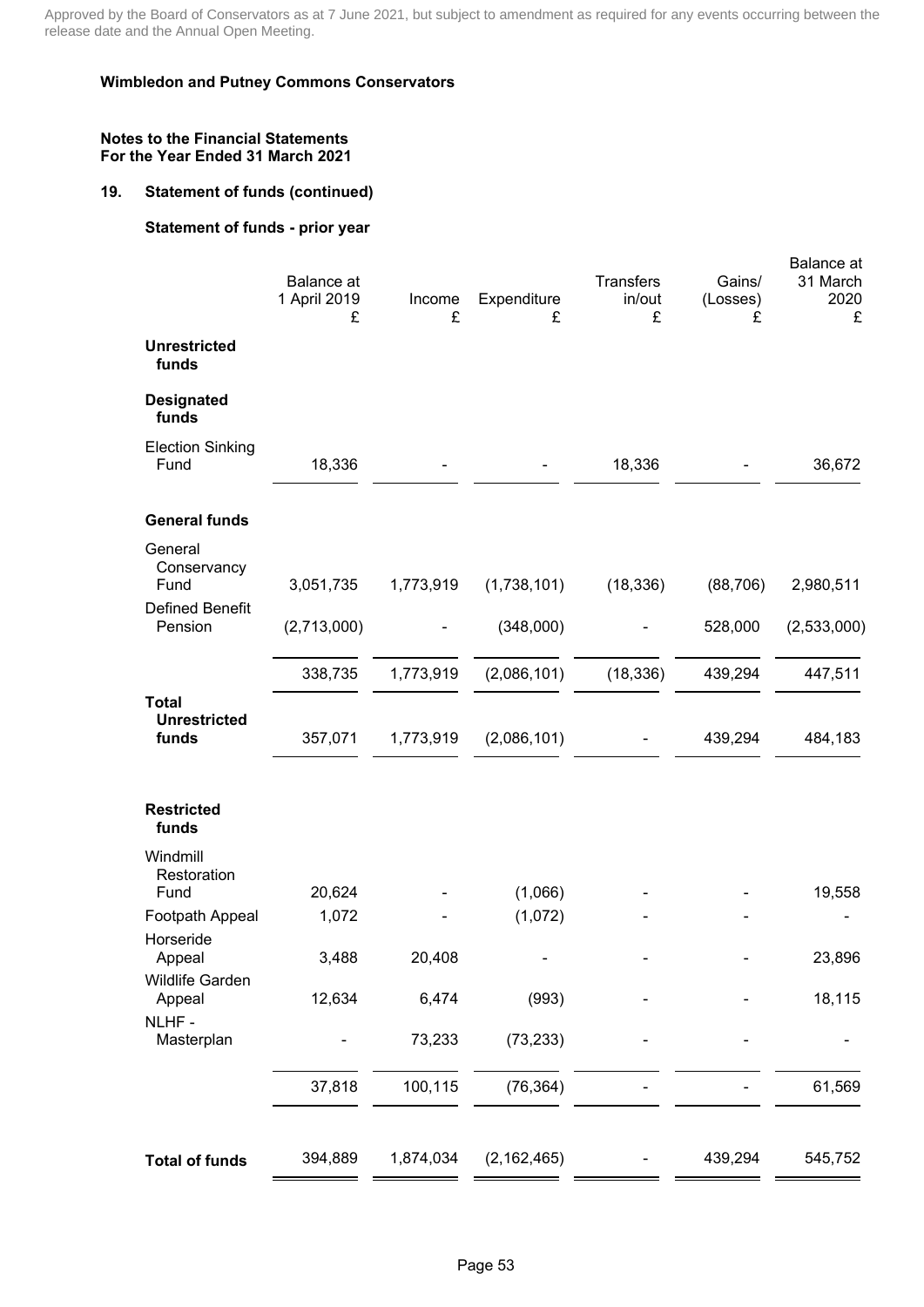Approved by the Board of Conservators as at 7 June 2021, but subject to amendment as required for any events occurring between the release date and the Annual Open Meeting.

**Wimbledon and Putney Commons Conservators**

**Notes to the Financial Statements**
**For the Year Ended 31 March 2021**

## 19. Statement of funds (continued)

### Statement of funds - prior year

| | Balance at 1 April 2019 £ | Income £ | Expenditure £ | Transfers in/out £ | Gains/ (Losses) £ | Balance at 31 March 2020 £ |
|---|---|---|---|---|---|---|
| **Unrestricted funds** | | | | | | |
| **Designated funds** | | | | | | |
| Election Sinking Fund | 18,336 | - | - | 18,336 | - | 36,672 |
| **General funds** | | | | | | |
| General Conservancy Fund | 3,051,735 | 1,773,919 | (1,738,101) | (18,336) | (88,706) | 2,980,511 |
| Defined Benefit Pension | (2,713,000) | - | (348,000) | - | 528,000 | (2,533,000) |
| | 338,735 | 1,773,919 | (2,086,101) | (18,336) | 439,294 | 447,511 |
| **Total Unrestricted funds** | 357,071 | 1,773,919 | (2,086,101) | - | 439,294 | 484,183 |
| **Restricted funds** | | | | | | |
| Windmill Restoration Fund | 20,624 | - | (1,066) | - | - | 19,558 |
| Footpath Appeal | 1,072 | - | (1,072) | - | - | - |
| Horseride Appeal | 3,488 | 20,408 | - | - | - | 23,896 |
| Wildlife Garden Appeal | 12,634 | 6,474 | (993) | - | - | 18,115 |
| NLHF - Masterplan | - | 73,233 | (73,233) | - | - | - |
| | 37,818 | 100,115 | (76,364) | - | - | 61,569 |
| **Total of funds** | 394,889 | 1,874,034 | (2,162,465) | - | 439,294 | 545,752 |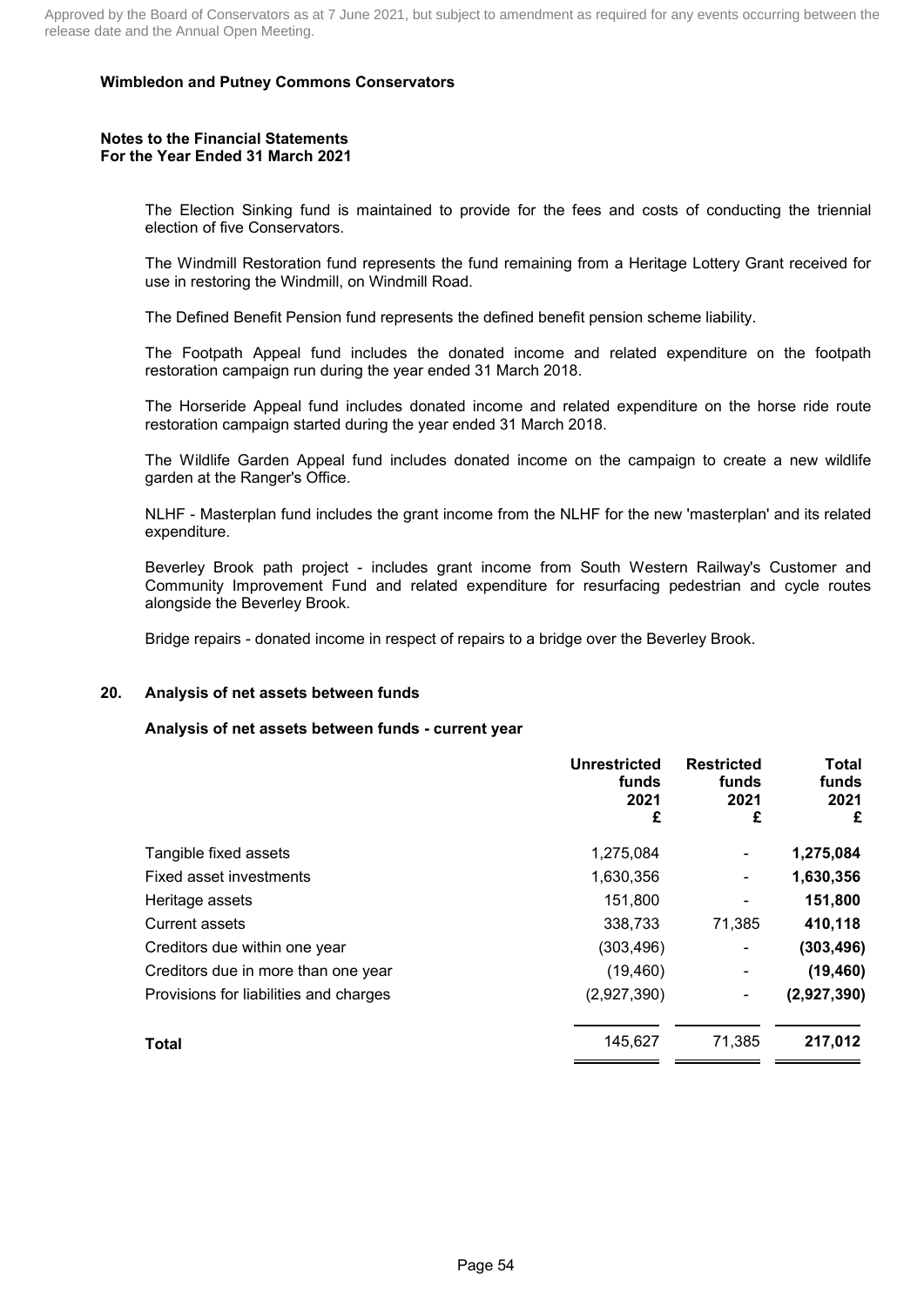Approved by the Board of Conservators as at 7 June 2021, but subject to amendment as required for any events occurring between the release date and the Annual Open Meeting.

**Wimbledon and Putney Commons Conservators**

**Notes to the Financial Statements**
**For the Year Ended 31 March 2021**

The Election Sinking fund is maintained to provide for the fees and costs of conducting the triennial election of five Conservators.

The Windmill Restoration fund represents the fund remaining from a Heritage Lottery Grant received for use in restoring the Windmill, on Windmill Road.

The Defined Benefit Pension fund represents the defined benefit pension scheme liability.

The Footpath Appeal fund includes the donated income and related expenditure on the footpath restoration campaign run during the year ended 31 March 2018.

The Horseride Appeal fund includes donated income and related expenditure on the horse ride route restoration campaign started during the year ended 31 March 2018.

The Wildlife Garden Appeal fund includes donated income on the campaign to create a new wildlife garden at the Ranger's Office.

NLHF - Masterplan fund includes the grant income from the NLHF for the new 'masterplan' and its related expenditure.

Beverley Brook path project - includes grant income from South Western Railway's Customer and Community Improvement Fund and related expenditure for resurfacing pedestrian and cycle routes alongside the Beverley Brook.

Bridge repairs - donated income in respect of repairs to a bridge over the Beverley Brook.

## 20. Analysis of net assets between funds

### Analysis of net assets between funds - current year

| | Unrestricted funds 2021 £ | Restricted funds 2021 £ | Total funds 2021 £ |
|---|---|---|---|
| Tangible fixed assets | 1,275,084 | - | **1,275,084** |
| Fixed asset investments | 1,630,356 | - | **1,630,356** |
| Heritage assets | 151,800 | - | **151,800** |
| Current assets | 338,733 | 71,385 | **410,118** |
| Creditors due within one year | (303,496) | - | **(303,496)** |
| Creditors due in more than one year | (19,460) | - | **(19,460)** |
| Provisions for liabilities and charges | (2,927,390) | - | **(2,927,390)** |
| **Total** | 145,627 | 71,385 | **217,012** |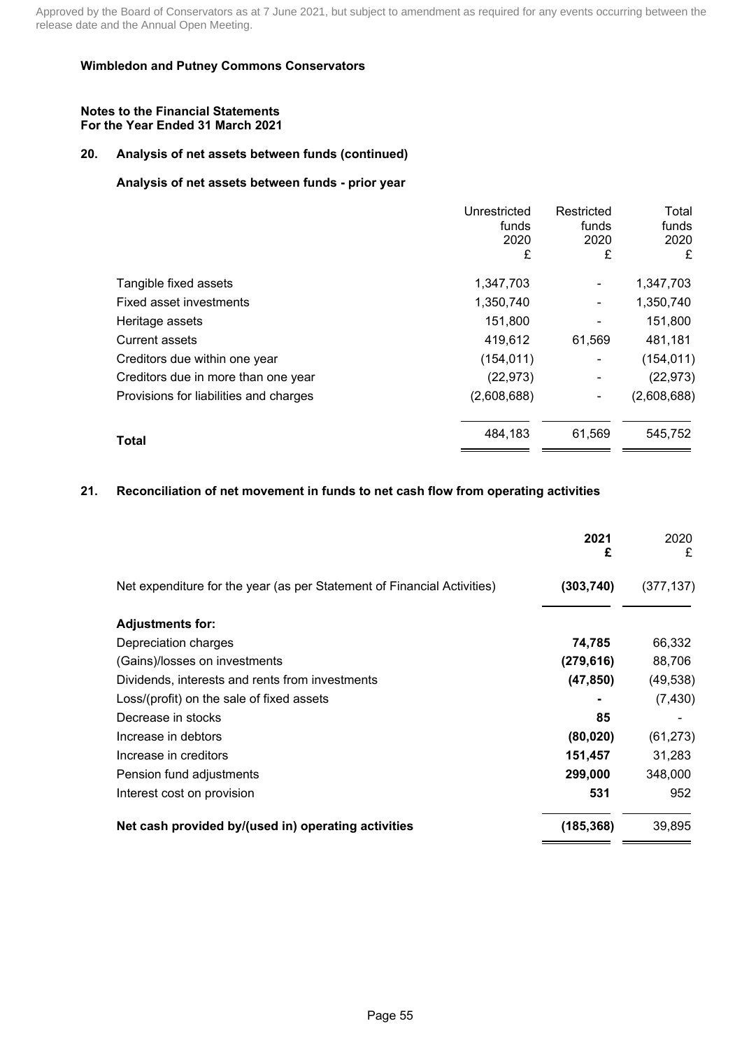Approved by the Board of Conservators as at 7 June 2021, but subject to amendment as required for any events occurring between the release date and the Annual Open Meeting.

**Wimbledon and Putney Commons Conservators**

**Notes to the Financial Statements**
**For the Year Ended 31 March 2021**

## 20. Analysis of net assets between funds (continued)

### Analysis of net assets between funds - prior year

| | Unrestricted funds 2020 £ | Restricted funds 2020 £ | Total funds 2020 £ |
|---|---|---|---|
| Tangible fixed assets | 1,347,703 | - | 1,347,703 |
| Fixed asset investments | 1,350,740 | - | 1,350,740 |
| Heritage assets | 151,800 | - | 151,800 |
| Current assets | 419,612 | 61,569 | 481,181 |
| Creditors due within one year | (154,011) | - | (154,011) |
| Creditors due in more than one year | (22,973) | - | (22,973) |
| Provisions for liabilities and charges | (2,608,688) | - | (2,608,688) |
| **Total** | 484,183 | 61,569 | 545,752 |

## 21. Reconciliation of net movement in funds to net cash flow from operating activities

| | **2021 £** | 2020 £ |
|---|---|---|
| Net expenditure for the year (as per Statement of Financial Activities) | **(303,740)** | (377,137) |
| **Adjustments for:** | | |
| Depreciation charges | **74,785** | 66,332 |
| (Gains)/losses on investments | **(279,616)** | 88,706 |
| Dividends, interests and rents from investments | **(47,850)** | (49,538) |
| Loss/(profit) on the sale of fixed assets | **-** | (7,430) |
| Decrease in stocks | **85** | - |
| Increase in debtors | **(80,020)** | (61,273) |
| Increase in creditors | **151,457** | 31,283 |
| Pension fund adjustments | **299,000** | 348,000 |
| Interest cost on provision | **531** | 952 |
| **Net cash provided by/(used in) operating activities** | **(185,368)** | 39,895 |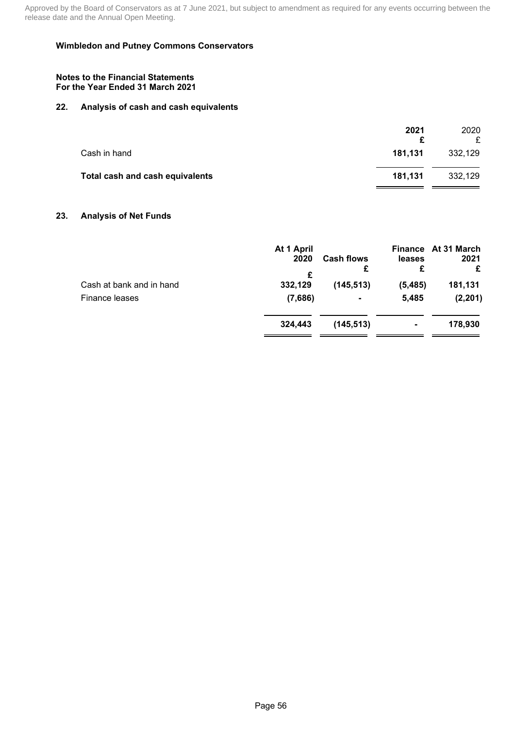Approved by the Board of Conservators as at 7 June 2021, but subject to amendment as required for any events occurring between the release date and the Annual Open Meeting.

**Wimbledon and Putney Commons Conservators**

**Notes to the Financial Statements**
**For the Year Ended 31 March 2021**

## 22. Analysis of cash and cash equivalents

| | **2021** **£** | 2020 £ |
|---|---|---|
| Cash in hand | **181,131** | 332,129 |
| **Total cash and cash equivalents** | **181,131** | 332,129 |

## 23. Analysis of Net Funds

| | **At 1 April 2020** **£** | **Cash flows** **£** | **Finance leases** **£** | **At 31 March 2021** **£** |
|---|---|---|---|---|
| Cash at bank and in hand | **332,129** | **(145,513)** | **(5,485)** | **181,131** |
| Finance leases | **(7,686)** | **-** | **5,485** | **(2,201)** |
| | **324,443** | **(145,513)** | **-** | **178,930** |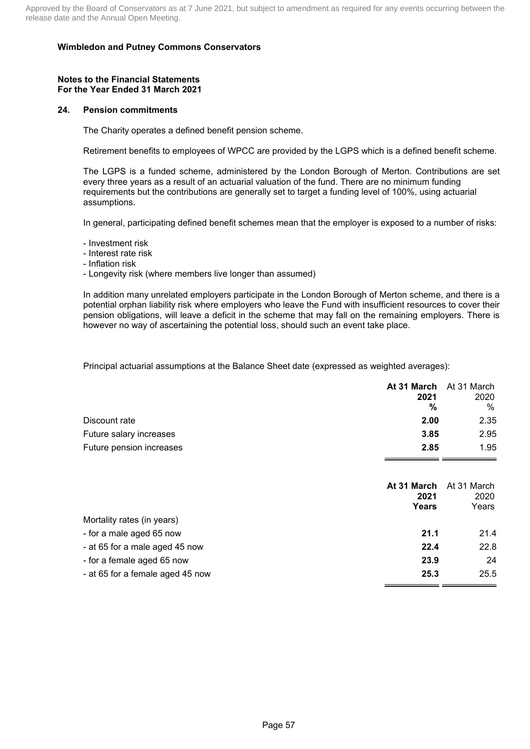Approved by the Board of Conservators as at 7 June 2021, but subject to amendment as required for any events occurring between the release date and the Annual Open Meeting.

**Wimbledon and Putney Commons Conservators**

**Notes to the Financial Statements**
**For the Year Ended 31 March 2021**

## 24. Pension commitments

The Charity operates a defined benefit pension scheme.

Retirement benefits to employees of WPCC are provided by the LGPS which is a defined benefit scheme.

The LGPS is a funded scheme, administered by the London Borough of Merton. Contributions are set every three years as a result of an actuarial valuation of the fund. There are no minimum funding requirements but the contributions are generally set to target a funding level of 100%, using actuarial assumptions.

In general, participating defined benefit schemes mean that the employer is exposed to a number of risks:

- Investment risk
- Interest rate risk
- Inflation risk
- Longevity risk (where members live longer than assumed)

In addition many unrelated employers participate in the London Borough of Merton scheme, and there is a potential orphan liability risk where employers who leave the Fund with insufficient resources to cover their pension obligations, will leave a deficit in the scheme that may fall on the remaining employers. There is however no way of ascertaining the potential loss, should such an event take place.

Principal actuarial assumptions at the Balance Sheet date (expressed as weighted averages):

| | **At 31 March 2021 %** | At 31 March 2020 % |
|---|---|---|
| Discount rate | **2.00** | 2.35 |
| Future salary increases | **3.85** | 2.95 |
| Future pension increases | **2.85** | 1.95 |

| | **At 31 March 2021 Years** | At 31 March 2020 Years |
|---|---|---|
| Mortality rates (in years) | | |
| - for a male aged 65 now | **21.1** | 21.4 |
| - at 65 for a male aged 45 now | **22.4** | 22.8 |
| - for a female aged 65 now | **23.9** | 24 |
| - at 65 for a female aged 45 now | **25.3** | 25.5 |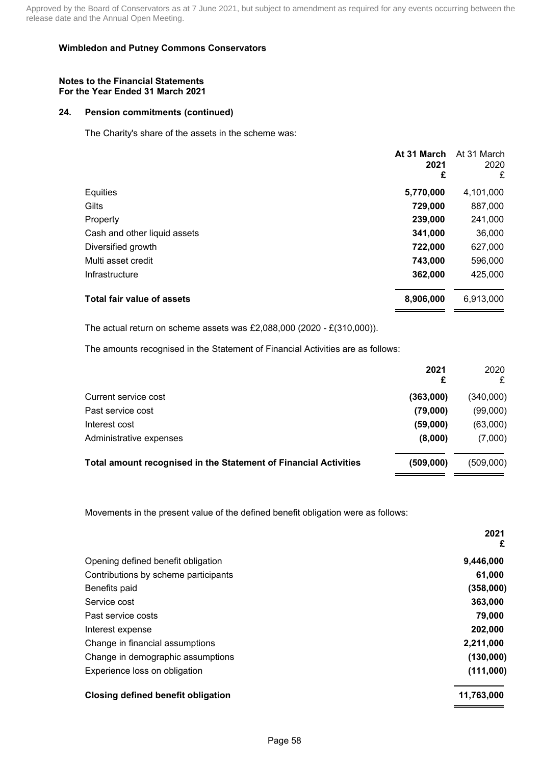Approved by the Board of Conservators as at 7 June 2021, but subject to amendment as required for any events occurring between the release date and the Annual Open Meeting.

**Wimbledon and Putney Commons Conservators**

**Notes to the Financial Statements**
**For the Year Ended 31 March 2021**

## 24. Pension commitments (continued)

The Charity's share of the assets in the scheme was:

| | At 31 March 2021 £ | At 31 March 2020 £ |
|---|---|---|
| Equities | **5,770,000** | 4,101,000 |
| Gilts | **729,000** | 887,000 |
| Property | **239,000** | 241,000 |
| Cash and other liquid assets | **341,000** | 36,000 |
| Diversified growth | **722,000** | 627,000 |
| Multi asset credit | **743,000** | 596,000 |
| Infrastructure | **362,000** | 425,000 |
| **Total fair value of assets** | **8,906,000** | 6,913,000 |

The actual return on scheme assets was £2,088,000 (2020 - £(310,000)).

The amounts recognised in the Statement of Financial Activities are as follows:

| | 2021 £ | 2020 £ |
|---|---|---|
| Current service cost | **(363,000)** | (340,000) |
| Past service cost | **(79,000)** | (99,000) |
| Interest cost | **(59,000)** | (63,000) |
| Administrative expenses | **(8,000)** | (7,000) |
| **Total amount recognised in the Statement of Financial Activities** | **(509,000)** | (509,000) |

Movements in the present value of the defined benefit obligation were as follows:

| | 2021 £ |
|---|---|
| Opening defined benefit obligation | **9,446,000** |
| Contributions by scheme participants | **61,000** |
| Benefits paid | **(358,000)** |
| Service cost | **363,000** |
| Past service costs | **79,000** |
| Interest expense | **202,000** |
| Change in financial assumptions | **2,211,000** |
| Change in demographic assumptions | **(130,000)** |
| Experience loss on obligation | **(111,000)** |
| **Closing defined benefit obligation** | **11,763,000** |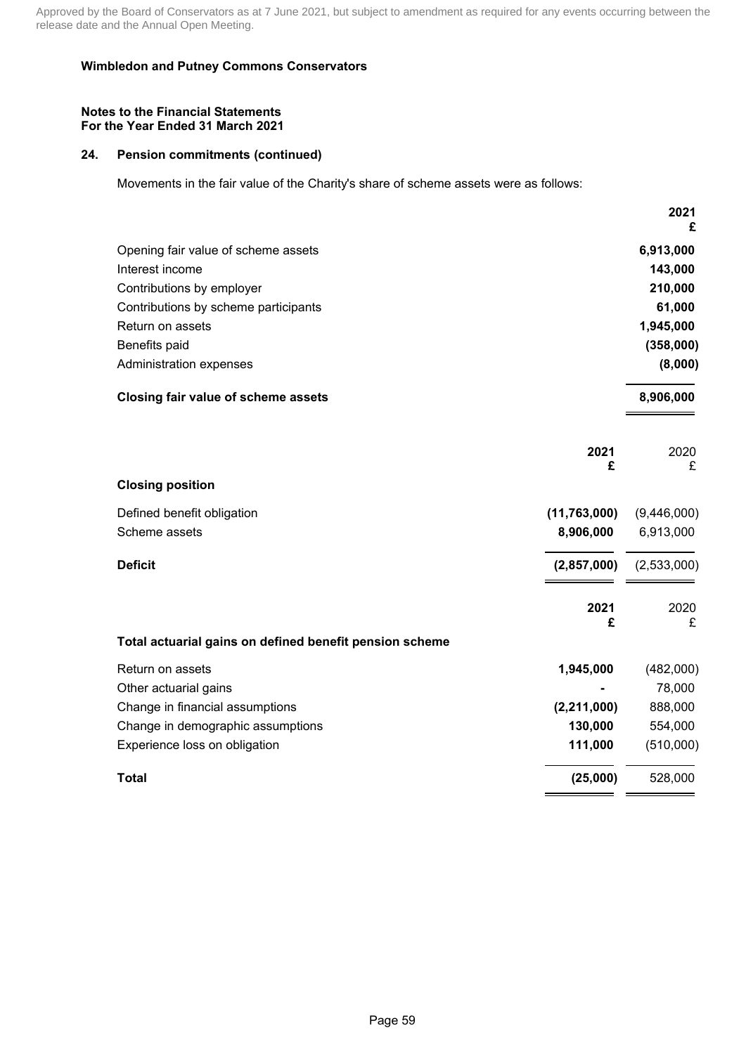Approved by the Board of Conservators as at 7 June 2021, but subject to amendment as required for any events occurring between the release date and the Annual Open Meeting.

**Wimbledon and Putney Commons Conservators**

**Notes to the Financial Statements**
**For the Year Ended 31 March 2021**

## 24. Pension commitments (continued)

Movements in the fair value of the Charity's share of scheme assets were as follows:

| | 2021 £ |
|---|---|
| Opening fair value of scheme assets | 6,913,000 |
| Interest income | 143,000 |
| Contributions by employer | 210,000 |
| Contributions by scheme participants | 61,000 |
| Return on assets | 1,945,000 |
| Benefits paid | (358,000) |
| Administration expenses | (8,000) |
| **Closing fair value of scheme assets** | **8,906,000** |

| | 2021 £ | 2020 £ |
|---|---|---|
| **Closing position** | | |
| Defined benefit obligation | (11,763,000) | (9,446,000) |
| Scheme assets | 8,906,000 | 6,913,000 |
| **Deficit** | **(2,857,000)** | **(2,533,000)** |

| | 2021 £ | 2020 £ |
|---|---|---|
| **Total actuarial gains on defined benefit pension scheme** | | |
| Return on assets | 1,945,000 | (482,000) |
| Other actuarial gains | - | 78,000 |
| Change in financial assumptions | (2,211,000) | 888,000 |
| Change in demographic assumptions | 130,000 | 554,000 |
| Experience loss on obligation | 111,000 | (510,000) |
| **Total** | **(25,000)** | **528,000** |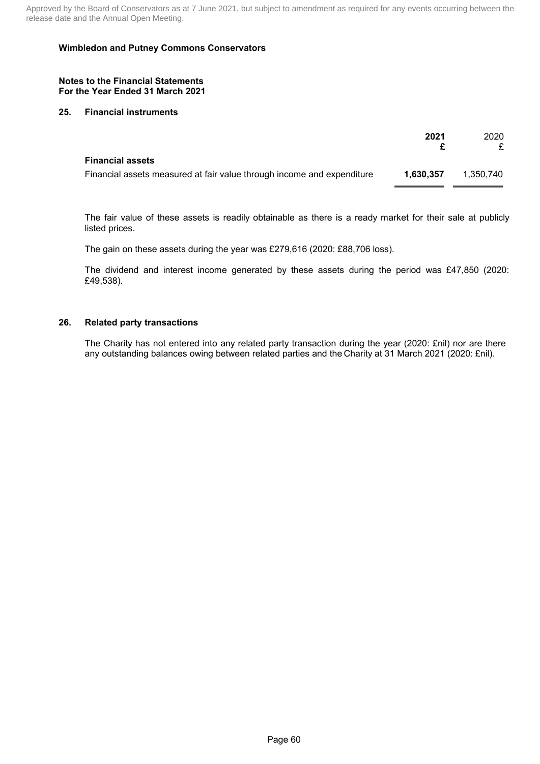Approved by the Board of Conservators as at 7 June 2021, but subject to amendment as required for any events occurring between the release date and the Annual Open Meeting.

**Wimbledon and Putney Commons Conservators**

**Notes to the Financial Statements**
**For the Year Ended 31 March 2021**

## 25. Financial instruments

| | **2021** **£** | 2020 £ |
|---|---|---|
| **Financial assets** | | |
| Financial assets measured at fair value through income and expenditure | **1,630,357** | 1,350,740 |

The fair value of these assets is readily obtainable as there is a ready market for their sale at publicly listed prices.

The gain on these assets during the year was £279,616 (2020: £88,706 loss).

The dividend and interest income generated by these assets during the period was £47,850 (2020: £49,538).

## 26. Related party transactions

The Charity has not entered into any related party transaction during the year (2020: £nil) nor are there any outstanding balances owing between related parties and the Charity at 31 March 2021 (2020: £nil).